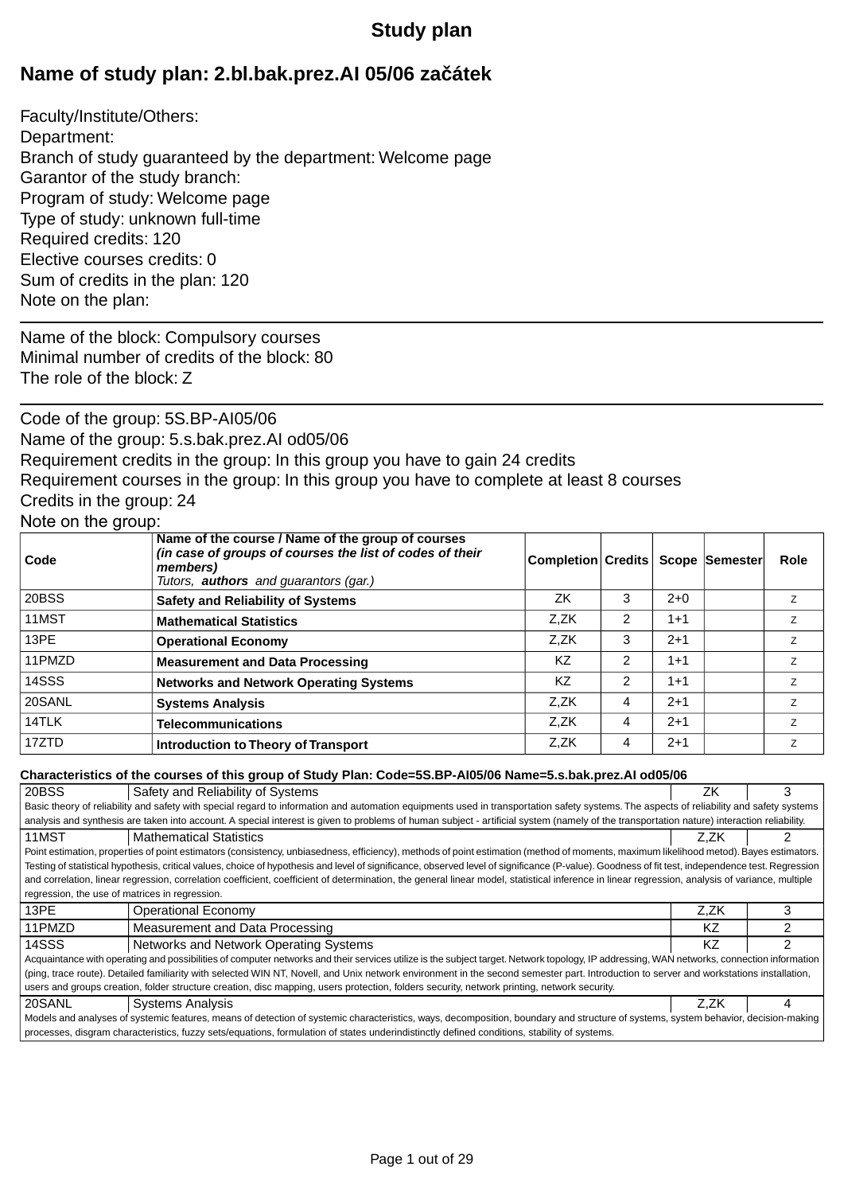# Study plan

## Name of study plan: 2.bl.bak.prez.AI 05/06 začátek

Faculty/Institute/Others:
Department:
Branch of study guaranteed by the department: Welcome page
Garantor of the study branch:
Program of study: Welcome page
Type of study: unknown full-time
Required credits: 120
Elective courses credits: 0
Sum of credits in the plan: 120
Note on the plan:

---

Name of the block: Compulsory courses
Minimal number of credits of the block: 80
The role of the block: Z

---

Code of the group: 5S.BP-AI05/06
Name of the group: 5.s.bak.prez.AI od05/06
Requirement credits in the group: In this group you have to gain 24 credits
Requirement courses in the group: In this group you have to complete at least 8 courses
Credits in the group: 24
Note on the group:

| Code | Name of the course / Name of the group of courses *(in case of groups of courses the list of codes of their members)* *Tutors,* ***authors*** *and guarantors (gar.)* | Completion | Credits | Scope | Semester | Role |
|---|---|---|---|---|---|---|
| 20BSS | **Safety and Reliability of Systems** | ZK | 3 | 2+0 | | Z |
| 11MST | **Mathematical Statistics** | Z,ZK | 2 | 1+1 | | Z |
| 13PE | **Operational Economy** | Z,ZK | 3 | 2+1 | | Z |
| 11PMZD | **Measurement and Data Processing** | KZ | 2 | 1+1 | | Z |
| 14SSS | **Networks and Network Operating Systems** | KZ | 2 | 1+1 | | Z |
| 20SANL | **Systems Analysis** | Z,ZK | 4 | 2+1 | | Z |
| 14TLK | **Telecommunications** | Z,ZK | 4 | 2+1 | | Z |
| 17ZTD | **Introduction to Theory of Transport** | Z,ZK | 4 | 2+1 | | Z |

**Characteristics of the courses of this group of Study Plan: Code=5S.BP-AI05/06 Name=5.s.bak.prez.AI od05/06**

| Code | Name | Completion | Credits |
|---|---|---|---|
| 20BSS | Safety and Reliability of Systems | ZK | 3 |
| Basic theory of reliability and safety with special regard to information and automation equipments used in transportation safety systems. The aspects of reliability and safety systems analysis and synthesis are taken into account. A special interest is given to problems of human subject - artificial system (namely of the transportation nature) interaction reliability. | | | |
| 11MST | Mathematical Statistics | Z,ZK | 2 |
| Point estimation, properties of point estimators (consistency, unbiasedness, efficiency), methods of point estimation (method of moments, maximum likelihood metod). Bayes estimators. Testing of statistical hypothesis, critical values, choice of hypothesis and level of significance, observed level of significance (P-value). Goodness of fit test, independence test. Regression and correlation, linear regression, correlation coefficient, coefficient of determination, the general linear model, statistical inference in linear regression, analysis of variance, multiple regression, the use of matrices in regression. | | | |
| 13PE | Operational Economy | Z,ZK | 3 |
| 11PMZD | Measurement and Data Processing | KZ | 2 |
| 14SSS | Networks and Network Operating Systems | KZ | 2 |
| Acquaintance with operating and possibilities of computer networks and their services utilize is the subject target. Network topology, IP addressing, WAN networks, connection information (ping, trace route). Detailed familiarity with selected WIN NT, Novell, and Unix network environment in the second semester part. Introduction to server and workstations installation, users and groups creation, folder structure creation, disc mapping, users protection, folders security, network printing, network security. | | | |
| 20SANL | Systems Analysis | Z,ZK | 4 |
| Models and analyses of systemic features, means of detection of systemic characteristics, ways, decomposition, boundary and structure of systems, system behavior, decision-making processes, disgram characteristics, fuzzy sets/equations, formulation of states underindistinctly defined conditions, stability of systems. | | | |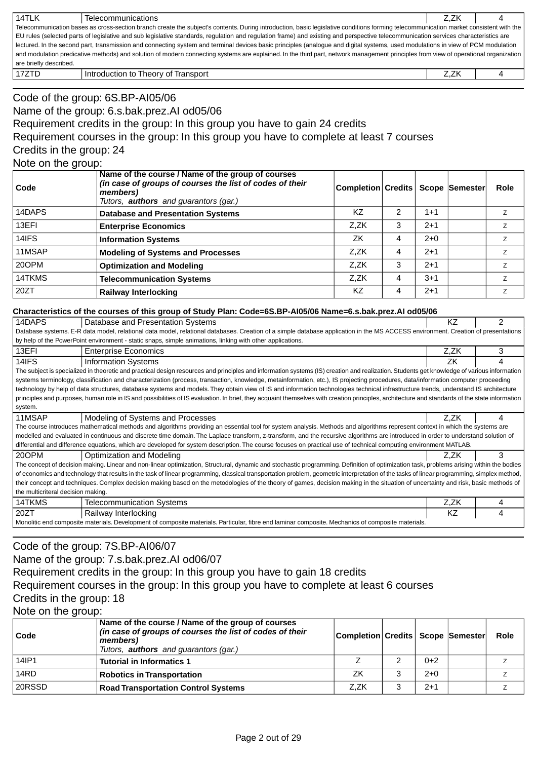| 14TLK | Telecommunications | Z,ZK | 4 |
|---|---|---|---|
| Telecommunication bases as cross-section branch create the subject's contents. During introduction, basic legislative conditions forming telecommunication market consistent with the EU rules (selected parts of legislative and sub legislative standards, regulation and regulation frame) and existing and perspective telecommunication services characteristics are lectured. In the second part, transmission and connecting system and terminal devices basic principles (analogue and digital systems, used modulations in view of PCM modulation and modulation predicative methods) and solution of modern connecting systems are explained. In the third part, network management principles from view of operational organization are briefly described. | | | |
| 17ZTD | Introduction to Theory of Transport | Z,ZK | 4 |

Code of the group: 6S.BP-AI05/06
Name of the group: 6.s.bak.prez.AI od05/06
Requirement credits in the group: In this group you have to gain 24 credits
Requirement courses in the group: In this group you have to complete at least 7 courses
Credits in the group: 24
Note on the group:

| Code | Name of the course / Name of the group of courses *(in case of groups of courses the list of codes of their members)* *Tutors, **authors** and guarantors (gar.)* | Completion | Credits | Scope | Semester | Role |
|---|---|---|---|---|---|---|
| 14DAPS | **Database and Presentation Systems** | KZ | 2 | 1+1 | | z |
| 13EFI | **Enterprise Economics** | Z,ZK | 3 | 2+1 | | z |
| 14IFS | **Information Systems** | ZK | 4 | 2+0 | | z |
| 11MSAP | **Modeling of Systems and Processes** | Z,ZK | 4 | 2+1 | | z |
| 20OPM | **Optimization and Modeling** | Z,ZK | 3 | 2+1 | | z |
| 14TKMS | **Telecommunication Systems** | Z,ZK | 4 | 3+1 | | z |
| 20ZT | **Railway Interlocking** | KZ | 4 | 2+1 | | z |

**Characteristics of the courses of this group of Study Plan: Code=6S.BP-AI05/06 Name=6.s.bak.prez.AI od05/06**

| 14DAPS | Database and Presentation Systems | KZ | 2 |
|---|---|---|---|
| Database systems. E-R data model, relational data model, relational databases. Creation of a simple database application in the MS ACCESS environment. Creation of presentations by help of the PowerPoint environment - static snaps, simple animations, linking with other applications. | | | |
| 13EFI | Enterprise Economics | Z,ZK | 3 |
| 14IFS | Information Systems | ZK | 4 |
| The subject is specialized in theoretic and practical design resources and principles and information systems (IS) creation and realization. Students get knowledge of various information systems terminology, classification and characterization (process, transaction, knowledge, metainformation, etc.), IS projecting procedures, data/information computer proceeding technology by help of data structures, database systems and models. They obtain view of IS and information technologies technical infrastructure trends, understand IS architecture principles and purposes, human role in IS and possibilities of IS evaluation. In brief, they acquaint themselves with creation principles, architecture and standards of the state information system. | | | |
| 11MSAP | Modeling of Systems and Processes | Z,ZK | 4 |
| The course introduces mathematical methods and algorithms providing an essential tool for system analysis. Methods and algorithms represent context in which the systems are modelled and evaluated in continuous and discrete time domain. The Laplace transform, z-transform, and the recursive algorithms are introduced in order to understand solution of differential and difference equations, which are developed for system description. The course focuses on practical use of technical computing environment MATLAB. | | | |
| 20OPM | Optimization and Modeling | Z,ZK | 3 |
| The concept of decision making. Linear and non-linear optimization, Structural, dynamic and stochastic programming. Definition of optimization task, problems arising within the bodies of economics and technology that results in the task of linear programming, classical transportation problem, geometric interpretation of the tasks of linear programming, simplex method, their concept and techniques. Complex decision making based on the metodologies of the theory of games, decision making in the situation of uncertainty and risk, basic methods of the multicriteral decision making. | | | |
| 14TKMS | Telecommunication Systems | Z,ZK | 4 |
| 20ZT | Railway Interlocking | KZ | 4 |
| Monolitic end composite materials. Development of composite materials. Particular, fibre end laminar composite. Mechanics of composite materials. | | | |

Code of the group: 7S.BP-AI06/07
Name of the group: 7.s.bak.prez.AI od06/07
Requirement credits in the group: In this group you have to gain 18 credits
Requirement courses in the group: In this group you have to complete at least 6 courses
Credits in the group: 18
Note on the group:

| Code | Name of the course / Name of the group of courses *(in case of groups of courses the list of codes of their members)* *Tutors, **authors** and guarantors (gar.)* | Completion | Credits | Scope | Semester | Role |
|---|---|---|---|---|---|---|
| 14IP1 | **Tutorial in Informatics 1** | Z | 2 | 0+2 | | z |
| 14RD | **Robotics in Transportation** | ZK | 3 | 2+0 | | z |
| 20RSSD | **Road Transportation Control Systems** | Z,ZK | 3 | 2+1 | | z |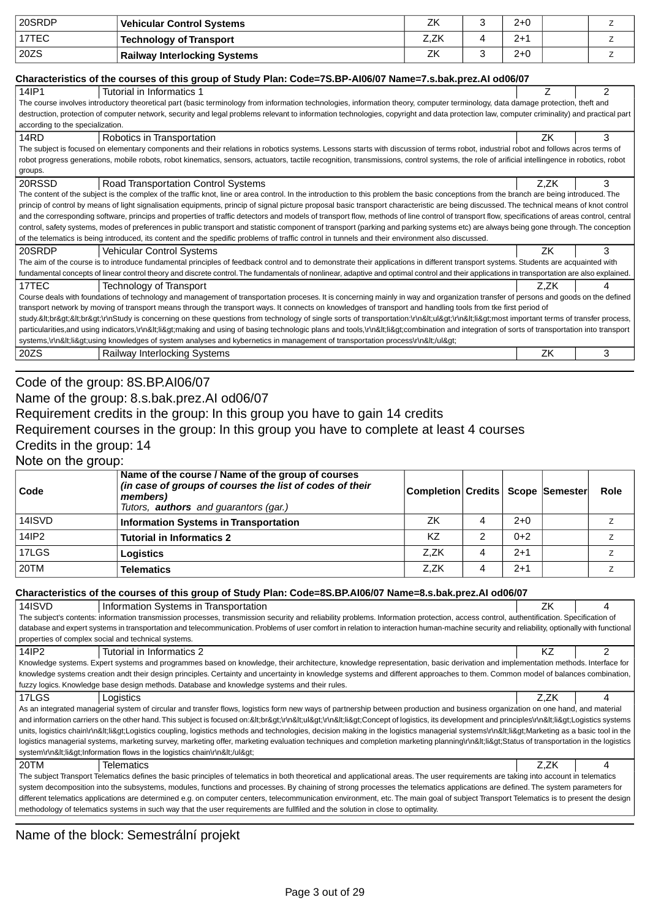| Code | Name of the course | Completion | Credits | Scope | Semester | Role |
|---|---|---|---|---|---|---|
| 20SRDP | **Vehicular Control Systems** | ZK | 3 | 2+0 | | Z |
| 17TEC | **Technology of Transport** | Z,ZK | 4 | 2+1 | | Z |
| 20ZS | **Railway Interlocking Systems** | ZK | 3 | 2+0 | | Z |

**Characteristics of the courses of this group of Study Plan: Code=7S.BP-AI06/07 Name=7.s.bak.prez.AI od06/07**

| 14IP1 | Tutorial in Informatics 1 | Z | 2 |
|---|---|---|---|

The course involves introductory theoretical part (basic terminology from information technologies, information theory, computer terminology, data damage protection, theft and destruction, protection of computer network, security and legal problems relevant to information technologies, copyright and data protection law, computer criminality) and practical part according to the specialization.

| 14RD | Robotics in Transportation | ZK | 3 |
|---|---|---|---|

The subject is focused on elementary components and their relations in robotics systems. Lessons starts with discussion of terms robot, industrial robot and follows acros terms of robot progress generations, mobile robots, robot kinematics, sensors, actuators, tactile recognition, transmissions, control systems, the role of arificial intellingence in robotics, robot groups.

| 20RSSD | Road Transportation Control Systems | Z,ZK | 3 |
|---|---|---|---|

The content of the subject is the complex of the traffic knot, line or area control. In the introduction to this problem the basic conceptions from the branch are being introduced. The princip of control by means of light signalisation equipments, princip of signal picture proposal basic transport characteristic are being discussed. The technical means of knot control and the corresponding software, princips and properties of traffic detectors and models of transport flow, methods of line control of transport flow, specifications of areas control, central control, safety systems, modes of preferences in public transport and statistic component of transport (parking and parking systems etc) are always being gone through. The conception of the telematics is being introduced, its content and the spedific problems of traffic control in tunnels and their environment also discussed.

| 20SRDP | Vehicular Control Systems | ZK | 3 |
|---|---|---|---|

The aim of the course is to introduce fundamental principles of feedback control and to demonstrate their applications in different transport systems. Students are acquainted with fundamental concepts of linear control theory and discrete control. The fundamentals of nonlinear, adaptive and optimal control and their applications in transportation are also explained.

| 17TEC | Technology of Transport | Z,ZK | 4 |
|---|---|---|---|

Course deals with foundations of technology and management of transportation processes. It is concerning mainly in way and organization transfer of persons and goods on the defined transport network by moving of transport means through the transport ways. It connects on knowledges of transport and handling tools from tke first period of study.&lt;br&gt;&lt;br&gt;\r\nStudy is concerning on these questions from technology of single sorts of transportation:\r\n&lt;ul&gt;\r\n&lt;li&gt;most important terms of transfer process, particularities,and using indicators,\r\n&lt;li&gt;making and using of basing technologic plans and tools,\r\n&lt;li&gt;combination and integration of sorts of transportation into transport systems,\r\n&lt;li&gt;using knowledges of system analyses and kybernetics in management of transportation process\r\n&lt;/ul&gt;

| 20ZS | Railway Interlocking Systems | ZK | 3 |
|---|---|---|---|

Code of the group: 8S.BP.AI06/07
Name of the group: 8.s.bak.prez.AI od06/07
Requirement credits in the group: In this group you have to gain 14 credits
Requirement courses in the group: In this group you have to complete at least 4 courses
Credits in the group: 14
Note on the group:

| Code | Name of the course / Name of the group of courses *(in case of groups of courses the list of codes of their members)* *Tutors,* ***authors*** *and guarantors (gar.)* | Completion | Credits | Scope | Semester | Role |
|---|---|---|---|---|---|---|
| 14ISVD | **Information Systems in Transportation** | ZK | 4 | 2+0 | | Z |
| 14IP2 | **Tutorial in Informatics 2** | KZ | 2 | 0+2 | | Z |
| 17LGS | **Logistics** | Z,ZK | 4 | 2+1 | | Z |
| 20TM | **Telematics** | Z,ZK | 4 | 2+1 | | Z |

**Characteristics of the courses of this group of Study Plan: Code=8S.BP.AI06/07 Name=8.s.bak.prez.AI od06/07**

| 14ISVD | Information Systems in Transportation | ZK | 4 |
|---|---|---|---|

The subject's contents: information transmission processes, transmission security and reliability problems. Information protection, access control, authentification. Specification of database and expert systems in transportation and telecommunication. Problems of user comfort in relation to interaction human-machine security and reliability, optionally with functional properties of complex social and technical systems.

| 14IP2 | Tutorial in Informatics 2 | KZ | 2 |
|---|---|---|---|

Knowledge systems. Expert systems and programmes based on knowledge, their architecture, knowledge representation, basic derivation and implementation methods. Interface for knowledge systems creation andt their design principles. Certainty and uncertainty in knowledge systems and different approaches to them. Common model of balances combination, fuzzy logics. Knowledge base design methods. Database and knowledge systems and their rules.

| 17LGS | Logistics | Z,ZK | 4 |
|---|---|---|---|

As an integrated managerial system of circular and transfer flows, logistics form new ways of partnership between production and business organization on one hand, and material and information carriers on the other hand. This subject is focused on:&lt;br&gt;\r\n&lt;ul&gt;\r\n&lt;li&gt;Concept of logistics, its development and principles\r\n&lt;li&gt;Logistics systems units, logistics chain\r\n&lt;li&gt;Logistics coupling, logistics methods and technologies, decision making in the logistics managerial systems\r\n&lt;li&gt;Marketing as a basic tool in the logistics managerial systems, marketing survey, marketing offer, marketing evaluation techniques and completion marketing planning\r\n&lt;li&gt;Status of transportation in the logistics system\r\n&lt;li&gt;Information flows in the logistics chain\r\n&lt;/ul&gt;

| 20TM | Telematics | Z,ZK | 4 |
|---|---|---|---|

The subject Transport Telematics defines the basic principles of telematics in both theoretical and applicational areas. The user requirements are taking into account in telematics system decomposition into the subsystems, modules, functions and processes. By chaining of strong processes the telematics applications are defined. The system parameters for different telematics applications are determined e.g. on computer centers, telecommunication environment, etc. The main goal of subject Transport Telematics is to present the design methodology of telematics systems in such way that the user requirements are fullfiled and the solution in close to optimality.

Name of the block: Semestrální projekt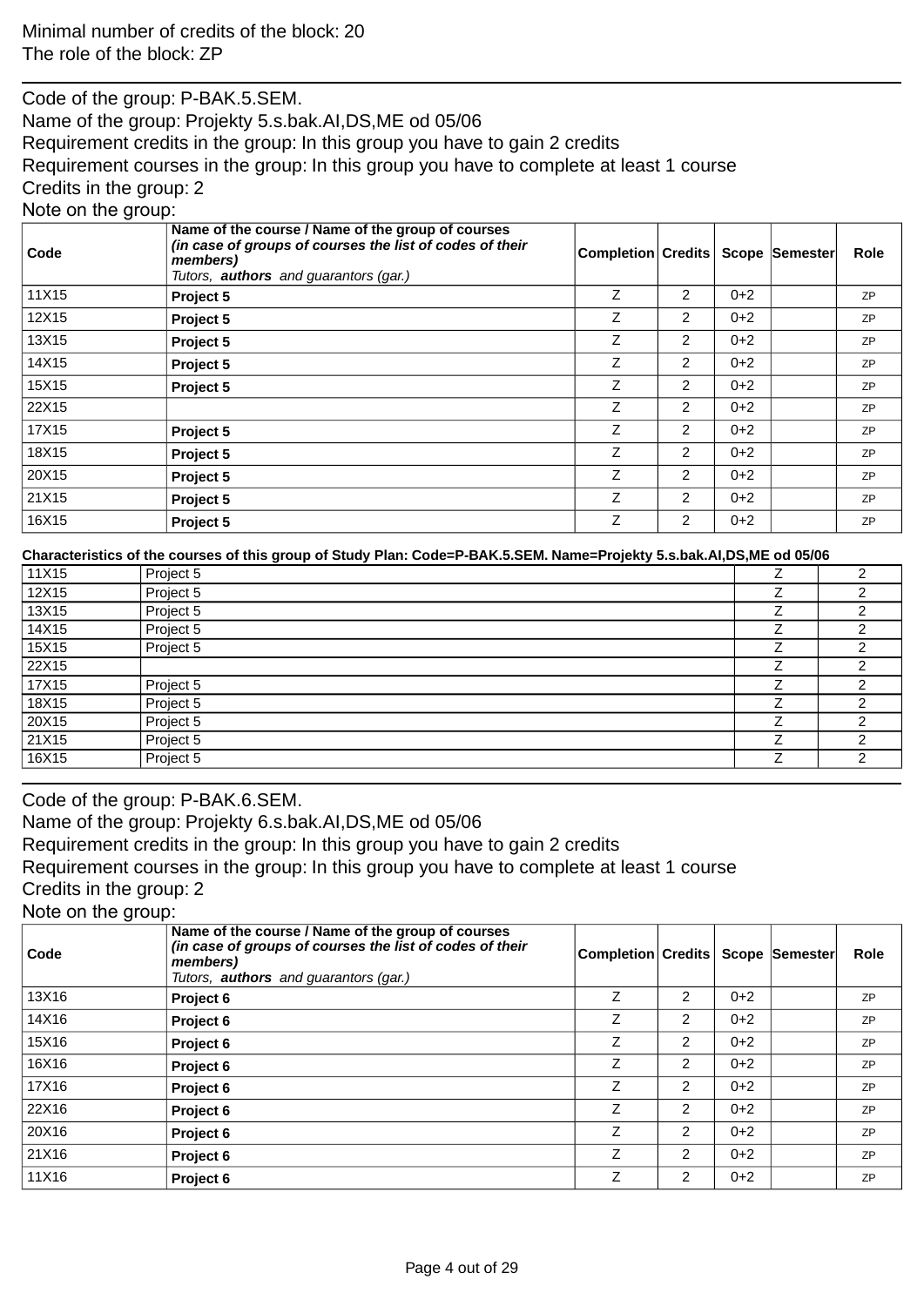Minimal number of credits of the block: 20
The role of the block: ZP

---

Code of the group: P-BAK.5.SEM.
Name of the group: Projekty 5.s.bak.AI,DS,ME od 05/06
Requirement credits in the group: In this group you have to gain 2 credits
Requirement courses in the group: In this group you have to complete at least 1 course
Credits in the group: 2
Note on the group:

| Code | Name of the course / Name of the group of courses *(in case of groups of courses the list of codes of their members)* *Tutors, **authors** and guarantors (gar.)* | Completion | Credits | Scope | Semester | Role |
|---|---|---|---|---|---|---|
| 11X15 | **Project 5** | Z | 2 | 0+2 | | ZP |
| 12X15 | **Project 5** | Z | 2 | 0+2 | | ZP |
| 13X15 | **Project 5** | Z | 2 | 0+2 | | ZP |
| 14X15 | **Project 5** | Z | 2 | 0+2 | | ZP |
| 15X15 | **Project 5** | Z | 2 | 0+2 | | ZP |
| 22X15 | | Z | 2 | 0+2 | | ZP |
| 17X15 | **Project 5** | Z | 2 | 0+2 | | ZP |
| 18X15 | **Project 5** | Z | 2 | 0+2 | | ZP |
| 20X15 | **Project 5** | Z | 2 | 0+2 | | ZP |
| 21X15 | **Project 5** | Z | 2 | 0+2 | | ZP |
| 16X15 | **Project 5** | Z | 2 | 0+2 | | ZP |

**Characteristics of the courses of this group of Study Plan: Code=P-BAK.5.SEM. Name=Projekty 5.s.bak.AI,DS,ME od 05/06**

| | | | |
|---|---|---|---|
| 11X15 | Project 5 | Z | 2 |
| 12X15 | Project 5 | Z | 2 |
| 13X15 | Project 5 | Z | 2 |
| 14X15 | Project 5 | Z | 2 |
| 15X15 | Project 5 | Z | 2 |
| 22X15 | | Z | 2 |
| 17X15 | Project 5 | Z | 2 |
| 18X15 | Project 5 | Z | 2 |
| 20X15 | Project 5 | Z | 2 |
| 21X15 | Project 5 | Z | 2 |
| 16X15 | Project 5 | Z | 2 |

---

Code of the group: P-BAK.6.SEM.
Name of the group: Projekty 6.s.bak.AI,DS,ME od 05/06
Requirement credits in the group: In this group you have to gain 2 credits
Requirement courses in the group: In this group you have to complete at least 1 course
Credits in the group: 2
Note on the group:

| Code | Name of the course / Name of the group of courses *(in case of groups of courses the list of codes of their members)* *Tutors, **authors** and guarantors (gar.)* | Completion | Credits | Scope | Semester | Role |
|---|---|---|---|---|---|---|
| 13X16 | **Project 6** | Z | 2 | 0+2 | | ZP |
| 14X16 | **Project 6** | Z | 2 | 0+2 | | ZP |
| 15X16 | **Project 6** | Z | 2 | 0+2 | | ZP |
| 16X16 | **Project 6** | Z | 2 | 0+2 | | ZP |
| 17X16 | **Project 6** | Z | 2 | 0+2 | | ZP |
| 22X16 | **Project 6** | Z | 2 | 0+2 | | ZP |
| 20X16 | **Project 6** | Z | 2 | 0+2 | | ZP |
| 21X16 | **Project 6** | Z | 2 | 0+2 | | ZP |
| 11X16 | **Project 6** | Z | 2 | 0+2 | | ZP |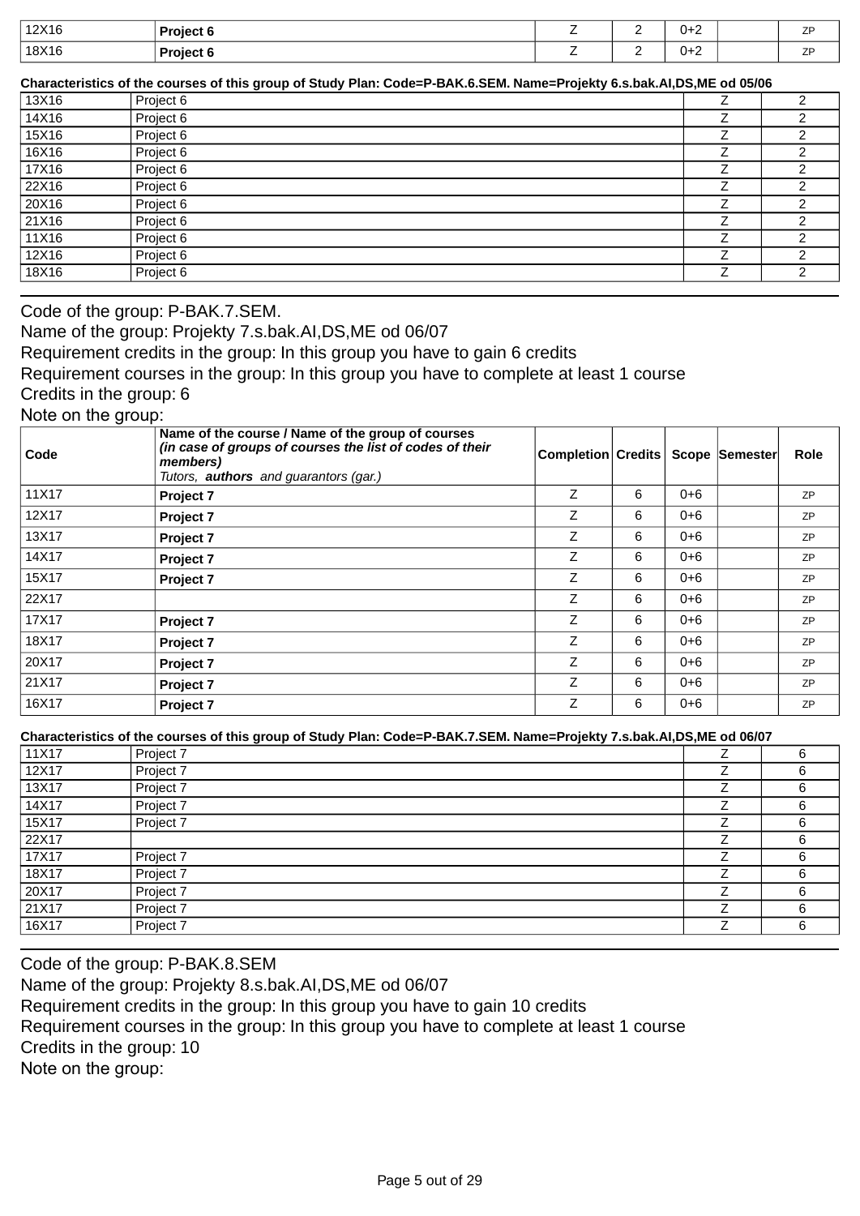| Code | Name of the course / Name of the group of courses | Completion | Credits | Scope | Semester | Role |
|---|---|---|---|---|---|---|
| 12X16 | **Project 6** | Z | 2 | 0+2 | | ZP |
| 18X16 | **Project 6** | Z | 2 | 0+2 | | ZP |

**Characteristics of the courses of this group of Study Plan: Code=P-BAK.6.SEM. Name=Projekty 6.s.bak.AI,DS,ME od 05/06**

| | | | |
|---|---|---|---|
| 13X16 | Project 6 | Z | 2 |
| 14X16 | Project 6 | Z | 2 |
| 15X16 | Project 6 | Z | 2 |
| 16X16 | Project 6 | Z | 2 |
| 17X16 | Project 6 | Z | 2 |
| 22X16 | Project 6 | Z | 2 |
| 20X16 | Project 6 | Z | 2 |
| 21X16 | Project 6 | Z | 2 |
| 11X16 | Project 6 | Z | 2 |
| 12X16 | Project 6 | Z | 2 |
| 18X16 | Project 6 | Z | 2 |

Code of the group: P-BAK.7.SEM.
Name of the group: Projekty 7.s.bak.AI,DS,ME od 06/07
Requirement credits in the group: In this group you have to gain 6 credits
Requirement courses in the group: In this group you have to complete at least 1 course
Credits in the group: 6
Note on the group:

| Code | Name of the course / Name of the group of courses *(in case of groups of courses the list of codes of their members)* Tutors, **authors** and guarantors (gar.) | Completion | Credits | Scope | Semester | Role |
|---|---|---|---|---|---|---|
| 11X17 | **Project 7** | Z | 6 | 0+6 | | ZP |
| 12X17 | **Project 7** | Z | 6 | 0+6 | | ZP |
| 13X17 | **Project 7** | Z | 6 | 0+6 | | ZP |
| 14X17 | **Project 7** | Z | 6 | 0+6 | | ZP |
| 15X17 | **Project 7** | Z | 6 | 0+6 | | ZP |
| 22X17 | | Z | 6 | 0+6 | | ZP |
| 17X17 | **Project 7** | Z | 6 | 0+6 | | ZP |
| 18X17 | **Project 7** | Z | 6 | 0+6 | | ZP |
| 20X17 | **Project 7** | Z | 6 | 0+6 | | ZP |
| 21X17 | **Project 7** | Z | 6 | 0+6 | | ZP |
| 16X17 | **Project 7** | Z | 6 | 0+6 | | ZP |

**Characteristics of the courses of this group of Study Plan: Code=P-BAK.7.SEM. Name=Projekty 7.s.bak.AI,DS,ME od 06/07**

| | | | |
|---|---|---|---|
| 11X17 | Project 7 | Z | 6 |
| 12X17 | Project 7 | Z | 6 |
| 13X17 | Project 7 | Z | 6 |
| 14X17 | Project 7 | Z | 6 |
| 15X17 | Project 7 | Z | 6 |
| 22X17 | | Z | 6 |
| 17X17 | Project 7 | Z | 6 |
| 18X17 | Project 7 | Z | 6 |
| 20X17 | Project 7 | Z | 6 |
| 21X17 | Project 7 | Z | 6 |
| 16X17 | Project 7 | Z | 6 |

Code of the group: P-BAK.8.SEM
Name of the group: Projekty 8.s.bak.AI,DS,ME od 06/07
Requirement credits in the group: In this group you have to gain 10 credits
Requirement courses in the group: In this group you have to complete at least 1 course
Credits in the group: 10
Note on the group: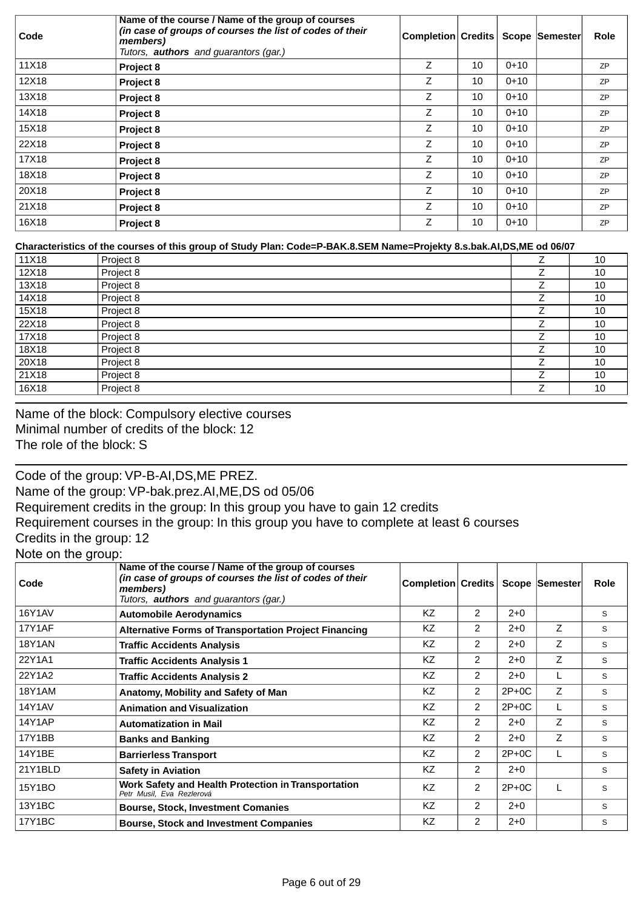| Code | Name of the course / Name of the group of courses *(in case of groups of courses the list of codes of their members)* Tutors, **authors** and guarantors (gar.) | Completion | Credits | Scope | Semester | Role |
|---|---|---|---|---|---|---|
| 11X18 | **Project 8** | Z | 10 | 0+10 | | ZP |
| 12X18 | **Project 8** | Z | 10 | 0+10 | | ZP |
| 13X18 | **Project 8** | Z | 10 | 0+10 | | ZP |
| 14X18 | **Project 8** | Z | 10 | 0+10 | | ZP |
| 15X18 | **Project 8** | Z | 10 | 0+10 | | ZP |
| 22X18 | **Project 8** | Z | 10 | 0+10 | | ZP |
| 17X18 | **Project 8** | Z | 10 | 0+10 | | ZP |
| 18X18 | **Project 8** | Z | 10 | 0+10 | | ZP |
| 20X18 | **Project 8** | Z | 10 | 0+10 | | ZP |
| 21X18 | **Project 8** | Z | 10 | 0+10 | | ZP |
| 16X18 | **Project 8** | Z | 10 | 0+10 | | ZP |

**Characteristics of the courses of this group of Study Plan: Code=P-BAK.8.SEM Name=Projekty 8.s.bak.AI,DS,ME od 06/07**

| | | | |
|---|---|---|---|
| 11X18 | Project 8 | Z | 10 |
| 12X18 | Project 8 | Z | 10 |
| 13X18 | Project 8 | Z | 10 |
| 14X18 | Project 8 | Z | 10 |
| 15X18 | Project 8 | Z | 10 |
| 22X18 | Project 8 | Z | 10 |
| 17X18 | Project 8 | Z | 10 |
| 18X18 | Project 8 | Z | 10 |
| 20X18 | Project 8 | Z | 10 |
| 21X18 | Project 8 | Z | 10 |
| 16X18 | Project 8 | Z | 10 |

Name of the block: Compulsory elective courses
Minimal number of credits of the block: 12
The role of the block: S

Code of the group: VP-B-AI,DS,ME PREZ.
Name of the group: VP-bak.prez.AI,ME,DS od 05/06
Requirement credits in the group: In this group you have to gain 12 credits
Requirement courses in the group: In this group you have to complete at least 6 courses
Credits in the group: 12
Note on the group:

| Code | Name of the course / Name of the group of courses *(in case of groups of courses the list of codes of their members)* Tutors, **authors** and guarantors (gar.) | Completion | Credits | Scope | Semester | Role |
|---|---|---|---|---|---|---|
| 16Y1AV | **Automobile Aerodynamics** | KZ | 2 | 2+0 | | S |
| 17Y1AF | **Alternative Forms of Transportation Project Financing** | KZ | 2 | 2+0 | Z | S |
| 18Y1AN | **Traffic Accidents Analysis** | KZ | 2 | 2+0 | Z | S |
| 22Y1A1 | **Traffic Accidents Analysis 1** | KZ | 2 | 2+0 | Z | S |
| 22Y1A2 | **Traffic Accidents Analysis 2** | KZ | 2 | 2+0 | L | S |
| 18Y1AM | **Anatomy, Mobility and Safety of Man** | KZ | 2 | 2P+0C | Z | S |
| 14Y1AV | **Animation and Visualization** | KZ | 2 | 2P+0C | L | S |
| 14Y1AP | **Automatization in Mail** | KZ | 2 | 2+0 | Z | S |
| 17Y1BB | **Banks and Banking** | KZ | 2 | 2+0 | Z | S |
| 14Y1BE | **Barrierless Transport** | KZ | 2 | 2P+0C | L | S |
| 21Y1BLD | **Safety in Aviation** | KZ | 2 | 2+0 | | S |
| 15Y1BO | **Work Safety and Health Protection in Transportation** *Petr Musil, Eva Rezlerová* | KZ | 2 | 2P+0C | L | S |
| 13Y1BC | **Bourse, Stock, Investment Comanies** | KZ | 2 | 2+0 | | S |
| 17Y1BC | **Bourse, Stock and Investment Companies** | KZ | 2 | 2+0 | | S |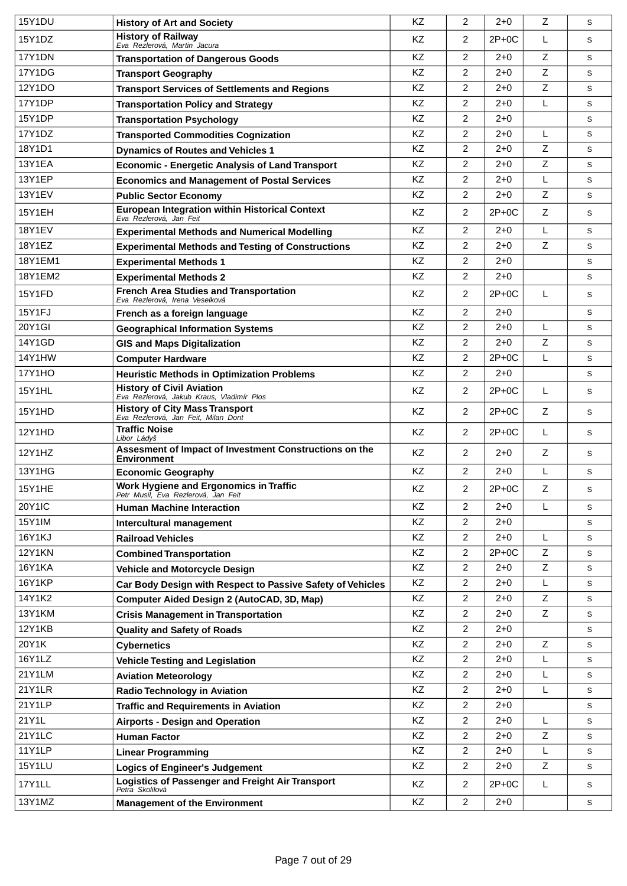| | | | | | | |
|---|---|---|---|---|---|---|
| 15Y1DU | **History of Art and Society** | KZ | 2 | 2+0 | Z | s |
| 15Y1DZ | **History of Railway** *Eva Rezlerová, Martin Jacura* | KZ | 2 | 2P+0C | L | s |
| 17Y1DN | **Transportation of Dangerous Goods** | KZ | 2 | 2+0 | Z | s |
| 17Y1DG | **Transport Geography** | KZ | 2 | 2+0 | Z | s |
| 12Y1DO | **Transport Services of Settlements and Regions** | KZ | 2 | 2+0 | Z | s |
| 17Y1DP | **Transportation Policy and Strategy** | KZ | 2 | 2+0 | L | s |
| 15Y1DP | **Transportation Psychology** | KZ | 2 | 2+0 | | s |
| 17Y1DZ | **Transported Commodities Cognization** | KZ | 2 | 2+0 | L | s |
| 18Y1D1 | **Dynamics of Routes and Vehicles 1** | KZ | 2 | 2+0 | Z | s |
| 13Y1EA | **Economic - Energetic Analysis of Land Transport** | KZ | 2 | 2+0 | Z | s |
| 13Y1EP | **Economics and Management of Postal Services** | KZ | 2 | 2+0 | L | s |
| 13Y1EV | **Public Sector Economy** | KZ | 2 | 2+0 | Z | s |
| 15Y1EH | **European Integration within Historical Context** *Eva Rezlerová, Jan Feit* | KZ | 2 | 2P+0C | Z | s |
| 18Y1EV | **Experimental Methods and Numerical Modelling** | KZ | 2 | 2+0 | L | s |
| 18Y1EZ | **Experimental Methods and Testing of Constructions** | KZ | 2 | 2+0 | Z | s |
| 18Y1EM1 | **Experimental Methods 1** | KZ | 2 | 2+0 | | s |
| 18Y1EM2 | **Experimental Methods 2** | KZ | 2 | 2+0 | | s |
| 15Y1FD | **French Area Studies and Transportation** *Eva Rezlerová, Irena Veselková* | KZ | 2 | 2P+0C | L | s |
| 15Y1FJ | **French as a foreign language** | KZ | 2 | 2+0 | | s |
| 20Y1GI | **Geographical Information Systems** | KZ | 2 | 2+0 | L | s |
| 14Y1GD | **GIS and Maps Digitalization** | KZ | 2 | 2+0 | Z | s |
| 14Y1HW | **Computer Hardware** | KZ | 2 | 2P+0C | L | s |
| 17Y1HO | **Heuristic Methods in Optimization Problems** | KZ | 2 | 2+0 | | s |
| 15Y1HL | **History of Civil Aviation** *Eva Rezlerová, Jakub Kraus, Vladimír Plos* | KZ | 2 | 2P+0C | L | s |
| 15Y1HD | **History of City Mass Transport** *Eva Rezlerová, Jan Feit, Milan Dont* | KZ | 2 | 2P+0C | Z | s |
| 12Y1HD | **Traffic Noise** *Libor Ládyš* | KZ | 2 | 2P+0C | L | s |
| 12Y1HZ | **Assesment of Impact of Investment Constructions on the Environment** | KZ | 2 | 2+0 | Z | s |
| 13Y1HG | **Economic Geography** | KZ | 2 | 2+0 | L | s |
| 15Y1HE | **Work Hygiene and Ergonomics in Traffic** *Petr Musil, Eva Rezlerová, Jan Feit* | KZ | 2 | 2P+0C | Z | s |
| 20Y1IC | **Human Machine Interaction** | KZ | 2 | 2+0 | L | s |
| 15Y1IM | **Intercultural management** | KZ | 2 | 2+0 | | s |
| 16Y1KJ | **Railroad Vehicles** | KZ | 2 | 2+0 | L | s |
| 12Y1KN | **Combined Transportation** | KZ | 2 | 2P+0C | Z | s |
| 16Y1KA | **Vehicle and Motorcycle Design** | KZ | 2 | 2+0 | Z | s |
| 16Y1KP | **Car Body Design with Respect to Passive Safety of Vehicles** | KZ | 2 | 2+0 | L | s |
| 14Y1K2 | **Computer Aided Design 2 (AutoCAD, 3D, Map)** | KZ | 2 | 2+0 | Z | s |
| 13Y1KM | **Crisis Management in Transportation** | KZ | 2 | 2+0 | Z | s |
| 12Y1KB | **Quality and Safety of Roads** | KZ | 2 | 2+0 | | s |
| 20Y1K | **Cybernetics** | KZ | 2 | 2+0 | Z | s |
| 16Y1LZ | **Vehicle Testing and Legislation** | KZ | 2 | 2+0 | L | s |
| 21Y1LM | **Aviation Meteorology** | KZ | 2 | 2+0 | L | s |
| 21Y1LR | **Radio Technology in Aviation** | KZ | 2 | 2+0 | L | s |
| 21Y1LP | **Traffic and Requirements in Aviation** | KZ | 2 | 2+0 | | s |
| 21Y1L | **Airports - Design and Operation** | KZ | 2 | 2+0 | L | s |
| 21Y1LC | **Human Factor** | KZ | 2 | 2+0 | Z | s |
| 11Y1LP | **Linear Programming** | KZ | 2 | 2+0 | L | s |
| 15Y1LU | **Logics of Engineer's Judgement** | KZ | 2 | 2+0 | Z | s |
| 17Y1LL | **Logistics of Passenger and Freight Air Transport** *Petra Skolilová* | KZ | 2 | 2P+0C | L | s |
| 13Y1MZ | **Management of the Environment** | KZ | 2 | 2+0 | | s |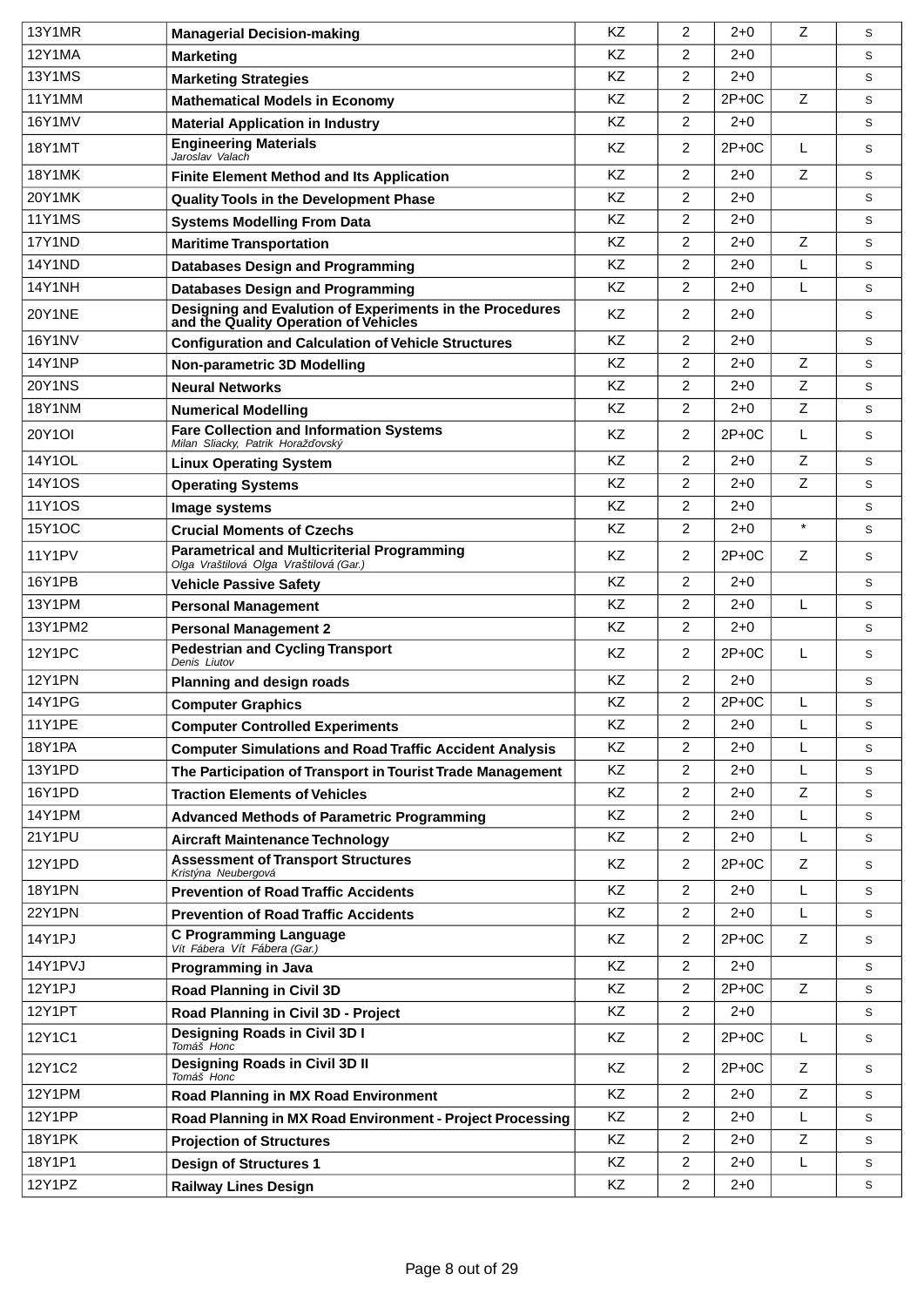| | | | | | | |
|---|---|---|---|---|---|---|
| 13Y1MR | **Managerial Decision-making** | KZ | 2 | 2+0 | Z | s |
| 12Y1MA | **Marketing** | KZ | 2 | 2+0 | | s |
| 13Y1MS | **Marketing Strategies** | KZ | 2 | 2+0 | | s |
| 11Y1MM | **Mathematical Models in Economy** | KZ | 2 | 2P+0C | Z | s |
| 16Y1MV | **Material Application in Industry** | KZ | 2 | 2+0 | | s |
| 18Y1MT | **Engineering Materials** *Jaroslav Valach* | KZ | 2 | 2P+0C | L | s |
| 18Y1MK | **Finite Element Method and Its Application** | KZ | 2 | 2+0 | Z | s |
| 20Y1MK | **Quality Tools in the Development Phase** | KZ | 2 | 2+0 | | s |
| 11Y1MS | **Systems Modelling From Data** | KZ | 2 | 2+0 | | s |
| 17Y1ND | **Maritime Transportation** | KZ | 2 | 2+0 | Z | s |
| 14Y1ND | **Databases Design and Programming** | KZ | 2 | 2+0 | L | s |
| 14Y1NH | **Databases Design and Programming** | KZ | 2 | 2+0 | L | s |
| 20Y1NE | **Designing and Evalution of Experiments in the Procedures and the Quality Operation of Vehicles** | KZ | 2 | 2+0 | | s |
| 16Y1NV | **Configuration and Calculation of Vehicle Structures** | KZ | 2 | 2+0 | | s |
| 14Y1NP | **Non-parametric 3D Modelling** | KZ | 2 | 2+0 | Z | s |
| 20Y1NS | **Neural Networks** | KZ | 2 | 2+0 | Z | s |
| 18Y1NM | **Numerical Modelling** | KZ | 2 | 2+0 | Z | s |
| 20Y1OI | **Fare Collection and Information Systems** *Milan Sliacky, Patrik Horažďovský* | KZ | 2 | 2P+0C | L | s |
| 14Y1OL | **Linux Operating System** | KZ | 2 | 2+0 | Z | s |
| 14Y1OS | **Operating Systems** | KZ | 2 | 2+0 | Z | s |
| 11Y1OS | **Image systems** | KZ | 2 | 2+0 | | s |
| 15Y1OC | **Crucial Moments of Czechs** | KZ | 2 | 2+0 | * | s |
| 11Y1PV | **Parametrical and Multicriterial Programming** *Olga Vraštilová Olga Vraštilová (Gar.)* | KZ | 2 | 2P+0C | Z | s |
| 16Y1PB | **Vehicle Passive Safety** | KZ | 2 | 2+0 | | s |
| 13Y1PM | **Personal Management** | KZ | 2 | 2+0 | L | s |
| 13Y1PM2 | **Personal Management 2** | KZ | 2 | 2+0 | | s |
| 12Y1PC | **Pedestrian and Cycling Transport** *Denis Liutov* | KZ | 2 | 2P+0C | L | s |
| 12Y1PN | **Planning and design roads** | KZ | 2 | 2+0 | | s |
| 14Y1PG | **Computer Graphics** | KZ | 2 | 2P+0C | L | s |
| 11Y1PE | **Computer Controlled Experiments** | KZ | 2 | 2+0 | L | s |
| 18Y1PA | **Computer Simulations and Road Traffic Accident Analysis** | KZ | 2 | 2+0 | L | s |
| 13Y1PD | **The Participation of Transport in Tourist Trade Management** | KZ | 2 | 2+0 | L | s |
| 16Y1PD | **Traction Elements of Vehicles** | KZ | 2 | 2+0 | Z | s |
| 14Y1PM | **Advanced Methods of Parametric Programming** | KZ | 2 | 2+0 | L | s |
| 21Y1PU | **Aircraft Maintenance Technology** | KZ | 2 | 2+0 | L | s |
| 12Y1PD | **Assessment of Transport Structures** *Kristýna Neubergová* | KZ | 2 | 2P+0C | Z | s |
| 18Y1PN | **Prevention of Road Traffic Accidents** | KZ | 2 | 2+0 | L | s |
| 22Y1PN | **Prevention of Road Traffic Accidents** | KZ | 2 | 2+0 | L | s |
| 14Y1PJ | **C Programming Language** *Vít Fábera Vít Fábera (Gar.)* | KZ | 2 | 2P+0C | Z | s |
| 14Y1PVJ | **Programming in Java** | KZ | 2 | 2+0 | | s |
| 12Y1PJ | **Road Planning in Civil 3D** | KZ | 2 | 2P+0C | Z | s |
| 12Y1PT | **Road Planning in Civil 3D - Project** | KZ | 2 | 2+0 | | s |
| 12Y1C1 | **Designing Roads in Civil 3D I** *Tomáš Honc* | KZ | 2 | 2P+0C | L | s |
| 12Y1C2 | **Designing Roads in Civil 3D II** *Tomáš Honc* | KZ | 2 | 2P+0C | Z | s |
| 12Y1PM | **Road Planning in MX Road Environment** | KZ | 2 | 2+0 | Z | s |
| 12Y1PP | **Road Planning in MX Road Environment - Project Processing** | KZ | 2 | 2+0 | L | s |
| 18Y1PK | **Projection of Structures** | KZ | 2 | 2+0 | Z | s |
| 18Y1P1 | **Design of Structures 1** | KZ | 2 | 2+0 | L | s |
| 12Y1PZ | **Railway Lines Design** | KZ | 2 | 2+0 | | s |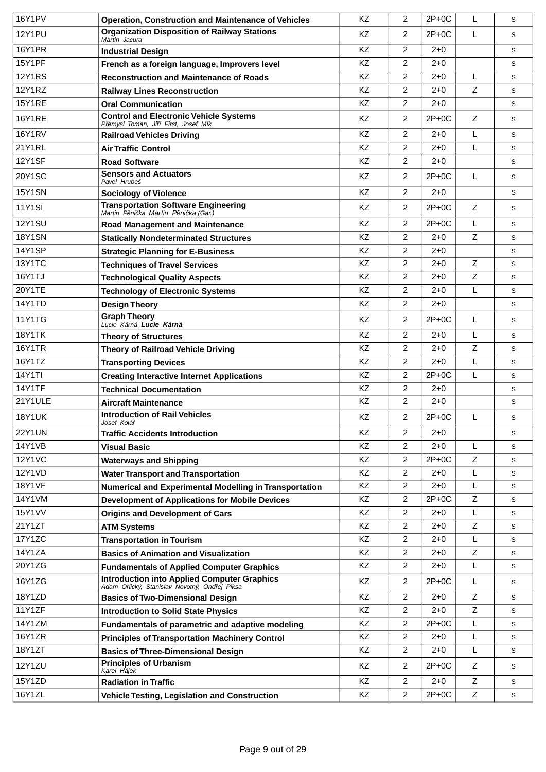| | | | | | | |
|---|---|---|---|---|---|---|
| 16Y1PV | **Operation, Construction and Maintenance of Vehicles** | KZ | 2 | 2P+0C | L | s |
| 12Y1PU | **Organization Disposition of Railway Stations**<br>*Martin Jacura* | KZ | 2 | 2P+0C | L | s |
| 16Y1PR | **Industrial Design** | KZ | 2 | 2+0 | | s |
| 15Y1PF | **French as a foreign language, Improvers level** | KZ | 2 | 2+0 | | s |
| 12Y1RS | **Reconstruction and Maintenance of Roads** | KZ | 2 | 2+0 | L | s |
| 12Y1RZ | **Railway Lines Reconstruction** | KZ | 2 | 2+0 | Z | s |
| 15Y1RE | **Oral Communication** | KZ | 2 | 2+0 | | s |
| 16Y1RE | **Control and Electronic Vehicle Systems**<br>*Přemysl Toman, Jiří First, Josef Mík* | KZ | 2 | 2P+0C | Z | s |
| 16Y1RV | **Railroad Vehicles Driving** | KZ | 2 | 2+0 | L | s |
| 21Y1RL | **Air Traffic Control** | KZ | 2 | 2+0 | L | s |
| 12Y1SF | **Road Software** | KZ | 2 | 2+0 | | s |
| 20Y1SC | **Sensors and Actuators**<br>*Pavel Hrubeš* | KZ | 2 | 2P+0C | L | s |
| 15Y1SN | **Sociology of Violence** | KZ | 2 | 2+0 | | s |
| 11Y1SI | **Transportation Software Engineering**<br>*Martin Pěnička Martin Pěnička (Gar.)* | KZ | 2 | 2P+0C | Z | s |
| 12Y1SU | **Road Management and Maintenance** | KZ | 2 | 2P+0C | L | s |
| 18Y1SN | **Statically Nondeterminated Structures** | KZ | 2 | 2+0 | Z | s |
| 14Y1SP | **Strategic Planning for E-Business** | KZ | 2 | 2+0 | | s |
| 13Y1TC | **Techniques of Travel Services** | KZ | 2 | 2+0 | Z | s |
| 16Y1TJ | **Technological Quality Aspects** | KZ | 2 | 2+0 | Z | s |
| 20Y1TE | **Technology of Electronic Systems** | KZ | 2 | 2+0 | L | s |
| 14Y1TD | **Design Theory** | KZ | 2 | 2+0 | | s |
| 11Y1TG | **Graph Theory**<br>*Lucie Kárná* ***Lucie Kárná*** | KZ | 2 | 2P+0C | L | s |
| 18Y1TK | **Theory of Structures** | KZ | 2 | 2+0 | L | s |
| 16Y1TR | **Theory of Railroad Vehicle Driving** | KZ | 2 | 2+0 | Z | s |
| 16Y1TZ | **Transporting Devices** | KZ | 2 | 2+0 | L | s |
| 14Y1TI | **Creating Interactive Internet Applications** | KZ | 2 | 2P+0C | L | s |
| 14Y1TF | **Technical Documentation** | KZ | 2 | 2+0 | | s |
| 21Y1ULE | **Aircraft Maintenance** | KZ | 2 | 2+0 | | s |
| 18Y1UK | **Introduction of Rail Vehicles**<br>*Josef Kolář* | KZ | 2 | 2P+0C | L | s |
| 22Y1UN | **Traffic Accidents Introduction** | KZ | 2 | 2+0 | | s |
| 14Y1VB | **Visual Basic** | KZ | 2 | 2+0 | L | s |
| 12Y1VC | **Waterways and Shipping** | KZ | 2 | 2P+0C | Z | s |
| 12Y1VD | **Water Transport and Transportation** | KZ | 2 | 2+0 | L | s |
| 18Y1VF | **Numerical and Experimental Modelling in Transportation** | KZ | 2 | 2+0 | L | s |
| 14Y1VM | **Development of Applications for Mobile Devices** | KZ | 2 | 2P+0C | Z | s |
| 15Y1VV | **Origins and Development of Cars** | KZ | 2 | 2+0 | L | s |
| 21Y1ZT | **ATM Systems** | KZ | 2 | 2+0 | Z | s |
| 17Y1ZC | **Transportation in Tourism** | KZ | 2 | 2+0 | L | s |
| 14Y1ZA | **Basics of Animation and Visualization** | KZ | 2 | 2+0 | Z | s |
| 20Y1ZG | **Fundamentals of Applied Computer Graphics** | KZ | 2 | 2+0 | L | s |
| 16Y1ZG | **Introduction into Applied Computer Graphics**<br>*Adam Orlický, Stanislav Novotný, Ondřej Piksa* | KZ | 2 | 2P+0C | L | s |
| 18Y1ZD | **Basics of Two-Dimensional Design** | KZ | 2 | 2+0 | Z | s |
| 11Y1ZF | **Introduction to Solid State Physics** | KZ | 2 | 2+0 | Z | s |
| 14Y1ZM | **Fundamentals of parametric and adaptive modeling** | KZ | 2 | 2P+0C | L | s |
| 16Y1ZR | **Principles of Transportation Machinery Control** | KZ | 2 | 2+0 | L | s |
| 18Y1ZT | **Basics of Three-Dimensional Design** | KZ | 2 | 2+0 | L | s |
| 12Y1ZU | **Principles of Urbanism**<br>*Karel Hájek* | KZ | 2 | 2P+0C | Z | s |
| 15Y1ZD | **Radiation in Traffic** | KZ | 2 | 2+0 | Z | s |
| 16Y1ZL | **Vehicle Testing, Legislation and Construction** | KZ | 2 | 2P+0C | Z | s |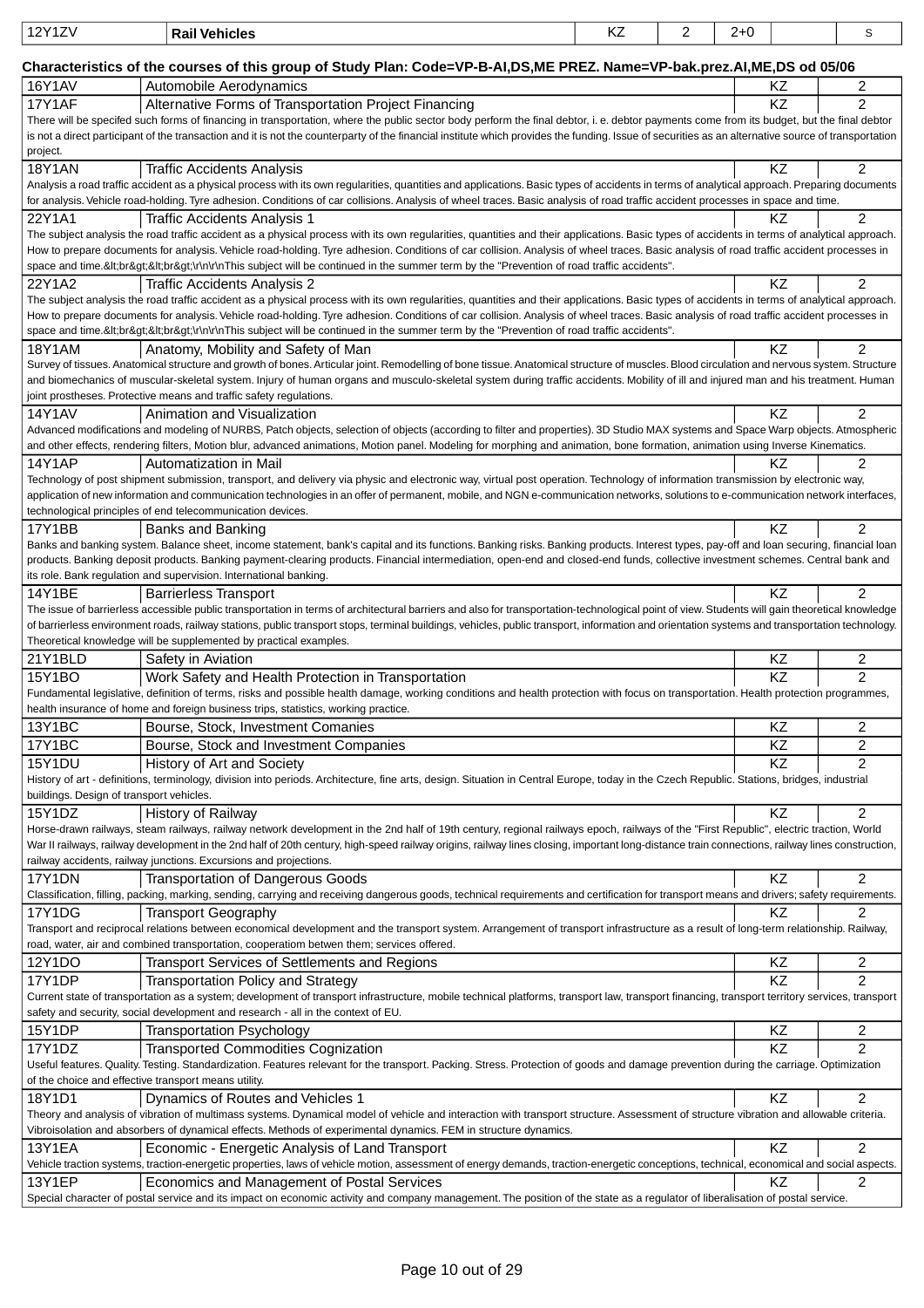| 12Y1ZV | **Rail Vehicles** | KZ | 2 | 2+0 | | S |
|---|---|---|---|---|---|---|

**Characteristics of the courses of this group of Study Plan: Code=VP-B-AI,DS,ME PREZ. Name=VP-bak.prez.AI,ME,DS od 05/06**

| 16Y1AV | Automobile Aerodynamics | KZ | 2 |
|---|---|---|---|
| 17Y1AF | Alternative Forms of Transportation Project Financing | KZ | 2 |

There will be specifed such forms of financing in transportation, where the public sector body perform the final debtor, i. e. debtor payments come from its budget, but the final debtor is not a direct participant of the transaction and it is not the counterparty of the financial institute which provides the funding. Issue of securities as an alternative source of transportation project.

| 18Y1AN | Traffic Accidents Analysis | KZ | 2 |
|---|---|---|---|

Analysis a road traffic accident as a physical process with its own regularities, quantities and applications. Basic types of accidents in terms of analytical approach. Preparing documents for analysis. Vehicle road-holding. Tyre adhesion. Conditions of car collisions. Analysis of wheel traces. Basic analysis of road traffic accident processes in space and time.

| 22Y1A1 | Traffic Accidents Analysis 1 | KZ | 2 |
|---|---|---|---|

The subject analysis the road traffic accident as a physical process with its own regularities, quantities and their applications. Basic types of accidents in terms of analytical approach. How to prepare documents for analysis. Vehicle road-holding. Tyre adhesion. Conditions of car collision. Analysis of wheel traces. Basic analysis of road traffic accident processes in space and time.&lt;br&gt;&lt;br&gt;\r\n\r\nThis subject will be continued in the summer term by the "Prevention of road traffic accidents".

| 22Y1A2 | Traffic Accidents Analysis 2 | KZ | 2 |
|---|---|---|---|

The subject analysis the road traffic accident as a physical process with its own regularities, quantities and their applications. Basic types of accidents in terms of analytical approach. How to prepare documents for analysis. Vehicle road-holding. Tyre adhesion. Conditions of car collision. Analysis of wheel traces. Basic analysis of road traffic accident processes in space and time.&lt;br&gt;&lt;br&gt;\r\n\r\nThis subject will be continued in the summer term by the "Prevention of road traffic accidents".

| 18Y1AM | Anatomy, Mobility and Safety of Man | KZ | 2 |
|---|---|---|---|

Survey of tissues. Anatomical structure and growth of bones. Articular joint. Remodelling of bone tissue. Anatomical structure of muscles. Blood circulation and nervous system. Structure and biomechanics of muscular-skeletal system. Injury of human organs and musculo-skeletal system during traffic accidents. Mobility of ill and injured man and his treatment. Human joint prostheses. Protective means and traffic safety regulations.

| 14Y1AV | Animation and Visualization | KZ | 2 |
|---|---|---|---|

Advanced modifications and modeling of NURBS, Patch objects, selection of objects (according to filter and properties). 3D Studio MAX systems and Space Warp objects. Atmospheric and other effects, rendering filters, Motion blur, advanced animations, Motion panel. Modeling for morphing and animation, bone formation, animation using Inverse Kinematics.

| 14Y1AP | Automatization in Mail | KZ | 2 |
|---|---|---|---|

Technology of post shipment submission, transport, and delivery via physic and electronic way, virtual post operation. Technology of information transmission by electronic way, application of new information and communication technologies in an offer of permanent, mobile, and NGN e-communication networks, solutions to e-communication network interfaces, technological principles of end telecommunication devices.

| 17Y1BB | Banks and Banking | KZ | 2 |
|---|---|---|---|

Banks and banking system. Balance sheet, income statement, bank's capital and its functions. Banking risks. Banking products. Interest types, pay-off and loan securing, financial loan products. Banking deposit products. Banking payment-clearing products. Financial intermediation, open-end and closed-end funds, collective investment schemes. Central bank and its role. Bank regulation and supervision. International banking.

| 14Y1BE | Barrierless Transport | KZ | 2 |
|---|---|---|---|

The issue of barrierless accessible public transportation in terms of architectural barriers and also for transportation-technological point of view. Students will gain theoretical knowledge of barrierless environment roads, railway stations, public transport stops, terminal buildings, vehicles, public transport, information and orientation systems and transportation technology. Theoretical knowledge will be supplemented by practical examples.

| 21Y1BLD | Safety in Aviation | KZ | 2 |
|---|---|---|---|
| 15Y1BO | Work Safety and Health Protection in Transportation | KZ | 2 |

Fundamental legislative, definition of terms, risks and possible health damage, working conditions and health protection with focus on transportation. Health protection programmes, health insurance of home and foreign business trips, statistics, working practice.

| 13Y1BC | Bourse, Stock, Investment Comanies | KZ | 2 |
|---|---|---|---|
| 17Y1BC | Bourse, Stock and Investment Companies | KZ | 2 |
| 15Y1DU | History of Art and Society | KZ | 2 |

History of art - definitions, terminology, division into periods. Architecture, fine arts, design. Situation in Central Europe, today in the Czech Republic. Stations, bridges, industrial buildings. Design of transport vehicles.

| 15Y1DZ | History of Railway | KZ | 2 |
|---|---|---|---|

Horse-drawn railways, steam railways, railway network development in the 2nd half of 19th century, regional railways epoch, railways of the "First Republic", electric traction, World War II railways, railway development in the 2nd half of 20th century, high-speed railway origins, railway lines closing, important long-distance train connections, railway lines construction, railway accidents, railway junctions. Excursions and projections.

| 17Y1DN | Transportation of Dangerous Goods | KZ | 2 |
|---|---|---|---|

Classification, filling, packing, marking, sending, carrying and receiving dangerous goods, technical requirements and certification for transport means and drivers; safety requirements.

| 17Y1DG | Transport Geography | KZ | 2 |
|---|---|---|---|

Transport and reciprocal relations between economical development and the transport system. Arrangement of transport infrastructure as a result of long-term relationship. Railway, road, water, air and combined transportation, cooperatiom betwen them; services offered.

| 12Y1DO | Transport Services of Settlements and Regions | KZ | 2 |
|---|---|---|---|
| 17Y1DP | Transportation Policy and Strategy | KZ | 2 |

Current state of transportation as a system; development of transport infrastructure, mobile technical platforms, transport law, transport financing, transport territory services, transport safety and security, social development and research - all in the context of EU.

| 15Y1DP | Transportation Psychology | KZ | 2 |
|---|---|---|---|
| 17Y1DZ | Transported Commodities Cognization | KZ | 2 |

Useful features. Quality. Testing. Standardization. Features relevant for the transport. Packing. Stress. Protection of goods and damage prevention during the carriage. Optimization of the choice and effective transport means utility.

| 18Y1D1 | Dynamics of Routes and Vehicles 1 | KZ | 2 |
|---|---|---|---|

Theory and analysis of vibration of multimass systems. Dynamical model of vehicle and interaction with transport structure. Assessment of structure vibration and allowable criteria. Vibroisolation and absorbers of dynamical effects. Methods of experimental dynamics. FEM in structure dynamics.

| 13Y1EA | Economic - Energetic Analysis of Land Transport | KZ | 2 |
|---|---|---|---|

Vehicle traction systems, traction-energetic properties, laws of vehicle motion, assessment of energy demands, traction-energetic conceptions, technical, economical and social aspects.

| 13Y1EP | Economics and Management of Postal Services | KZ | 2 |
|---|---|---|---|

Special character of postal service and its impact on economic activity and company management. The position of the state as a regulator of liberalisation of postal service.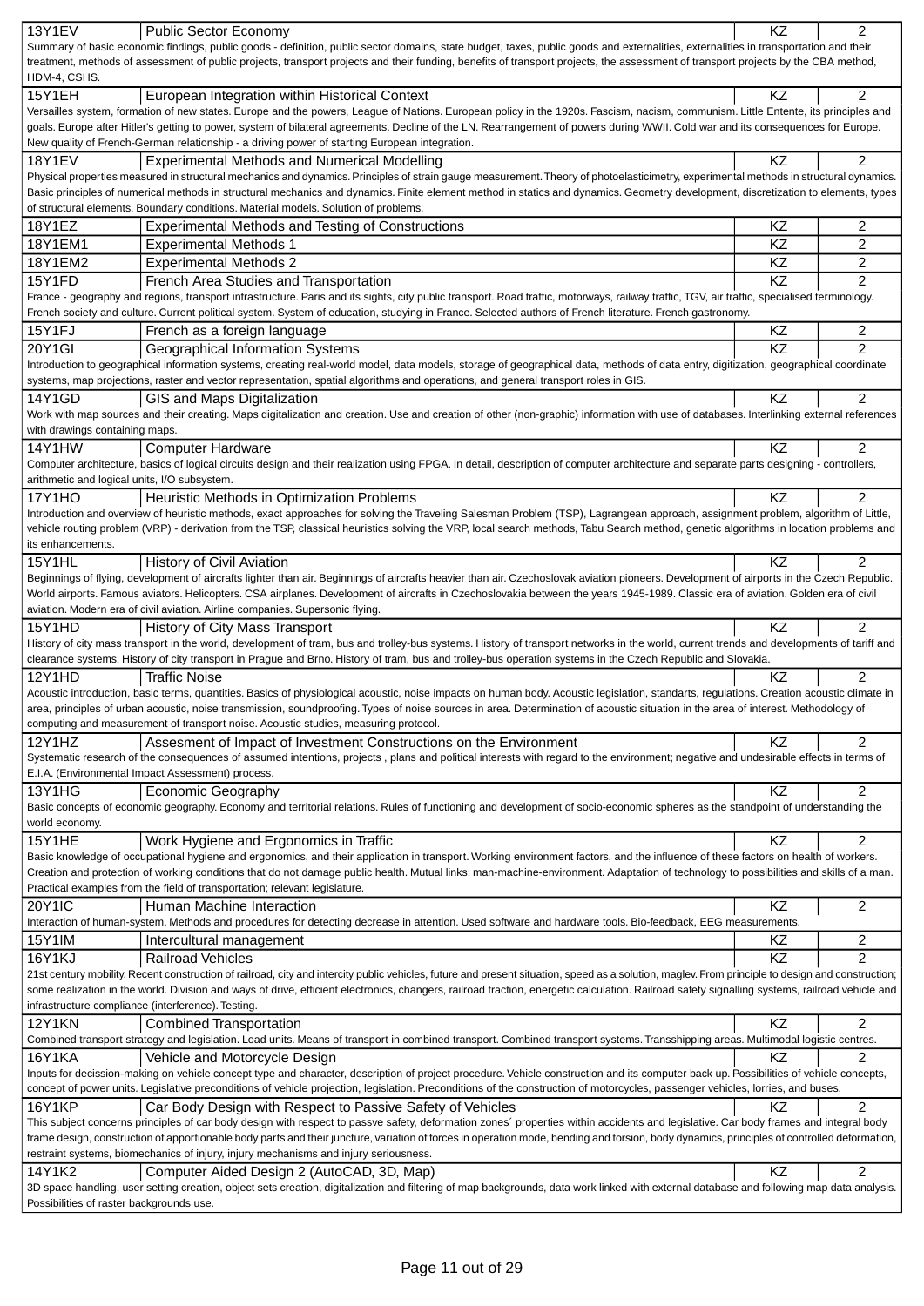| Code | Course | Completion | Credits |
|---|---|---|---|
| 13Y1EV | Public Sector Economy | KZ | 2 |
| Summary of basic economic findings, public goods - definition, public sector domains, state budget, taxes, public goods and externalities, externalities in transportation and their treatment, methods of assessment of public projects, transport projects and their funding, benefits of transport projects, the assessment of transport projects by the CBA method, HDM-4, CSHS. | | | |
| 15Y1EH | European Integration within Historical Context | KZ | 2 |
| Versailles system, formation of new states. Europe and the powers, League of Nations. European policy in the 1920s. Fascism, nacism, communism. Little Entente, its principles and goals. Europe after Hitler's getting to power, system of bilateral agreements. Decline of the LN. Rearrangement of powers during WWII. Cold war and its consequences for Europe. New quality of French-German relationship - a driving power of starting European integration. | | | |
| 18Y1EV | Experimental Methods and Numerical Modelling | KZ | 2 |
| Physical properties measured in structural mechanics and dynamics. Principles of strain gauge measurement. Theory of photoelasticimetry, experimental methods in structural dynamics. Basic principles of numerical methods in structural mechanics and dynamics. Finite element method in statics and dynamics. Geometry development, discretization to elements, types of structural elements. Boundary conditions. Material models. Solution of problems. | | | |
| 18Y1EZ | Experimental Methods and Testing of Constructions | KZ | 2 |
| 18Y1EM1 | Experimental Methods 1 | KZ | 2 |
| 18Y1EM2 | Experimental Methods 2 | KZ | 2 |
| 15Y1FD | French Area Studies and Transportation | KZ | 2 |
| France - geography and regions, transport infrastructure. Paris and its sights, city public transport. Road traffic, motorways, railway traffic, TGV, air traffic, specialised terminology. French society and culture. Current political system. System of education, studying in France. Selected authors of French literature. French gastronomy. | | | |
| 15Y1FJ | French as a foreign language | KZ | 2 |
| 20Y1GI | Geographical Information Systems | KZ | 2 |
| Introduction to geographical information systems, creating real-world model, data models, storage of geographical data, methods of data entry, digitization, geographical coordinate systems, map projections, raster and vector representation, spatial algorithms and operations, and general transport roles in GIS. | | | |
| 14Y1GD | GIS and Maps Digitalization | KZ | 2 |
| Work with map sources and their creating. Maps digitalization and creation. Use and creation of other (non-graphic) information with use of databases. Interlinking external references with drawings containing maps. | | | |
| 14Y1HW | Computer Hardware | KZ | 2 |
| Computer architecture, basics of logical circuits design and their realization using FPGA. In detail, description of computer architecture and separate parts designing - controllers, arithmetic and logical units, I/O subsystem. | | | |
| 17Y1HO | Heuristic Methods in Optimization Problems | KZ | 2 |
| Introduction and overview of heuristic methods, exact approaches for solving the Traveling Salesman Problem (TSP), Lagrangean approach, assignment problem, algorithm of Little, vehicle routing problem (VRP) - derivation from the TSP, classical heuristics solving the VRP, local search methods, Tabu Search method, genetic algorithms in location problems and its enhancements. | | | |
| 15Y1HL | History of Civil Aviation | KZ | 2 |
| Beginnings of flying, development of aircrafts lighter than air. Beginnings of aircrafts heavier than air. Czechoslovak aviation pioneers. Development of airports in the Czech Republic. World airports. Famous aviators. Helicopters. CSA airplanes. Development of aircrafts in Czechoslovakia between the years 1945-1989. Classic era of aviation. Golden era of civil aviation. Modern era of civil aviation. Airline companies. Supersonic flying. | | | |
| 15Y1HD | History of City Mass Transport | KZ | 2 |
| History of city mass transport in the world, development of tram, bus and trolley-bus systems. History of transport networks in the world, current trends and developments of tariff and clearance systems. History of city transport in Prague and Brno. History of tram, bus and trolley-bus operation systems in the Czech Republic and Slovakia. | | | |
| 12Y1HD | Traffic Noise | KZ | 2 |
| Acoustic introduction, basic terms, quantities. Basics of physiological acoustic, noise impacts on human body. Acoustic legislation, standarts, regulations. Creation acoustic climate in area, principles of urban acoustic, noise transmission, soundproofing. Types of noise sources in area. Determination of acoustic situation in the area of interest. Methodology of computing and measurement of transport noise. Acoustic studies, measuring protocol. | | | |
| 12Y1HZ | Assesment of Impact of Investment Constructions on the Environment | KZ | 2 |
| Systematic research of the consequences of assumed intentions, projects , plans and political interests with regard to the environment; negative and undesirable effects in terms of E.I.A. (Environmental Impact Assessment) process. | | | |
| 13Y1HG | Economic Geography | KZ | 2 |
| Basic concepts of economic geography. Economy and territorial relations. Rules of functioning and development of socio-economic spheres as the standpoint of understanding the world economy. | | | |
| 15Y1HE | Work Hygiene and Ergonomics in Traffic | KZ | 2 |
| Basic knowledge of occupational hygiene and ergonomics, and their application in transport. Working environment factors, and the influence of these factors on health of workers. Creation and protection of working conditions that do not damage public health. Mutual links: man-machine-environment. Adaptation of technology to possibilities and skills of a man. Practical examples from the field of transportation; relevant legislature. | | | |
| 20Y1IC | Human Machine Interaction | KZ | 2 |
| Interaction of human-system. Methods and procedures for detecting decrease in attention. Used software and hardware tools. Bio-feedback, EEG measurements. | | | |
| 15Y1IM | Intercultural management | KZ | 2 |
| 16Y1KJ | Railroad Vehicles | KZ | 2 |
| 21st century mobility. Recent construction of railroad, city and intercity public vehicles, future and present situation, speed as a solution, maglev. From principle to design and construction; some realization in the world. Division and ways of drive, efficient electronics, changers, railroad traction, energetic calculation. Railroad safety signalling systems, railroad vehicle and infrastructure compliance (interference). Testing. | | | |
| 12Y1KN | Combined Transportation | KZ | 2 |
| Combined transport strategy and legislation. Load units. Means of transport in combined transport. Combined transport systems. Transshipping areas. Multimodal logistic centres. | | | |
| 16Y1KA | Vehicle and Motorcycle Design | KZ | 2 |
| Inputs for decission-making on vehicle concept type and character, description of project procedure. Vehicle construction and its computer back up. Possibilities of vehicle concepts, concept of power units. Legislative preconditions of vehicle projection, legislation. Preconditions of the construction of motorcycles, passenger vehicles, lorries, and buses. | | | |
| 16Y1KP | Car Body Design with Respect to Passive Safety of Vehicles | KZ | 2 |
| This subject concerns principles of car body design with respect to passve safety, deformation zones´ properties within accidents and legislative. Car body frames and integral body frame design, construction of apportionable body parts and their juncture, variation of forces in operation mode, bending and torsion, body dynamics, principles of controlled deformation, restraint systems, biomechanics of injury, injury mechanisms and injury seriousness. | | | |
| 14Y1K2 | Computer Aided Design 2 (AutoCAD, 3D, Map) | KZ | 2 |
| 3D space handling, user setting creation, object sets creation, digitalization and filtering of map backgrounds, data work linked with external database and following map data analysis. Possibilities of raster backgrounds use. | | | |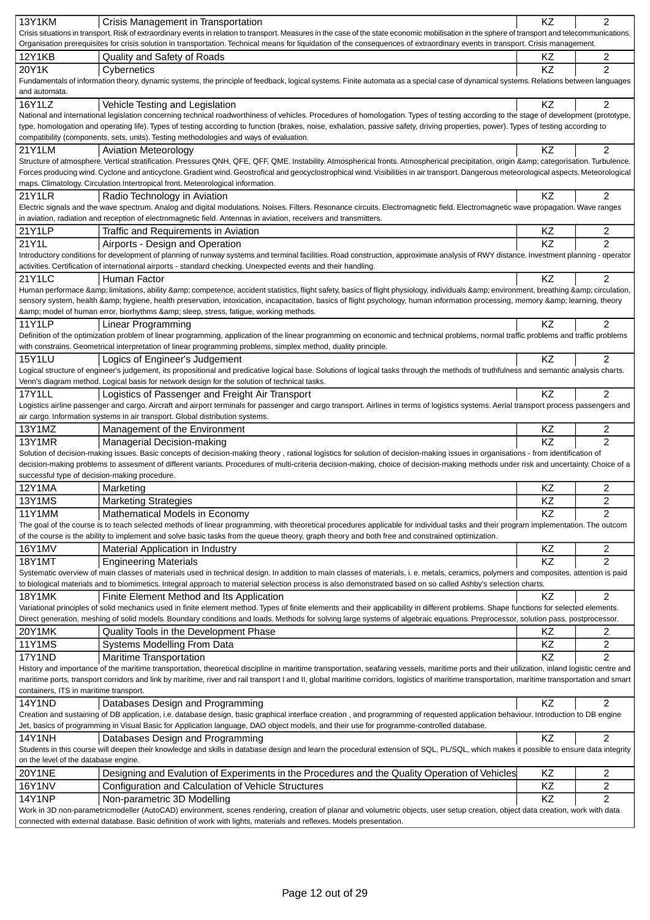| | | | |
|---|---|---|---|
| 13Y1KM | Crisis Management in Transportation | KZ | 2 |
| Crisis situations in transport. Risk of extraordinary events in relation to transport. Measures in the case of the state economic mobilisation in the sphere of transport and telecommunications. Organisation prerequisites for crisis solution in transportation. Technical means for liquidation of the consequences of extraordinary events in transport. Crisis management. | | | |
| 12Y1KB | Quality and Safety of Roads | KZ | 2 |
| 20Y1K | Cybernetics | KZ | 2 |
| Fundamentals of information theory, dynamic systems, the principle of feedback, logical systems. Finite automata as a special case of dynamical systems. Relations between languages and automata. | | | |
| 16Y1LZ | Vehicle Testing and Legislation | KZ | 2 |
| National and international legislation concerning technical roadworthiness of vehicles. Procedures of homologation. Types of testing according to the stage of development (prototype, type, homologation and operating life). Types of testing according to function (brakes, noise, exhalation, passive safety, driving properties, power). Types of testing according to compatibility (components, sets, units). Testing methodologies and ways of evaluation. | | | |
| 21Y1LM | Aviation Meteorology | KZ | 2 |
| Structure of atmosphere. Vertical stratification. Pressures QNH, QFE, QFF, QME. Instability. Atmospherical fronts. Atmospherical precipitation, origin &amp; categorisation. Turbulence. Forces producing wind. Cyclone and anticyclone. Gradient wind. Geostrofical and geocyclostrophical wind. Visibilities in air transport. Dangerous meteorological aspects. Meteorological maps. Climatology. Circulation.Intertropical front. Meteorological information. | | | |
| 21Y1LR | Radio Technology in Aviation | KZ | 2 |
| Electric signals and the wave spectrum. Analog and digital modulations. Noises. Filters. Resonance circuits. Electromagnetic field. Electromagnetic wave propagation. Wave ranges in aviation, radiation and reception of electromagnetic field. Antennas in aviation, receivers and transmitters. | | | |
| 21Y1LP | Traffic and Requirements in Aviation | KZ | 2 |
| 21Y1L | Airports - Design and Operation | KZ | 2 |
| Introductory conditions for development of planning of runway systems and terminal facilities. Road construction, approximate analysis of RWY distance. Investment planning - operator activities. Certification of international airports - standard checking. Unexpected events and their handling. | | | |
| 21Y1LC | Human Factor | KZ | 2 |
| Human performace &amp; limitations, ability &amp; competence, accident statistics, flight safety, basics of flight physiology, individuals &amp; environment, breathing &amp; circulation, sensory system, health &amp; hygiene, health preservation, intoxication, incapacitation, basics of flight psychology, human information processing, memory &amp; learning, theory &amp; model of human error, biorhythms &amp; sleep, stress, fatigue, working methods. | | | |
| 11Y1LP | Linear Programming | KZ | 2 |
| Definition of the optimization problem of linear programming, application of the linear programming on economic and technical problems, normal traffic problems and traffic problems with constrains. Geometrical interpretation of linear programming problems, simplex method, duality principle. | | | |
| 15Y1LU | Logics of Engineer's Judgement | KZ | 2 |
| Logical structure of engineer's judgement, its propositional and predicative logical base. Solutions of logical tasks through the methods of truthfulness and semantic analysis charts. Venn's diagram method. Logical basis for network design for the solution of technical tasks. | | | |
| 17Y1LL | Logistics of Passenger and Freight Air Transport | KZ | 2 |
| Logistics airline passenger and cargo. Aircraft and airport terminals for passenger and cargo transport. Airlines in terms of logistics systems. Aerial transport process passengers and air cargo. Information systems in air transport. Global distribution systems. | | | |
| 13Y1MZ | Management of the Environment | KZ | 2 |
| 13Y1MR | Managerial Decision-making | KZ | 2 |
| Solution of decision-making issues. Basic concepts of decision-making theory , rational logistics for solution of decision-making issues in organisations - from identification of decision-making problems to assesment of different variants. Procedures of multi-criteria decision-making, choice of decision-making methods under risk and uncertainty. Choice of a successful type of decision-making procedure. | | | |
| 12Y1MA | Marketing | KZ | 2 |
| 13Y1MS | Marketing Strategies | KZ | 2 |
| 11Y1MM | Mathematical Models in Economy | KZ | 2 |
| The goal of the course is to teach selected methods of linear programming, with theoretical procedures applicable for individual tasks and their program implementation. The outcom of the course is the ability to implement and solve basic tasks from the queue theory, graph theory and both free and constrained optimization. | | | |
| 16Y1MV | Material Application in Industry | KZ | 2 |
| 18Y1MT | Engineering Materials | KZ | 2 |
| Systematic overview of main classes of materials used in technical design. In addition to main classes of materials, i. e. metals, ceramics, polymers and composites, attention is paid to biological materials and to biomimetics. Integral approach to material selection process is also demonstrated based on so called Ashby's selection charts. | | | |
| 18Y1MK | Finite Element Method and Its Application | KZ | 2 |
| Variational principles of solid mechanics used in finite element method. Types of finite elements and their applicability in different problems. Shape functions for selected elements. Direct generation, meshing of solid models. Boundary conditions and loads. Methods for solving large systems of algebraic equations. Preprocessor, solution pass, postprocessor. | | | |
| 20Y1MK | Quality Tools in the Development Phase | KZ | 2 |
| 11Y1MS | Systems Modelling From Data | KZ | 2 |
| 17Y1ND | Maritime Transportation | KZ | 2 |
| History and importance of the maritime transportation, theoretical discipline in maritime transportation, seafaring vessels, maritime ports and their utilization, inland logistic centre and maritime ports, transport corridors and link by maritime, river and rail transport I and II, global maritime corridors, logistics of maritime transportation, maritime transportation and smart containers, ITS in maritime transport. | | | |
| 14Y1ND | Databases Design and Programming | KZ | 2 |
| Creation and sustaining of DB application, i.e. database design, basic graphical interface creation , and programming of requested application behaviour. Introduction to DB engine Jet, basics of programming in Visual Basic for Application language, DAO object models, and their use for programme-controlled database. | | | |
| 14Y1NH | Databases Design and Programming | KZ | 2 |
| Students in this course will deepen their knowledge and skills in database design and learn the procedural extension of SQL, PL/SQL, which makes it possible to ensure data integrity on the level of the database engine. | | | |
| 20Y1NE | Designing and Evalution of Experiments in the Procedures and the Quality Operation of Vehicles | KZ | 2 |
| 16Y1NV | Configuration and Calculation of Vehicle Structures | KZ | 2 |
| 14Y1NP | Non-parametric 3D Modelling | KZ | 2 |
| Work in 3D non-parametricmodeller (AutoCAD) environment, scenes rendering, creation of planar and volumetric objects, user setup creation, object data creation, work with data connected with external database. Basic definition of work with lights, materials and reflexes. Models presentation. | | | |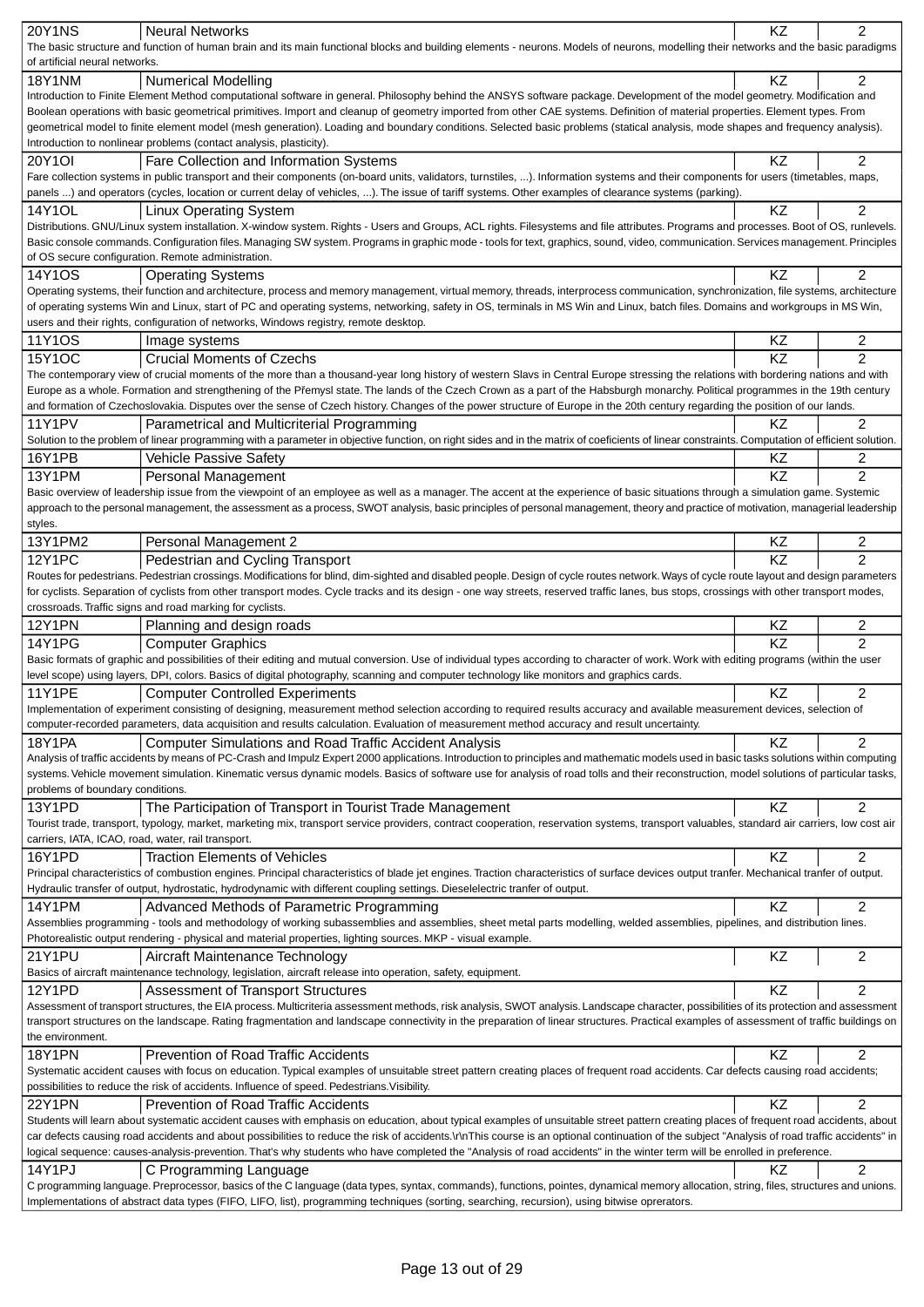| Code | Course | Completion | Credits |
|---|---|---|---|
| 20Y1NS | Neural Networks | KZ | 2 |
| The basic structure and function of human brain and its main functional blocks and building elements - neurons. Models of neurons, modelling their networks and the basic paradigms of artificial neural networks. | | | |
| 18Y1NM | Numerical Modelling | KZ | 2 |
| Introduction to Finite Element Method computational software in general. Philosophy behind the ANSYS software package. Development of the model geometry. Modification and Boolean operations with basic geometrical primitives. Import and cleanup of geometry imported from other CAE systems. Definition of material properties. Element types. From geometrical model to finite element model (mesh generation). Loading and boundary conditions. Selected basic problems (statical analysis, mode shapes and frequency analysis). Introduction to nonlinear problems (contact analysis, plasticity). | | | |
| 20Y1OI | Fare Collection and Information Systems | KZ | 2 |
| Fare collection systems in public transport and their components (on-board units, validators, turnstiles, ...). Information systems and their components for users (timetables, maps, panels ...) and operators (cycles, location or current delay of vehicles, ...). The issue of tariff systems. Other examples of clearance systems (parking). | | | |
| 14Y1OL | Linux Operating System | KZ | 2 |
| Distributions. GNU/Linux system installation. X-window system. Rights - Users and Groups, ACL rights. Filesystems and file attributes. Programs and processes. Boot of OS, runlevels. Basic console commands. Configuration files. Managing SW system. Programs in graphic mode - tools for text, graphics, sound, video, communication. Services management. Principles of OS secure configuration. Remote administration. | | | |
| 14Y1OS | Operating Systems | KZ | 2 |
| Operating systems, their function and architecture, process and memory management, virtual memory, threads, interprocess communication, synchronization, file systems, architecture of operating systems Win and Linux, start of PC and operating systems, networking, safety in OS, terminals in MS Win and Linux, batch files. Domains and workgroups in MS Win, users and their rights, configuration of networks, Windows registry, remote desktop. | | | |
| 11Y1OS | Image systems | KZ | 2 |
| 15Y1OC | Crucial Moments of Czechs | KZ | 2 |
| The contemporary view of crucial moments of the more than a thousand-year long history of western Slavs in Central Europe stressing the relations with bordering nations and with Europe as a whole. Formation and strengthening of the Přemysl state. The lands of the Czech Crown as a part of the Habsburgh monarchy. Political programmes in the 19th century and formation of Czechoslovakia. Disputes over the sense of Czech history. Changes of the power structure of Europe in the 20th century regarding the position of our lands. | | | |
| 11Y1PV | Parametrical and Multicriterial Programming | KZ | 2 |
| Solution to the problem of linear programming with a parameter in objective function, on right sides and in the matrix of coeficients of linear constraints. Computation of efficient solution. | | | |
| 16Y1PB | Vehicle Passive Safety | KZ | 2 |
| 13Y1PM | Personal Management | KZ | 2 |
| Basic overview of leadership issue from the viewpoint of an employee as well as a manager. The accent at the experience of basic situations through a simulation game. Systemic approach to the personal management, the assessment as a process, SWOT analysis, basic principles of personal management, theory and practice of motivation, managerial leadership styles. | | | |
| 13Y1PM2 | Personal Management 2 | KZ | 2 |
| 12Y1PC | Pedestrian and Cycling Transport | KZ | 2 |
| Routes for pedestrians. Pedestrian crossings. Modifications for blind, dim-sighted and disabled people. Design of cycle routes network. Ways of cycle route layout and design parameters for cyclists. Separation of cyclists from other transport modes. Cycle tracks and its design - one way streets, reserved traffic lanes, bus stops, crossings with other transport modes, crossroads. Traffic signs and road marking for cyclists. | | | |
| 12Y1PN | Planning and design roads | KZ | 2 |
| 14Y1PG | Computer Graphics | KZ | 2 |
| Basic formats of graphic and possibilities of their editing and mutual conversion. Use of individual types according to character of work. Work with editing programs (within the user level scope) using layers, DPI, colors. Basics of digital photography, scanning and computer technology like monitors and graphics cards. | | | |
| 11Y1PE | Computer Controlled Experiments | KZ | 2 |
| Implementation of experiment consisting of designing, measurement method selection according to required results accuracy and available measurement devices, selection of computer-recorded parameters, data acquisition and results calculation. Evaluation of measurement method accuracy and result uncertainty. | | | |
| 18Y1PA | Computer Simulations and Road Traffic Accident Analysis | KZ | 2 |
| Analysis of traffic accidents by means of PC-Crash and Impulz Expert 2000 applications. Introduction to principles and mathematic models used in basic tasks solutions within computing systems. Vehicle movement simulation. Kinematic versus dynamic models. Basics of software use for analysis of road tolls and their reconstruction, model solutions of particular tasks, problems of boundary conditions. | | | |
| 13Y1PD | The Participation of Transport in Tourist Trade Management | KZ | 2 |
| Tourist trade, transport, typology, market, marketing mix, transport service providers, contract cooperation, reservation systems, transport valuables, standard air carriers, low cost air carriers, IATA, ICAO, road, water, rail transport. | | | |
| 16Y1PD | Traction Elements of Vehicles | KZ | 2 |
| Principal characteristics of combustion engines. Principal characteristics of blade jet engines. Traction characteristics of surface devices output tranfer. Mechanical tranfer of output. Hydraulic transfer of output, hydrostatic, hydrodynamic with different coupling settings. Dieselelectric tranfer of output. | | | |
| 14Y1PM | Advanced Methods of Parametric Programming | KZ | 2 |
| Assemblies programming - tools and methodology of working subassemblies and assemblies, sheet metal parts modelling, welded assemblies, pipelines, and distribution lines. Photorealistic output rendering - physical and material properties, lighting sources. MKP - visual example. | | | |
| 21Y1PU | Aircraft Maintenance Technology | KZ | 2 |
| Basics of aircraft maintenance technology, legislation, aircraft release into operation, safety, equipment. | | | |
| 12Y1PD | Assessment of Transport Structures | KZ | 2 |
| Assessment of transport structures, the EIA process. Multicriteria assessment methods, risk analysis, SWOT analysis. Landscape character, possibilities of its protection and assessment transport structures on the landscape. Rating fragmentation and landscape connectivity in the preparation of linear structures. Practical examples of assessment of traffic buildings on the environment. | | | |
| 18Y1PN | Prevention of Road Traffic Accidents | KZ | 2 |
| Systematic accident causes with focus on education. Typical examples of unsuitable street pattern creating places of frequent road accidents. Car defects causing road accidents; possibilities to reduce the risk of accidents. Influence of speed. Pedestrians.Visibility. | | | |
| 22Y1PN | Prevention of Road Traffic Accidents | KZ | 2 |
| Students will learn about systematic accident causes with emphasis on education, about typical examples of unsuitable street pattern creating places of frequent road accidents, about car defects causing road accidents and about possibilities to reduce the risk of accidents.\r\nThis course is an optional continuation of the subject "Analysis of road traffic accidents" in logical sequence: causes-analysis-prevention. That's why students who have completed the "Analysis of road accidents" in the winter term will be enrolled in preference. | | | |
| 14Y1PJ | C Programming Language | KZ | 2 |
| C programming language. Preprocessor, basics of the C language (data types, syntax, commands), functions, pointes, dynamical memory allocation, string, files, structures and unions. Implementations of abstract data types (FIFO, LIFO, list), programming techniques (sorting, searching, recursion), using bitwise oprerators. | | | |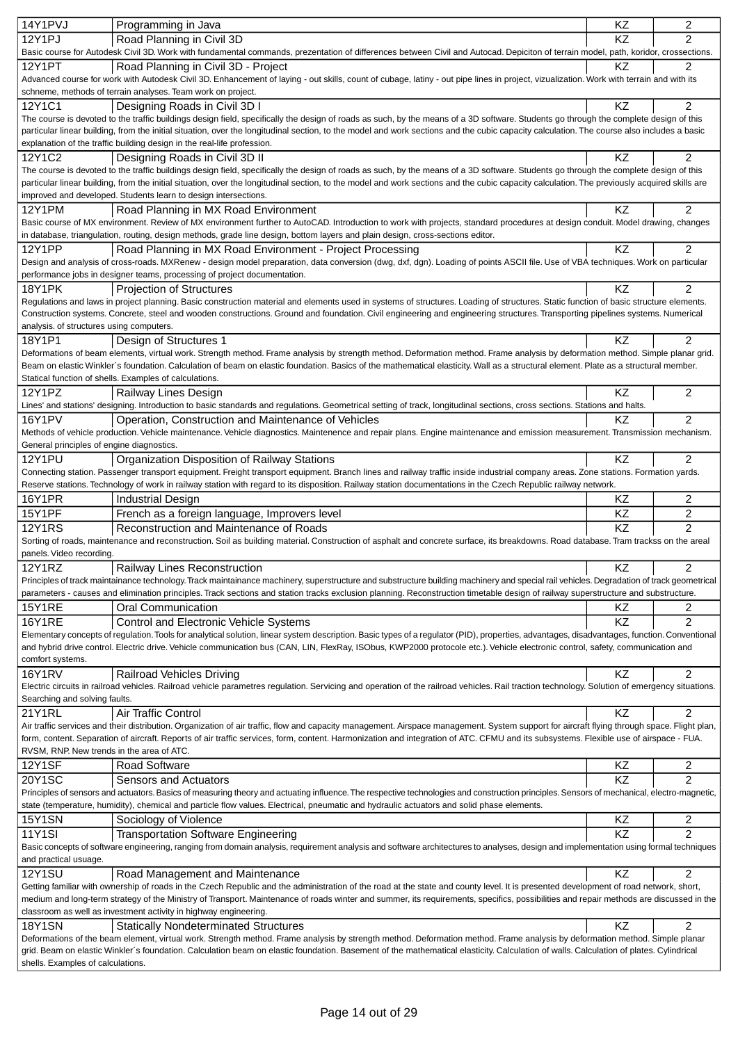| | | | |
|---|---|---|---|
| 14Y1PVJ | Programming in Java | KZ | 2 |
| 12Y1PJ | Road Planning in Civil 3D | KZ | 2 |
| Basic course for Autodesk Civil 3D. Work with fundamental commands, prezentation of differences between Civil and Autocad. Depiciton of terrain model, path, koridor, crossections. | | | |
| 12Y1PT | Road Planning in Civil 3D - Project | KZ | 2 |
| Advanced course for work with Autodesk Civil 3D. Enhancement of laying - out skills, count of cubage, latiny - out pipe lines in project, vizualization. Work with terrain and with its schneme, methods of terrain analyses. Team work on project. | | | |
| 12Y1C1 | Designing Roads in Civil 3D I | KZ | 2 |
| The course is devoted to the traffic buildings design field, specifically the design of roads as such, by the means of a 3D software. Students go through the complete design of this particular linear building, from the initial situation, over the longitudinal section, to the model and work sections and the cubic capacity calculation. The course also includes a basic explanation of the traffic building design in the real-life profession. | | | |
| 12Y1C2 | Designing Roads in Civil 3D II | KZ | 2 |
| The course is devoted to the traffic buildings design field, specifically the design of roads as such, by the means of a 3D software. Students go through the complete design of this particular linear building, from the initial situation, over the longitudinal section, to the model and work sections and the cubic capacity calculation. The previously acquired skills are improved and developed. Students learn to design intersections. | | | |
| 12Y1PM | Road Planning in MX Road Environment | KZ | 2 |
| Basic course of MX environment. Review of MX environment further to AutoCAD. Introduction to work with projects, standard procedures at design conduit. Model drawing, changes in database, triangulation, routing, design methods, grade line design, bottom layers and plain design, cross-sections editor. | | | |
| 12Y1PP | Road Planning in MX Road Environment - Project Processing | KZ | 2 |
| Design and analysis of cross-roads. MXRenew - design model preparation, data conversion (dwg, dxf, dgn). Loading of points ASCII file. Use of VBA techniques. Work on particular performance jobs in designer teams, processing of project documentation. | | | |
| 18Y1PK | Projection of Structures | KZ | 2 |
| Regulations and laws in project planning. Basic construction material and elements used in systems of structures. Loading of structures. Static function of basic structure elements. Construction systems. Concrete, steel and wooden constructions. Ground and foundation. Civil engineering and engineering structures. Transporting pipelines systems. Numerical analysis. of structures using computers. | | | |
| 18Y1P1 | Design of Structures 1 | KZ | 2 |
| Deformations of beam elements, virtual work. Strength method. Frame analysis by strength method. Deformation method. Frame analysis by deformation method. Simple planar grid. Beam on elastic Winkler´s foundation. Calculation of beam on elastic foundation. Basics of the mathematical elasticity. Wall as a structural element. Plate as a structural member. Statical function of shells. Examples of calculations. | | | |
| 12Y1PZ | Railway Lines Design | KZ | 2 |
| Lines' and stations' designing. Introduction to basic standards and regulations. Geometrical setting of track, longitudinal sections, cross sections. Stations and halts. | | | |
| 16Y1PV | Operation, Construction and Maintenance of Vehicles | KZ | 2 |
| Methods of vehicle production. Vehicle maintenance. Vehicle diagnostics. Maintenence and repair plans. Engine maintenance and emission measurement. Transmission mechanism. General principles of engine diagnostics. | | | |
| 12Y1PU | Organization Disposition of Railway Stations | KZ | 2 |
| Connecting station. Passenger transport equipment. Freight transport equipment. Branch lines and railway traffic inside industrial company areas. Zone stations. Formation yards. Reserve stations. Technology of work in railway station with regard to its disposition. Railway station documentations in the Czech Republic railway network. | | | |
| 16Y1PR | Industrial Design | KZ | 2 |
| 15Y1PF | French as a foreign language, Improvers level | KZ | 2 |
| 12Y1RS | Reconstruction and Maintenance of Roads | KZ | 2 |
| Sorting of roads, maintenance and reconstruction. Soil as building material. Construction of asphalt and concrete surface, its breakdowns. Road database. Tram trackss on the areal panels. Video recording. | | | |
| 12Y1RZ | Railway Lines Reconstruction | KZ | 2 |
| Principles of track maintainance technology. Track maintainance machinery, superstructure and substructure building machinery and special rail vehicles. Degradation of track geometrical parameters - causes and elimination principles. Track sections and station tracks exclusion planning. Reconstruction timetable design of railway superstructure and substructure. | | | |
| 15Y1RE | Oral Communication | KZ | 2 |
| 16Y1RE | Control and Electronic Vehicle Systems | KZ | 2 |
| Elementary concepts of regulation. Tools for analytical solution, linear system description. Basic types of a regulator (PID), properties, advantages, disadvantages, function. Conventional and hybrid drive control. Electric drive. Vehicle communication bus (CAN, LIN, FlexRay, ISObus, KWP2000 protocole etc.). Vehicle electronic control, safety, communication and comfort systems. | | | |
| 16Y1RV | Railroad Vehicles Driving | KZ | 2 |
| Electric circuits in railroad vehicles. Railroad vehicle parametres regulation. Servicing and operation of the railroad vehicles. Rail traction technology. Solution of emergency situations. Searching and solving faults. | | | |
| 21Y1RL | Air Traffic Control | KZ | 2 |
| Air traffic services and their distribution. Organization of air traffic, flow and capacity management. Airspace management. System support for aircraft flying through space. Flight plan, form, content. Separation of aircraft. Reports of air traffic services, form, content. Harmonization and integration of ATC. CFMU and its subsystems. Flexible use of airspace - FUA. RVSM, RNP. New trends in the area of ATC. | | | |
| 12Y1SF | Road Software | KZ | 2 |
| 20Y1SC | Sensors and Actuators | KZ | 2 |
| Principles of sensors and actuators. Basics of measuring theory and actuating influence. The respective technologies and construction principles. Sensors of mechanical, electro-magnetic, state (temperature, humidity), chemical and particle flow values. Electrical, pneumatic and hydraulic actuators and solid phase elements. | | | |
| 15Y1SN | Sociology of Violence | KZ | 2 |
| 11Y1SI | Transportation Software Engineering | KZ | 2 |
| Basic concepts of software engineering, ranging from domain analysis, requirement analysis and software architectures to analyses, design and implementation using formal techniques and practical usuage. | | | |
| 12Y1SU | Road Management and Maintenance | KZ | 2 |
| Getting familiar with ownership of roads in the Czech Republic and the administration of the road at the state and county level. It is presented development of road network, short, medium and long-term strategy of the Ministry of Transport. Maintenance of roads winter and summer, its requirements, specifics, possibilities and repair methods are discussed in the classroom as well as investment activity in highway engineering. | | | |
| 18Y1SN | Statically Nondeterminated Structures | KZ | 2 |
| Deformations of the beam element, virtual work. Strength method. Frame analysis by strength method. Deformation method. Frame analysis by deformation method. Simple planar grid. Beam on elastic Winkler´s foundation. Calculation beam on elastic foundation. Basement of the mathematical elasticity. Calculation of walls. Calculation of plates. Cylindrical shells. Examples of calculations. | | | |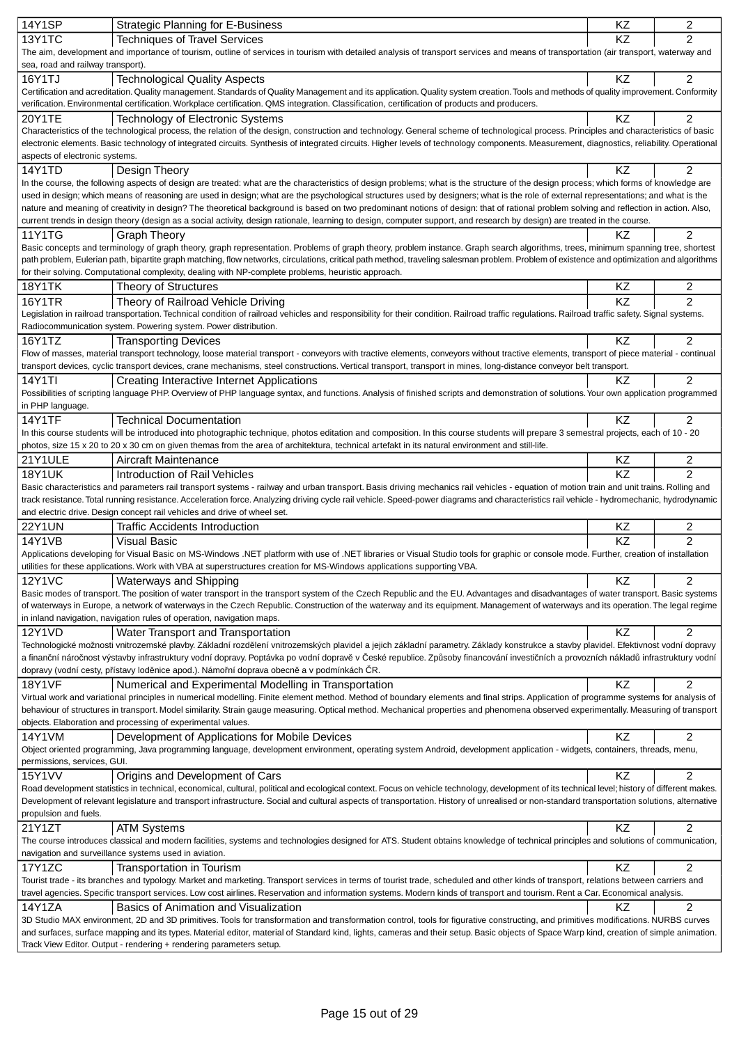| Code | Course | Completion | Credits |
|---|---|---|---|
| 14Y1SP | Strategic Planning for E-Business | KZ | 2 |
| 13Y1TC | Techniques of Travel Services | KZ | 2 |

The aim, development and importance of tourism, outline of services in tourism with detailed analysis of transport services and means of transportation (air transport, waterway and sea, road and railway transport).

| Code | Course | Completion | Credits |
|---|---|---|---|
| 16Y1TJ | Technological Quality Aspects | KZ | 2 |

Certification and acreditation. Quality management. Standards of Quality Management and its application. Quality system creation. Tools and methods of quality improvement. Conformity verification. Environmental certification. Workplace certification. QMS integration. Classification, certification of products and producers.

| Code | Course | Completion | Credits |
|---|---|---|---|
| 20Y1TE | Technology of Electronic Systems | KZ | 2 |

Characteristics of the technological process, the relation of the design, construction and technology. General scheme of technological process. Principles and characteristics of basic electronic elements. Basic technology of integrated circuits. Synthesis of integrated circuits. Higher levels of technology components. Measurement, diagnostics, reliability. Operational aspects of electronic systems.

| Code | Course | Completion | Credits |
|---|---|---|---|
| 14Y1TD | Design Theory | KZ | 2 |

In the course, the following aspects of design are treated: what are the characteristics of design problems; what is the structure of the design process; which forms of knowledge are used in design; which means of reasoning are used in design; what are the psychological structures used by designers; what is the role of external representations; and what is the nature and meaning of creativity in design? The theoretical background is based on two predominant notions of design: that of rational problem solving and reflection in action. Also, current trends in design theory (design as a social activity, design rationale, learning to design, computer support, and research by design) are treated in the course.

| Code | Course | Completion | Credits |
|---|---|---|---|
| 11Y1TG | Graph Theory | KZ | 2 |

Basic concepts and terminology of graph theory, graph representation. Problems of graph theory, problem instance. Graph search algorithms, trees, minimum spanning tree, shortest path problem, Eulerian path, bipartite graph matching, flow networks, circulations, critical path method, traveling salesman problem. Problem of existence and optimization and algorithms for their solving. Computational complexity, dealing with NP-complete problems, heuristic approach.

| Code | Course | Completion | Credits |
|---|---|---|---|
| 18Y1TK | Theory of Structures | KZ | 2 |
| 16Y1TR | Theory of Railroad Vehicle Driving | KZ | 2 |

Legislation in railroad transportation. Technical condition of railroad vehicles and responsibility for their condition. Railroad traffic regulations. Railroad traffic safety. Signal systems. Radiocommunication system. Powering system. Power distribution.

| Code | Course | Completion | Credits |
|---|---|---|---|
| 16Y1TZ | Transporting Devices | KZ | 2 |

Flow of masses, material transport technology, loose material transport - conveyors with tractive elements, conveyors without tractive elements, transport of piece material - continual transport devices, cyclic transport devices, crane mechanisms, steel constructions. Vertical transport, transport in mines, long-distance conveyor belt transport.

| Code | Course | Completion | Credits |
|---|---|---|---|
| 14Y1TI | Creating Interactive Internet Applications | KZ | 2 |

Possibilities of scripting language PHP. Overview of PHP language syntax, and functions. Analysis of finished scripts and demonstration of solutions. Your own application programmed in PHP language.

| Code | Course | Completion | Credits |
|---|---|---|---|
| 14Y1TF | Technical Documentation | KZ | 2 |

In this course students will be introduced into photographic technique, photos editation and composition. In this course students will prepare 3 semestral projects, each of 10 - 20 photos, size 15 x 20 to 20 x 30 cm on given themas from the area of architektura, technical artefakt in its natural environment and still-life.

| Code | Course | Completion | Credits |
|---|---|---|---|
| 21Y1ULE | Aircraft Maintenance | KZ | 2 |
| 18Y1UK | Introduction of Rail Vehicles | KZ | 2 |

Basic characteristics and parameters rail transport systems - railway and urban transport. Basis driving mechanics rail vehicles - equation of motion train and unit trains. Rolling and track resistance. Total running resistance. Acceleration force. Analyzing driving cycle rail vehicle. Speed-power diagrams and characteristics rail vehicle - hydromechanic, hydrodynamic and electric drive. Design concept rail vehicles and drive of wheel set.

| Code | Course | Completion | Credits |
|---|---|---|---|
| 22Y1UN | Traffic Accidents Introduction | KZ | 2 |
| 14Y1VB | Visual Basic | KZ | 2 |

Applications developing for Visual Basic on MS-Windows .NET platform with use of .NET libraries or Visual Studio tools for graphic or console mode. Further, creation of installation utilities for these applications. Work with VBA at superstructures creation for MS-Windows applications supporting VBA.

| Code | Course | Completion | Credits |
|---|---|---|---|
| 12Y1VC | Waterways and Shipping | KZ | 2 |

Basic modes of transport. The position of water transport in the transport system of the Czech Republic and the EU. Advantages and disadvantages of water transport. Basic systems of waterways in Europe, a network of waterways in the Czech Republic. Construction of the waterway and its equipment. Management of waterways and its operation. The legal regime in inland navigation, navigation rules of operation, navigation maps.

| Code | Course | Completion | Credits |
|---|---|---|---|
| 12Y1VD | Water Transport and Transportation | KZ | 2 |

Technologické možnosti vnitrozemské plavby. Základní rozdělení vnitrozemských plavidel a jejich základní parametry. Základy konstrukce a stavby plavidel. Efektivnost vodní dopravy a finanční náročnost výstavby infrastruktury vodní dopravy. Poptávka po vodní dopravě v České republice. Způsoby financování investičních a provozních nákladů infrastruktury vodní dopravy (vodní cesty, přístavy loděnice apod.). Námořní doprava obecně a v podmínkách ČR.

| Code | Course | Completion | Credits |
|---|---|---|---|
| 18Y1VF | Numerical and Experimental Modelling in Transportation | KZ | 2 |

Virtual work and variational principles in numerical modelling. Finite element method. Method of boundary elements and final strips. Application of programme systems for analysis of behaviour of structures in transport. Model similarity. Strain gauge measuring. Optical method. Mechanical properties and phenomena observed experimentally. Measuring of transport objects. Elaboration and processing of experimental values.

| Code | Course | Completion | Credits |
|---|---|---|---|
| 14Y1VM | Development of Applications for Mobile Devices | KZ | 2 |

Object oriented programming, Java programming language, development environment, operating system Android, development application - widgets, containers, threads, menu, permissions, services, GUI.

| Code | Course | Completion | Credits |
|---|---|---|---|
| 15Y1VV | Origins and Development of Cars | KZ | 2 |

Road development statistics in technical, economical, cultural, political and ecological context. Focus on vehicle technology, development of its technical level; history of different makes. Development of relevant legislature and transport infrastructure. Social and cultural aspects of transportation. History of unrealised or non-standard transportation solutions, alternative propulsion and fuels.

| Code | Course | Completion | Credits |
|---|---|---|---|
| 21Y1ZT | ATM Systems | KZ | 2 |

The course introduces classical and modern facilities, systems and technologies designed for ATS. Student obtains knowledge of technical principles and solutions of communication, navigation and surveillance systems used in aviation.

| Code | Course | Completion | Credits |
|---|---|---|---|
| 17Y1ZC | Transportation in Tourism | KZ | 2 |

Tourist trade - its branches and typology. Market and marketing. Transport services in terms of tourist trade, scheduled and other kinds of transport, relations between carriers and travel agencies. Specific transport services. Low cost airlines. Reservation and information systems. Modern kinds of transport and tourism. Rent a Car. Economical analysis.

| Code | Course | Completion | Credits |
|---|---|---|---|
| 14Y1ZA | Basics of Animation and Visualization | KZ | 2 |

3D Studio MAX environment, 2D and 3D primitives. Tools for transformation and transformation control, tools for figurative constructing, and primitives modifications. NURBS curves and surfaces, surface mapping and its types. Material editor, material of Standard kind, lights, cameras and their setup. Basic objects of Space Warp kind, creation of simple animation. Track View Editor. Output - rendering + rendering parameters setup.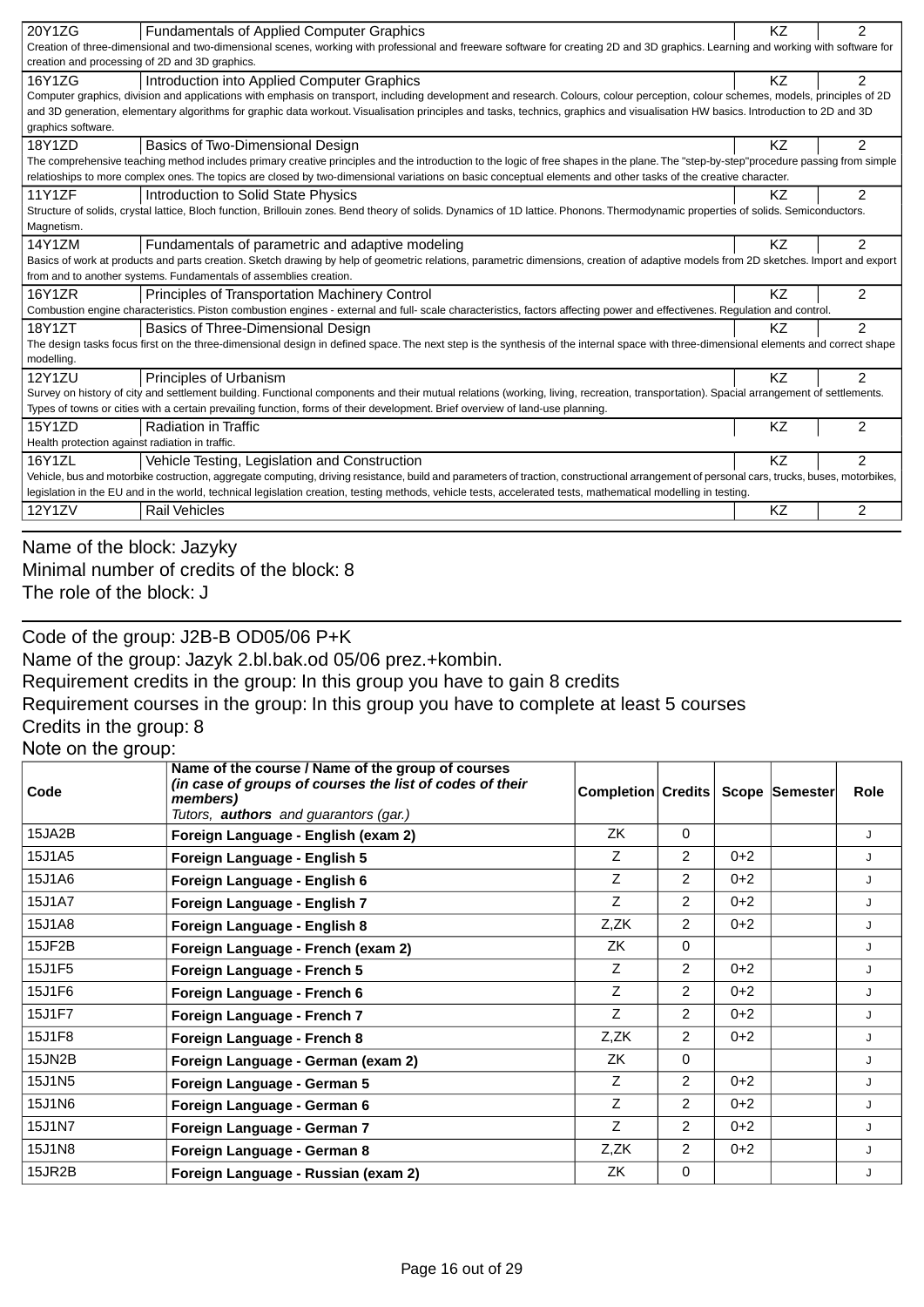| | | | |
|---|---|---|---|
| 20Y1ZG | Fundamentals of Applied Computer Graphics | KZ | 2 |
| Creation of three-dimensional and two-dimensional scenes, working with professional and freeware software for creating 2D and 3D graphics. Learning and working with software for creation and processing of 2D and 3D graphics. | | | |
| 16Y1ZG | Introduction into Applied Computer Graphics | KZ | 2 |
| Computer graphics, division and applications with emphasis on transport, including development and research. Colours, colour perception, colour schemes, models, principles of 2D and 3D generation, elementary algorithms for graphic data workout. Visualisation principles and tasks, technics, graphics and visualisation HW basics. Introduction to 2D and 3D graphics software. | | | |
| 18Y1ZD | Basics of Two-Dimensional Design | KZ | 2 |
| The comprehensive teaching method includes primary creative principles and the introduction to the logic of free shapes in the plane. The "step-by-step"procedure passing from simple relatioships to more complex ones. The topics are closed by two-dimensional variations on basic conceptual elements and other tasks of the creative character. | | | |
| 11Y1ZF | Introduction to Solid State Physics | KZ | 2 |
| Structure of solids, crystal lattice, Bloch function, Brillouin zones. Bend theory of solids. Dynamics of 1D lattice. Phonons. Thermodynamic properties of solids. Semiconductors. Magnetism. | | | |
| 14Y1ZM | Fundamentals of parametric and adaptive modeling | KZ | 2 |
| Basics of work at products and parts creation. Sketch drawing by help of geometric relations, parametric dimensions, creation of adaptive models from 2D sketches. Import and export from and to another systems. Fundamentals of assemblies creation. | | | |
| 16Y1ZR | Principles of Transportation Machinery Control | KZ | 2 |
| Combustion engine characteristics. Piston combustion engines - external and full- scale characteristics, factors affecting power and effectivenes. Regulation and control. | | | |
| 18Y1ZT | Basics of Three-Dimensional Design | KZ | 2 |
| The design tasks focus first on the three-dimensional design in defined space. The next step is the synthesis of the internal space with three-dimensional elements and correct shape modelling. | | | |
| 12Y1ZU | Principles of Urbanism | KZ | 2 |
| Survey on history of city and settlement building. Functional components and their mutual relations (working, living, recreation, transportation). Spacial arrangement of settlements. Types of towns or cities with a certain prevailing function, forms of their development. Brief overview of land-use planning. | | | |
| 15Y1ZD | Radiation in Traffic | KZ | 2 |
| Health protection against radiation in traffic. | | | |
| 16Y1ZL | Vehicle Testing, Legislation and Construction | KZ | 2 |
| Vehicle, bus and motorbike costruction, aggregate computing, driving resistance, build and parameters of traction, constructional arrangement of personal cars, trucks, buses, motorbikes, legislation in the EU and in the world, technical legislation creation, testing methods, vehicle tests, accelerated tests, mathematical modelling in testing. | | | |
| 12Y1ZV | Rail Vehicles | KZ | 2 |

Name of the block: Jazyky
Minimal number of credits of the block: 8
The role of the block: J

Code of the group: J2B-B OD05/06 P+K
Name of the group: Jazyk 2.bl.bak.od 05/06 prez.+kombin.
Requirement credits in the group: In this group you have to gain 8 credits
Requirement courses in the group: In this group you have to complete at least 5 courses
Credits in the group: 8
Note on the group:

| Code | Name of the course / Name of the group of courses *(in case of groups of courses the list of codes of their members)* *Tutors,* ***authors*** *and guarantors (gar.)* | Completion | Credits | Scope | Semester | Role |
|---|---|---|---|---|---|---|
| 15JA2B | **Foreign Language - English (exam 2)** | ZK | 0 | | | J |
| 15J1A5 | **Foreign Language - English 5** | Z | 2 | 0+2 | | J |
| 15J1A6 | **Foreign Language - English 6** | Z | 2 | 0+2 | | J |
| 15J1A7 | **Foreign Language - English 7** | Z | 2 | 0+2 | | J |
| 15J1A8 | **Foreign Language - English 8** | Z,ZK | 2 | 0+2 | | J |
| 15JF2B | **Foreign Language - French (exam 2)** | ZK | 0 | | | J |
| 15J1F5 | **Foreign Language - French 5** | Z | 2 | 0+2 | | J |
| 15J1F6 | **Foreign Language - French 6** | Z | 2 | 0+2 | | J |
| 15J1F7 | **Foreign Language - French 7** | Z | 2 | 0+2 | | J |
| 15J1F8 | **Foreign Language - French 8** | Z,ZK | 2 | 0+2 | | J |
| 15JN2B | **Foreign Language - German (exam 2)** | ZK | 0 | | | J |
| 15J1N5 | **Foreign Language - German 5** | Z | 2 | 0+2 | | J |
| 15J1N6 | **Foreign Language - German 6** | Z | 2 | 0+2 | | J |
| 15J1N7 | **Foreign Language - German 7** | Z | 2 | 0+2 | | J |
| 15J1N8 | **Foreign Language - German 8** | Z,ZK | 2 | 0+2 | | J |
| 15JR2B | **Foreign Language - Russian (exam 2)** | ZK | 0 | | | J |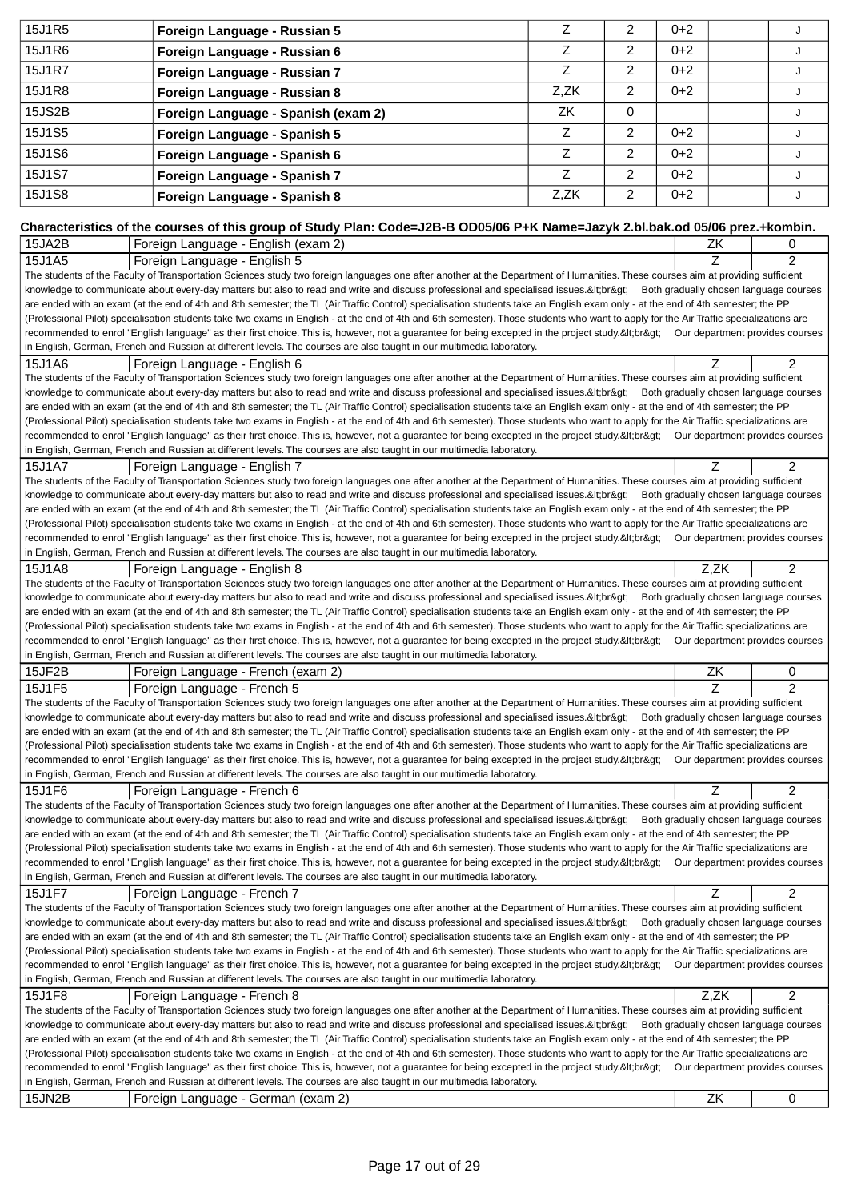| | | | | | | |
|---|---|---|---|---|---|---|
| 15J1R5 | **Foreign Language - Russian 5** | Z | 2 | 0+2 | | J |
| 15J1R6 | **Foreign Language - Russian 6** | Z | 2 | 0+2 | | J |
| 15J1R7 | **Foreign Language - Russian 7** | Z | 2 | 0+2 | | J |
| 15J1R8 | **Foreign Language - Russian 8** | Z,ZK | 2 | 0+2 | | J |
| 15JS2B | **Foreign Language - Spanish (exam 2)** | ZK | 0 | | | J |
| 15J1S5 | **Foreign Language - Spanish 5** | Z | 2 | 0+2 | | J |
| 15J1S6 | **Foreign Language - Spanish 6** | Z | 2 | 0+2 | | J |
| 15J1S7 | **Foreign Language - Spanish 7** | Z | 2 | 0+2 | | J |
| 15J1S8 | **Foreign Language - Spanish 8** | Z,ZK | 2 | 0+2 | | J |

**Characteristics of the courses of this group of Study Plan: Code=J2B-B OD05/06 P+K Name=Jazyk 2.bl.bak.od 05/06 prez.+kombin.**

| | | | |
|---|---|---|---|
| 15JA2B | Foreign Language - English (exam 2) | ZK | 0 |
| 15J1A5 | Foreign Language - English 5 | Z | 2 |

The students of the Faculty of Transportation Sciences study two foreign languages one after another at the Department of Humanities. These courses aim at providing sufficient knowledge to communicate about every-day matters but also to read and write and discuss professional and specialised issues.&lt;br&gt; Both gradually chosen language courses are ended with an exam (at the end of 4th and 8th semester; the TL (Air Traffic Control) specialisation students take an English exam only - at the end of 4th semester; the PP (Professional Pilot) specialisation students take two exams in English - at the end of 4th and 6th semester). Those students who want to apply for the Air Traffic specializations are recommended to enrol "English language" as their first choice. This is, however, not a guarantee for being excepted in the project study.&lt;br&gt; Our department provides courses in English, German, French and Russian at different levels. The courses are also taught in our multimedia laboratory.

| | | | |
|---|---|---|---|
| 15J1A6 | Foreign Language - English 6 | Z | 2 |

The students of the Faculty of Transportation Sciences study two foreign languages one after another at the Department of Humanities. These courses aim at providing sufficient knowledge to communicate about every-day matters but also to read and write and discuss professional and specialised issues.&lt;br&gt; Both gradually chosen language courses are ended with an exam (at the end of 4th and 8th semester; the TL (Air Traffic Control) specialisation students take an English exam only - at the end of 4th semester; the PP (Professional Pilot) specialisation students take two exams in English - at the end of 4th and 6th semester). Those students who want to apply for the Air Traffic specializations are recommended to enrol "English language" as their first choice. This is, however, not a guarantee for being excepted in the project study.&lt;br&gt; Our department provides courses in English, German, French and Russian at different levels. The courses are also taught in our multimedia laboratory.

| | | | |
|---|---|---|---|
| 15J1A7 | Foreign Language - English 7 | Z | 2 |

The students of the Faculty of Transportation Sciences study two foreign languages one after another at the Department of Humanities. These courses aim at providing sufficient knowledge to communicate about every-day matters but also to read and write and discuss professional and specialised issues.&lt;br&gt; Both gradually chosen language courses are ended with an exam (at the end of 4th and 8th semester; the TL (Air Traffic Control) specialisation students take an English exam only - at the end of 4th semester; the PP (Professional Pilot) specialisation students take two exams in English - at the end of 4th and 6th semester). Those students who want to apply for the Air Traffic specializations are recommended to enrol "English language" as their first choice. This is, however, not a guarantee for being excepted in the project study.&lt;br&gt; Our department provides courses in English, German, French and Russian at different levels. The courses are also taught in our multimedia laboratory.

| | | | |
|---|---|---|---|
| 15J1A8 | Foreign Language - English 8 | Z,ZK | 2 |

The students of the Faculty of Transportation Sciences study two foreign languages one after another at the Department of Humanities. These courses aim at providing sufficient knowledge to communicate about every-day matters but also to read and write and discuss professional and specialised issues.&lt;br&gt; Both gradually chosen language courses are ended with an exam (at the end of 4th and 8th semester; the TL (Air Traffic Control) specialisation students take an English exam only - at the end of 4th semester; the PP (Professional Pilot) specialisation students take two exams in English - at the end of 4th and 6th semester). Those students who want to apply for the Air Traffic specializations are recommended to enrol "English language" as their first choice. This is, however, not a guarantee for being excepted in the project study.&lt;br&gt; Our department provides courses in English, German, French and Russian at different levels. The courses are also taught in our multimedia laboratory.

| | | | |
|---|---|---|---|
| 15JF2B | Foreign Language - French (exam 2) | ZK | 0 |
| 15J1F5 | Foreign Language - French 5 | Z | 2 |

The students of the Faculty of Transportation Sciences study two foreign languages one after another at the Department of Humanities. These courses aim at providing sufficient knowledge to communicate about every-day matters but also to read and write and discuss professional and specialised issues.&lt;br&gt; Both gradually chosen language courses are ended with an exam (at the end of 4th and 8th semester; the TL (Air Traffic Control) specialisation students take an English exam only - at the end of 4th semester; the PP (Professional Pilot) specialisation students take two exams in English - at the end of 4th and 6th semester). Those students who want to apply for the Air Traffic specializations are recommended to enrol "English language" as their first choice. This is, however, not a guarantee for being excepted in the project study.&lt;br&gt; Our department provides courses in English, German, French and Russian at different levels. The courses are also taught in our multimedia laboratory.

| | | | |
|---|---|---|---|
| 15J1F6 | Foreign Language - French 6 | Z | 2 |

The students of the Faculty of Transportation Sciences study two foreign languages one after another at the Department of Humanities. These courses aim at providing sufficient knowledge to communicate about every-day matters but also to read and write and discuss professional and specialised issues.&lt;br&gt; Both gradually chosen language courses are ended with an exam (at the end of 4th and 8th semester; the TL (Air Traffic Control) specialisation students take an English exam only - at the end of 4th semester; the PP (Professional Pilot) specialisation students take two exams in English - at the end of 4th and 6th semester). Those students who want to apply for the Air Traffic specializations are recommended to enrol "English language" as their first choice. This is, however, not a guarantee for being excepted in the project study.&lt;br&gt; Our department provides courses in English, German, French and Russian at different levels. The courses are also taught in our multimedia laboratory.

| | | | |
|---|---|---|---|
| 15J1F7 | Foreign Language - French 7 | Z | 2 |

The students of the Faculty of Transportation Sciences study two foreign languages one after another at the Department of Humanities. These courses aim at providing sufficient knowledge to communicate about every-day matters but also to read and write and discuss professional and specialised issues.&lt;br&gt; Both gradually chosen language courses are ended with an exam (at the end of 4th and 8th semester; the TL (Air Traffic Control) specialisation students take an English exam only - at the end of 4th semester; the PP (Professional Pilot) specialisation students take two exams in English - at the end of 4th and 6th semester). Those students who want to apply for the Air Traffic specializations are recommended to enrol "English language" as their first choice. This is, however, not a guarantee for being excepted in the project study.&lt;br&gt; Our department provides courses in English, German, French and Russian at different levels. The courses are also taught in our multimedia laboratory.

| | | | |
|---|---|---|---|
| 15J1F8 | Foreign Language - French 8 | Z,ZK | 2 |

The students of the Faculty of Transportation Sciences study two foreign languages one after another at the Department of Humanities. These courses aim at providing sufficient knowledge to communicate about every-day matters but also to read and write and discuss professional and specialised issues.&lt;br&gt; Both gradually chosen language courses are ended with an exam (at the end of 4th and 8th semester; the TL (Air Traffic Control) specialisation students take an English exam only - at the end of 4th semester; the PP (Professional Pilot) specialisation students take two exams in English - at the end of 4th and 6th semester). Those students who want to apply for the Air Traffic specializations are recommended to enrol "English language" as their first choice. This is, however, not a guarantee for being excepted in the project study.&lt;br&gt; Our department provides courses in English, German, French and Russian at different levels. The courses are also taught in our multimedia laboratory.

| | | | |
|---|---|---|---|
| 15JN2B | Foreign Language - German (exam 2) | ZK | 0 |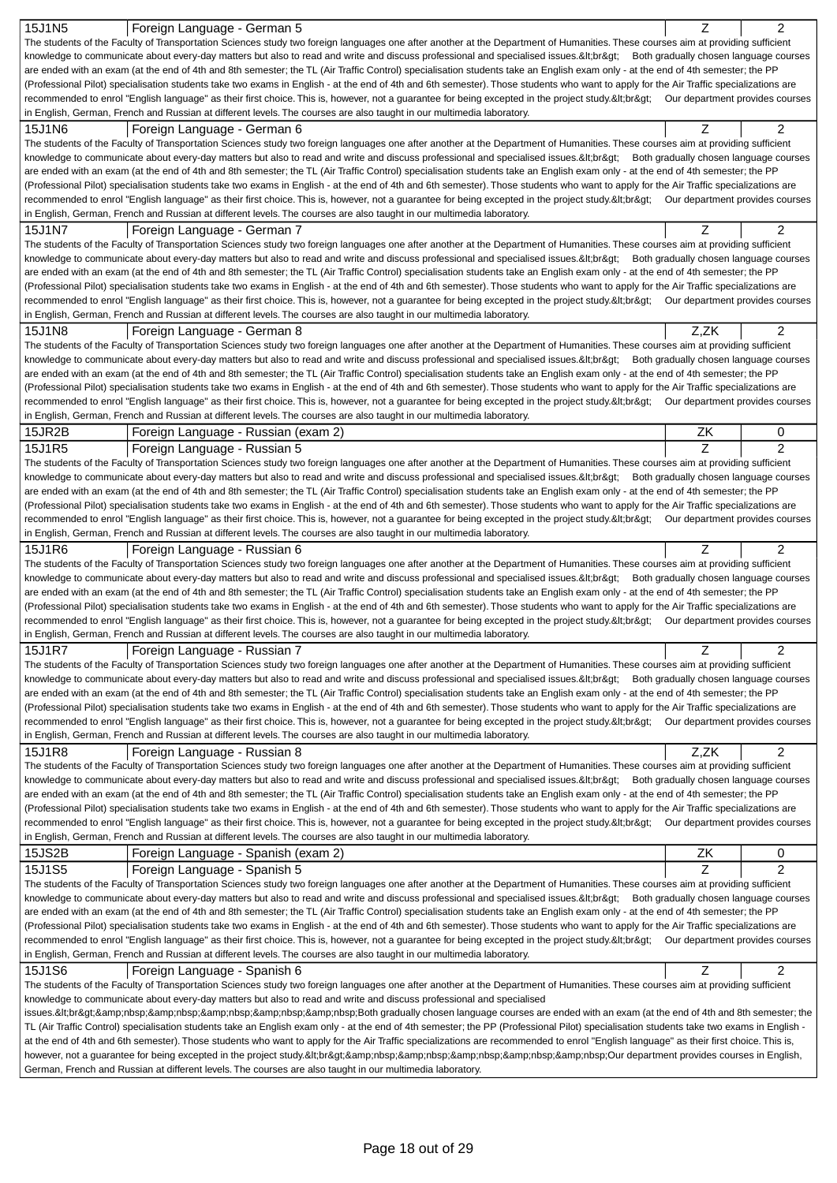| 15J1N5 | Foreign Language - German 5 | Z | 2 |
|---|---|---|---|

The students of the Faculty of Transportation Sciences study two foreign languages one after another at the Department of Humanities. These courses aim at providing sufficient knowledge to communicate about every-day matters but also to read and write and discuss professional and specialised issues.&lt;br&gt;    Both gradually chosen language courses are ended with an exam (at the end of 4th and 8th semester; the TL (Air Traffic Control) specialisation students take an English exam only - at the end of 4th semester; the PP (Professional Pilot) specialisation students take two exams in English - at the end of 4th and 6th semester). Those students who want to apply for the Air Traffic specializations are recommended to enrol "English language" as their first choice. This is, however, not a guarantee for being excepted in the project study.&lt;br&gt;    Our department provides courses in English, German, French and Russian at different levels. The courses are also taught in our multimedia laboratory.

| 15J1N6 | Foreign Language - German 6 | Z | 2 |
|---|---|---|---|

The students of the Faculty of Transportation Sciences study two foreign languages one after another at the Department of Humanities. These courses aim at providing sufficient knowledge to communicate about every-day matters but also to read and write and discuss professional and specialised issues.&lt;br&gt;    Both gradually chosen language courses are ended with an exam (at the end of 4th and 8th semester; the TL (Air Traffic Control) specialisation students take an English exam only - at the end of 4th semester; the PP (Professional Pilot) specialisation students take two exams in English - at the end of 4th and 6th semester). Those students who want to apply for the Air Traffic specializations are recommended to enrol "English language" as their first choice. This is, however, not a guarantee for being excepted in the project study.&lt;br&gt;    Our department provides courses in English, German, French and Russian at different levels. The courses are also taught in our multimedia laboratory.

| 15J1N7 | Foreign Language - German 7 | Z | 2 |
|---|---|---|---|

The students of the Faculty of Transportation Sciences study two foreign languages one after another at the Department of Humanities. These courses aim at providing sufficient knowledge to communicate about every-day matters but also to read and write and discuss professional and specialised issues.&lt;br&gt;    Both gradually chosen language courses are ended with an exam (at the end of 4th and 8th semester; the TL (Air Traffic Control) specialisation students take an English exam only - at the end of 4th semester; the PP (Professional Pilot) specialisation students take two exams in English - at the end of 4th and 6th semester). Those students who want to apply for the Air Traffic specializations are recommended to enrol "English language" as their first choice. This is, however, not a guarantee for being excepted in the project study.&lt;br&gt;    Our department provides courses in English, German, French and Russian at different levels. The courses are also taught in our multimedia laboratory.

| 15J1N8 | Foreign Language - German 8 | Z,ZK | 2 |
|---|---|---|---|

The students of the Faculty of Transportation Sciences study two foreign languages one after another at the Department of Humanities. These courses aim at providing sufficient knowledge to communicate about every-day matters but also to read and write and discuss professional and specialised issues.&lt;br&gt;    Both gradually chosen language courses are ended with an exam (at the end of 4th and 8th semester; the TL (Air Traffic Control) specialisation students take an English exam only - at the end of 4th semester; the PP (Professional Pilot) specialisation students take two exams in English - at the end of 4th and 6th semester). Those students who want to apply for the Air Traffic specializations are recommended to enrol "English language" as their first choice. This is, however, not a guarantee for being excepted in the project study.&lt;br&gt;    Our department provides courses in English, German, French and Russian at different levels. The courses are also taught in our multimedia laboratory.

| 15JR2B | Foreign Language - Russian (exam 2) | ZK | 0 |
|---|---|---|---|

| 15J1R5 | Foreign Language - Russian 5 | Z | 2 |
|---|---|---|---|

The students of the Faculty of Transportation Sciences study two foreign languages one after another at the Department of Humanities. These courses aim at providing sufficient knowledge to communicate about every-day matters but also to read and write and discuss professional and specialised issues.&lt;br&gt;    Both gradually chosen language courses are ended with an exam (at the end of 4th and 8th semester; the TL (Air Traffic Control) specialisation students take an English exam only - at the end of 4th semester; the PP (Professional Pilot) specialisation students take two exams in English - at the end of 4th and 6th semester). Those students who want to apply for the Air Traffic specializations are recommended to enrol "English language" as their first choice. This is, however, not a guarantee for being excepted in the project study.&lt;br&gt;    Our department provides courses in English, German, French and Russian at different levels. The courses are also taught in our multimedia laboratory.

| 15J1R6 | Foreign Language - Russian 6 | Z | 2 |
|---|---|---|---|

The students of the Faculty of Transportation Sciences study two foreign languages one after another at the Department of Humanities. These courses aim at providing sufficient knowledge to communicate about every-day matters but also to read and write and discuss professional and specialised issues.&lt;br&gt;    Both gradually chosen language courses are ended with an exam (at the end of 4th and 8th semester; the TL (Air Traffic Control) specialisation students take an English exam only - at the end of 4th semester; the PP (Professional Pilot) specialisation students take two exams in English - at the end of 4th and 6th semester). Those students who want to apply for the Air Traffic specializations are recommended to enrol "English language" as their first choice. This is, however, not a guarantee for being excepted in the project study.&lt;br&gt;    Our department provides courses in English, German, French and Russian at different levels. The courses are also taught in our multimedia laboratory.

| 15J1R7 | Foreign Language - Russian 7 | Z | 2 |
|---|---|---|---|

The students of the Faculty of Transportation Sciences study two foreign languages one after another at the Department of Humanities. These courses aim at providing sufficient knowledge to communicate about every-day matters but also to read and write and discuss professional and specialised issues.&lt;br&gt;    Both gradually chosen language courses are ended with an exam (at the end of 4th and 8th semester; the TL (Air Traffic Control) specialisation students take an English exam only - at the end of 4th semester; the PP (Professional Pilot) specialisation students take two exams in English - at the end of 4th and 6th semester). Those students who want to apply for the Air Traffic specializations are recommended to enrol "English language" as their first choice. This is, however, not a guarantee for being excepted in the project study.&lt;br&gt;    Our department provides courses in English, German, French and Russian at different levels. The courses are also taught in our multimedia laboratory.

| 15J1R8 | Foreign Language - Russian 8 | Z,ZK | 2 |
|---|---|---|---|

The students of the Faculty of Transportation Sciences study two foreign languages one after another at the Department of Humanities. These courses aim at providing sufficient knowledge to communicate about every-day matters but also to read and write and discuss professional and specialised issues.&lt;br&gt;    Both gradually chosen language courses are ended with an exam (at the end of 4th and 8th semester; the TL (Air Traffic Control) specialisation students take an English exam only - at the end of 4th semester; the PP (Professional Pilot) specialisation students take two exams in English - at the end of 4th and 6th semester). Those students who want to apply for the Air Traffic specializations are recommended to enrol "English language" as their first choice. This is, however, not a guarantee for being excepted in the project study.&lt;br&gt;    Our department provides courses in English, German, French and Russian at different levels. The courses are also taught in our multimedia laboratory.

| 15JS2B | Foreign Language - Spanish (exam 2) | ZK | 0 |
|---|---|---|---|

| 15J1S5 | Foreign Language - Spanish 5 | Z | 2 |
|---|---|---|---|

The students of the Faculty of Transportation Sciences study two foreign languages one after another at the Department of Humanities. These courses aim at providing sufficient knowledge to communicate about every-day matters but also to read and write and discuss professional and specialised issues.&lt;br&gt;    Both gradually chosen language courses are ended with an exam (at the end of 4th and 8th semester; the TL (Air Traffic Control) specialisation students take an English exam only - at the end of 4th semester; the PP (Professional Pilot) specialisation students take two exams in English - at the end of 4th and 6th semester). Those students who want to apply for the Air Traffic specializations are recommended to enrol "English language" as their first choice. This is, however, not a guarantee for being excepted in the project study.&lt;br&gt;    Our department provides courses in English, German, French and Russian at different levels. The courses are also taught in our multimedia laboratory.

| 15J1S6 | Foreign Language - Spanish 6 | Z | 2 |
|---|---|---|---|

The students of the Faculty of Transportation Sciences study two foreign languages one after another at the Department of Humanities. These courses aim at providing sufficient knowledge to communicate about every-day matters but also to read and write and discuss professional and specialised issues.&lt;br&gt;&amp;nbsp;&amp;nbsp;&amp;nbsp;&amp;nbsp;&amp;nbsp;Both gradually chosen language courses are ended with an exam (at the end of 4th and 8th semester; the TL (Air Traffic Control) specialisation students take an English exam only - at the end of 4th semester; the PP (Professional Pilot) specialisation students take two exams in English - at the end of 4th and 6th semester). Those students who want to apply for the Air Traffic specializations are recommended to enrol "English language" as their first choice. This is, however, not a guarantee for being excepted in the project study.&lt;br&gt;&amp;nbsp;&amp;nbsp;&amp;nbsp;&amp;nbsp;&amp;nbsp;Our department provides courses in English, German, French and Russian at different levels. The courses are also taught in our multimedia laboratory.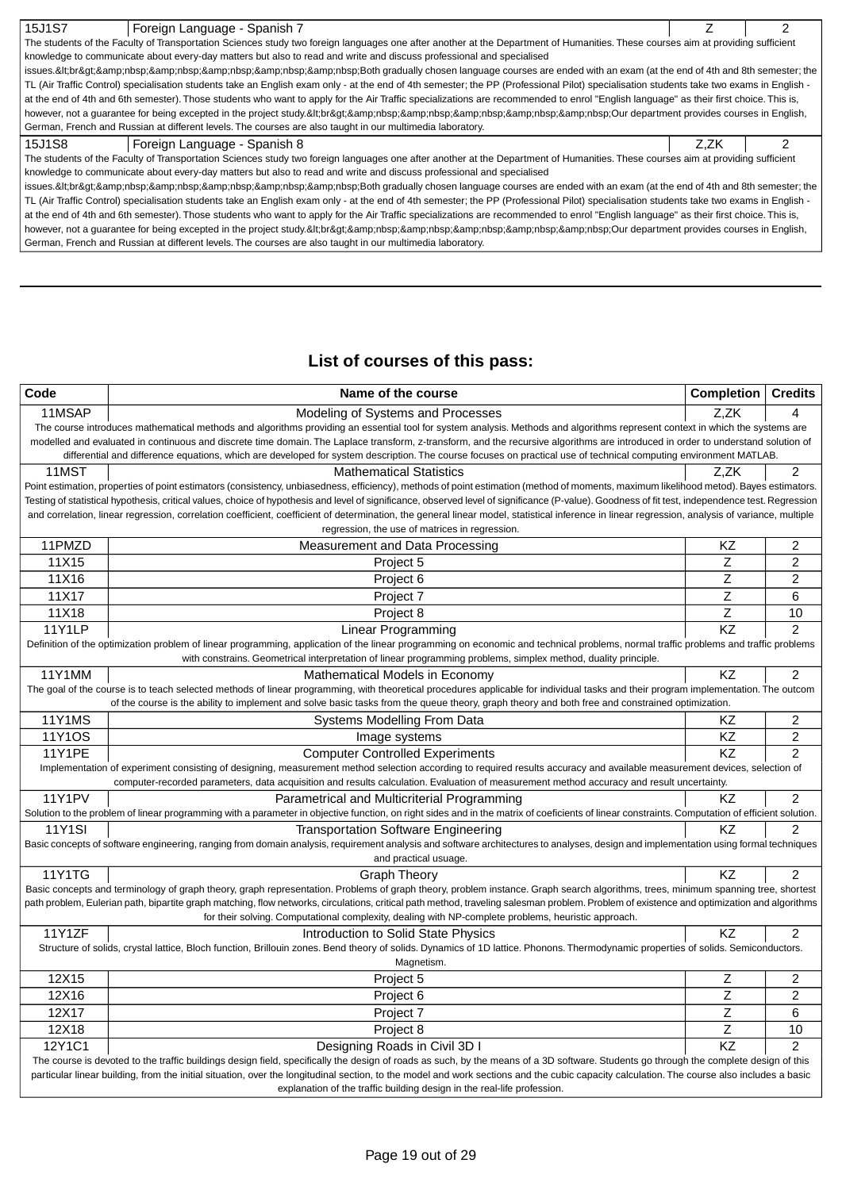| | | | |
|---|---|---|---|
| 15J1S7 | Foreign Language - Spanish 7 | Z | 2 |
| The students of the Faculty of Transportation Sciences study two foreign languages one after another at the Department of Humanities. These courses aim at providing sufficient knowledge to communicate about every-day matters but also to read and write and discuss professional and specialised issues.&lt;br&gt;&amp;nbsp;&amp;nbsp;&amp;nbsp;&amp;nbsp;&amp;nbsp;Both gradually chosen language courses are ended with an exam (at the end of 4th and 8th semester; the TL (Air Traffic Control) specialisation students take an English exam only - at the end of 4th semester; the PP (Professional Pilot) specialisation students take two exams in English - at the end of 4th and 6th semester). Those students who want to apply for the Air Traffic specializations are recommended to enrol "English language" as their first choice. This is, however, not a guarantee for being excepted in the project study.&lt;br&gt;&amp;nbsp;&amp;nbsp;&amp;nbsp;&amp;nbsp;&amp;nbsp;Our department provides courses in English, German, French and Russian at different levels. The courses are also taught in our multimedia laboratory. | | | |
| 15J1S8 | Foreign Language - Spanish 8 | Z,ZK | 2 |
| The students of the Faculty of Transportation Sciences study two foreign languages one after another at the Department of Humanities. These courses aim at providing sufficient knowledge to communicate about every-day matters but also to read and write and discuss professional and specialised issues.&lt;br&gt;&amp;nbsp;&amp;nbsp;&amp;nbsp;&amp;nbsp;&amp;nbsp;Both gradually chosen language courses are ended with an exam (at the end of 4th and 8th semester; the TL (Air Traffic Control) specialisation students take an English exam only - at the end of 4th semester; the PP (Professional Pilot) specialisation students take two exams in English - at the end of 4th and 6th semester). Those students who want to apply for the Air Traffic specializations are recommended to enrol "English language" as their first choice. This is, however, not a guarantee for being excepted in the project study.&lt;br&gt;&amp;nbsp;&amp;nbsp;&amp;nbsp;&amp;nbsp;&amp;nbsp;Our department provides courses in English, German, French and Russian at different levels. The courses are also taught in our multimedia laboratory. | | | |

## List of courses of this pass:

| Code | Name of the course | Completion | Credits |
|---|---|---|---|
| 11MSAP | Modeling of Systems and Processes | Z,ZK | 4 |
| The course introduces mathematical methods and algorithms providing an essential tool for system analysis. Methods and algorithms represent context in which the systems are modelled and evaluated in continuous and discrete time domain. The Laplace transform, z-transform, and the recursive algorithms are introduced in order to understand solution of differential and difference equations, which are developed for system description. The course focuses on practical use of technical computing environment MATLAB. | | | |
| 11MST | Mathematical Statistics | Z,ZK | 2 |
| Point estimation, properties of point estimators (consistency, unbiasedness, efficiency), methods of point estimation (method of moments, maximum likelihood metod). Bayes estimators. Testing of statistical hypothesis, critical values, choice of hypothesis and level of significance, observed level of significance (P-value). Goodness of fit test, independence test. Regression and correlation, linear regression, correlation coefficient, coefficient of determination, the general linear model, statistical inference in linear regression, analysis of variance, multiple regression, the use of matrices in regression. | | | |
| 11PMZD | Measurement and Data Processing | KZ | 2 |
| 11X15 | Project 5 | Z | 2 |
| 11X16 | Project 6 | Z | 2 |
| 11X17 | Project 7 | Z | 6 |
| 11X18 | Project 8 | Z | 10 |
| 11Y1LP | Linear Programming | KZ | 2 |
| Definition of the optimization problem of linear programming, application of the linear programming on economic and technical problems, normal traffic problems and traffic problems with constrains. Geometrical interpretation of linear programming problems, simplex method, duality principle. | | | |
| 11Y1MM | Mathematical Models in Economy | KZ | 2 |
| The goal of the course is to teach selected methods of linear programming, with theoretical procedures applicable for individual tasks and their program implementation. The outcom of the course is the ability to implement and solve basic tasks from the queue theory, graph theory and both free and constrained optimization. | | | |
| 11Y1MS | Systems Modelling From Data | KZ | 2 |
| 11Y1OS | Image systems | KZ | 2 |
| 11Y1PE | Computer Controlled Experiments | KZ | 2 |
| Implementation of experiment consisting of designing, measurement method selection according to required results accuracy and available measurement devices, selection of computer-recorded parameters, data acquisition and results calculation. Evaluation of measurement method accuracy and result uncertainty. | | | |
| 11Y1PV | Parametrical and Multicriterial Programming | KZ | 2 |
| Solution to the problem of linear programming with a parameter in objective function, on right sides and in the matrix of coeficients of linear constraints. Computation of efficient solution. | | | |
| 11Y1SI | Transportation Software Engineering | KZ | 2 |
| Basic concepts of software engineering, ranging from domain analysis, requirement analysis and software architectures to analyses, design and implementation using formal techniques and practical usuage. | | | |
| 11Y1TG | Graph Theory | KZ | 2 |
| Basic concepts and terminology of graph theory, graph representation. Problems of graph theory, problem instance. Graph search algorithms, trees, minimum spanning tree, shortest path problem, Eulerian path, bipartite graph matching, flow networks, circulations, critical path method, traveling salesman problem. Problem of existence and optimization and algorithms for their solving. Computational complexity, dealing with NP-complete problems, heuristic approach. | | | |
| 11Y1ZF | Introduction to Solid State Physics | KZ | 2 |
| Structure of solids, crystal lattice, Bloch function, Brillouin zones. Bend theory of solids. Dynamics of 1D lattice. Phonons. Thermodynamic properties of solids. Semiconductors. Magnetism. | | | |
| 12X15 | Project 5 | Z | 2 |
| 12X16 | Project 6 | Z | 2 |
| 12X17 | Project 7 | Z | 6 |
| 12X18 | Project 8 | Z | 10 |
| 12Y1C1 | Designing Roads in Civil 3D I | KZ | 2 |
| The course is devoted to the traffic buildings design field, specifically the design of roads as such, by the means of a 3D software. Students go through the complete design of this particular linear building, from the initial situation, over the longitudinal section, to the model and work sections and the cubic capacity calculation. The course also includes a basic explanation of the traffic building design in the real-life profession. | | | |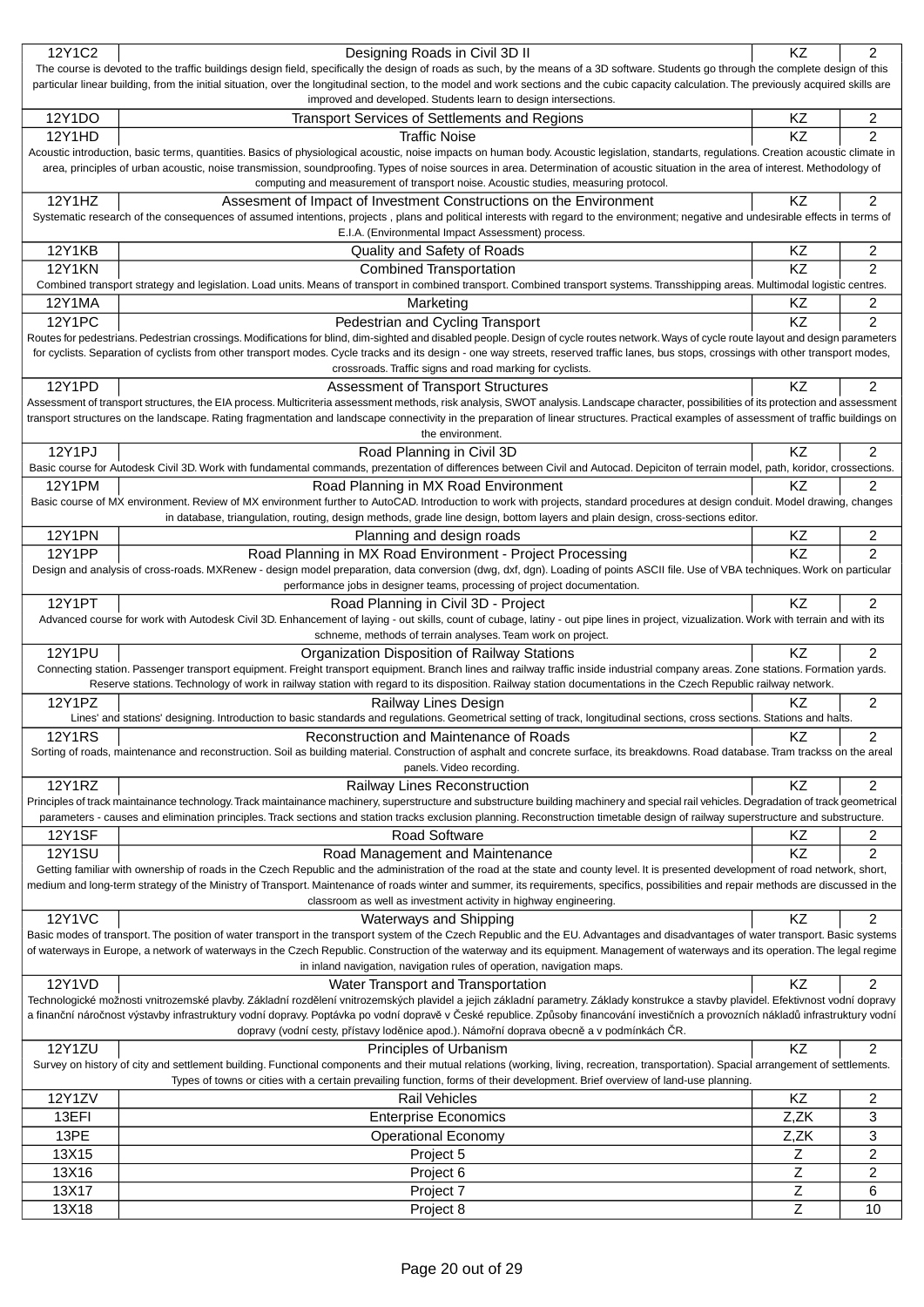| | | | |
|---|---|---|---|
| 12Y1C2 | Designing Roads in Civil 3D II | KZ | 2 |
| The course is devoted to the traffic buildings design field, specifically the design of roads as such, by the means of a 3D software. Students go through the complete design of this particular linear building, from the initial situation, over the longitudinal section, to the model and work sections and the cubic capacity calculation. The previously acquired skills are improved and developed. Students learn to design intersections. | | | |
| 12Y1DO | Transport Services of Settlements and Regions | KZ | 2 |
| 12Y1HD | Traffic Noise | KZ | 2 |
| Acoustic introduction, basic terms, quantities. Basics of physiological acoustic, noise impacts on human body. Acoustic legislation, standarts, regulations. Creation acoustic climate in area, principles of urban acoustic, noise transmission, soundproofing. Types of noise sources in area. Determination of acoustic situation in the area of interest. Methodology of computing and measurement of transport noise. Acoustic studies, measuring protocol. | | | |
| 12Y1HZ | Assesment of Impact of Investment Constructions on the Environment | KZ | 2 |
| Systematic research of the consequences of assumed intentions, projects , plans and political interests with regard to the environment; negative and undesirable effects in terms of E.I.A. (Environmental Impact Assessment) process. | | | |
| 12Y1KB | Quality and Safety of Roads | KZ | 2 |
| 12Y1KN | Combined Transportation | KZ | 2 |
| Combined transport strategy and legislation. Load units. Means of transport in combined transport. Combined transport systems. Transshipping areas. Multimodal logistic centres. | | | |
| 12Y1MA | Marketing | KZ | 2 |
| 12Y1PC | Pedestrian and Cycling Transport | KZ | 2 |
| Routes for pedestrians. Pedestrian crossings. Modifications for blind, dim-sighted and disabled people. Design of cycle routes network. Ways of cycle route layout and design parameters for cyclists. Separation of cyclists from other transport modes. Cycle tracks and its design - one way streets, reserved traffic lanes, bus stops, crossings with other transport modes, crossroads. Traffic signs and road marking for cyclists. | | | |
| 12Y1PD | Assessment of Transport Structures | KZ | 2 |
| Assessment of transport structures, the EIA process. Multicriteria assessment methods, risk analysis, SWOT analysis. Landscape character, possibilities of its protection and assessment transport structures on the landscape. Rating fragmentation and landscape connectivity in the preparation of linear structures. Practical examples of assessment of traffic buildings on the environment. | | | |
| 12Y1PJ | Road Planning in Civil 3D | KZ | 2 |
| Basic course for Autodesk Civil 3D. Work with fundamental commands, prezentation of differences between Civil and Autocad. Depiciton of terrain model, path, koridor, crossections. | | | |
| 12Y1PM | Road Planning in MX Road Environment | KZ | 2 |
| Basic course of MX environment. Review of MX environment further to AutoCAD. Introduction to work with projects, standard procedures at design conduit. Model drawing, changes in database, triangulation, routing, design methods, grade line design, bottom layers and plain design, cross-sections editor. | | | |
| 12Y1PN | Planning and design roads | KZ | 2 |
| 12Y1PP | Road Planning in MX Road Environment - Project Processing | KZ | 2 |
| Design and analysis of cross-roads. MXRenew - design model preparation, data conversion (dwg, dxf, dgn). Loading of points ASCII file. Use of VBA techniques. Work on particular performance jobs in designer teams, processing of project documentation. | | | |
| 12Y1PT | Road Planning in Civil 3D - Project | KZ | 2 |
| Advanced course for work with Autodesk Civil 3D. Enhancement of laying - out skills, count of cubage, latiny - out pipe lines in project, vizualization. Work with terrain and with its schneme, methods of terrain analyses. Team work on project. | | | |
| 12Y1PU | Organization Disposition of Railway Stations | KZ | 2 |
| Connecting station. Passenger transport equipment. Freight transport equipment. Branch lines and railway traffic inside industrial company areas. Zone stations. Formation yards. Reserve stations. Technology of work in railway station with regard to its disposition. Railway station documentations in the Czech Republic railway network. | | | |
| 12Y1PZ | Railway Lines Design | KZ | 2 |
| Lines' and stations' designing. Introduction to basic standards and regulations. Geometrical setting of track, longitudinal sections, cross sections. Stations and halts. | | | |
| 12Y1RS | Reconstruction and Maintenance of Roads | KZ | 2 |
| Sorting of roads, maintenance and reconstruction. Soil as building material. Construction of asphalt and concrete surface, its breakdowns. Road database. Tram trackss on the areal panels. Video recording. | | | |
| 12Y1RZ | Railway Lines Reconstruction | KZ | 2 |
| Principles of track maintainance technology. Track maintainance machinery, superstructure and substructure building machinery and special rail vehicles. Degradation of track geometrical parameters - causes and elimination principles. Track sections and station tracks exclusion planning. Reconstruction timetable design of railway superstructure and substructure. | | | |
| 12Y1SF | Road Software | KZ | 2 |
| 12Y1SU | Road Management and Maintenance | KZ | 2 |
| Getting familiar with ownership of roads in the Czech Republic and the administration of the road at the state and county level. It is presented development of road network, short, medium and long-term strategy of the Ministry of Transport. Maintenance of roads winter and summer, its requirements, specifics, possibilities and repair methods are discussed in the classroom as well as investment activity in highway engineering. | | | |
| 12Y1VC | Waterways and Shipping | KZ | 2 |
| Basic modes of transport. The position of water transport in the transport system of the Czech Republic and the EU. Advantages and disadvantages of water transport. Basic systems of waterways in Europe, a network of waterways in the Czech Republic. Construction of the waterway and its equipment. Management of waterways and its operation. The legal regime in inland navigation, navigation rules of operation, navigation maps. | | | |
| 12Y1VD | Water Transport and Transportation | KZ | 2 |
| Technologické možnosti vnitrozemské plavby. Základní rozdělení vnitrozemských plavidel a jejich základní parametry. Základy konstrukce a stavby plavidel. Efektivnost vodní dopravy a finanční náročnost výstavby infrastruktury vodní dopravy. Poptávka po vodní dopravě v České republice. Způsoby financování investičních a provozních nákladů infrastruktury vodní dopravy (vodní cesty, přístavy loděnice apod.). Námořní doprava obecně a v podmínkách ČR. | | | |
| 12Y1ZU | Principles of Urbanism | KZ | 2 |
| Survey on history of city and settlement building. Functional components and their mutual relations (working, living, recreation, transportation). Spacial arrangement of settlements. Types of towns or cities with a certain prevailing function, forms of their development. Brief overview of land-use planning. | | | |
| 12Y1ZV | Rail Vehicles | KZ | 2 |
| 13EFI | Enterprise Economics | Z,ZK | 3 |
| 13PE | Operational Economy | Z,ZK | 3 |
| 13X15 | Project 5 | Z | 2 |
| 13X16 | Project 6 | Z | 2 |
| 13X17 | Project 7 | Z | 6 |
| 13X18 | Project 8 | Z | 10 |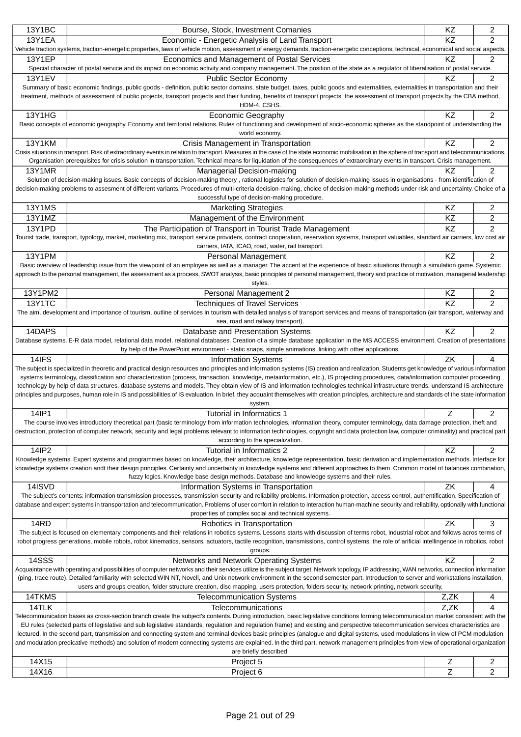| | | | |
|---|---|---|---|
| 13Y1BC | Bourse, Stock, Investment Comanies | KZ | 2 |
| 13Y1EA | Economic - Energetic Analysis of Land Transport | KZ | 2 |
| Vehicle traction systems, traction-energetic properties, laws of vehicle motion, assessment of energy demands, traction-energetic conceptions, technical, economical and social aspects. | | | |
| 13Y1EP | Economics and Management of Postal Services | KZ | 2 |
| Special character of postal service and its impact on economic activity and company management. The position of the state as a regulator of liberalisation of postal service. | | | |
| 13Y1EV | Public Sector Economy | KZ | 2 |
| Summary of basic economic findings, public goods - definition, public sector domains, state budget, taxes, public goods and externalities, externalities in transportation and their treatment, methods of assessment of public projects, transport projects and their funding, benefits of transport projects, the assessment of transport projects by the CBA method, HDM-4, CSHS. | | | |
| 13Y1HG | Economic Geography | KZ | 2 |
| Basic concepts of economic geography. Economy and territorial relations. Rules of functioning and development of socio-economic spheres as the standpoint of understanding the world economy. | | | |
| 13Y1KM | Crisis Management in Transportation | KZ | 2 |
| Crisis situations in transport. Risk of extraordinary events in relation to transport. Measures in the case of the state economic mobilisation in the sphere of transport and telecommunications. Organisation prerequisites for crisis solution in transportation. Technical means for liquidation of the consequences of extraordinary events in transport. Crisis management. | | | |
| 13Y1MR | Managerial Decision-making | KZ | 2 |
| Solution of decision-making issues. Basic concepts of decision-making theory , rational logistics for solution of decision-making issues in organisations - from identification of decision-making problems to assesment of different variants. Procedures of multi-criteria decision-making, choice of decision-making methods under risk and uncertainty. Choice of a successful type of decision-making procedure. | | | |
| 13Y1MS | Marketing Strategies | KZ | 2 |
| 13Y1MZ | Management of the Environment | KZ | 2 |
| 13Y1PD | The Participation of Transport in Tourist Trade Management | KZ | 2 |
| Tourist trade, transport, typology, market, marketing mix, transport service providers, contract cooperation, reservation systems, transport valuables, standard air carriers, low cost air carriers, IATA, ICAO, road, water, rail transport. | | | |
| 13Y1PM | Personal Management | KZ | 2 |
| Basic overview of leadership issue from the viewpoint of an employee as well as a manager. The accent at the experience of basic situations through a simulation game. Systemic approach to the personal management, the assessment as a process, SWOT analysis, basic principles of personal management, theory and practice of motivation, managerial leadership styles. | | | |
| 13Y1PM2 | Personal Management 2 | KZ | 2 |
| 13Y1TC | Techniques of Travel Services | KZ | 2 |
| The aim, development and importance of tourism, outline of services in tourism with detailed analysis of transport services and means of transportation (air transport, waterway and sea, road and railway transport). | | | |
| 14DAPS | Database and Presentation Systems | KZ | 2 |
| Database systems. E-R data model, relational data model, relational databases. Creation of a simple database application in the MS ACCESS environment. Creation of presentations by help of the PowerPoint environment - static snaps, simple animations, linking with other applications. | | | |
| 14IFS | Information Systems | ZK | 4 |
| The subject is specialized in theoretic and practical design resources and principles and information systems (IS) creation and realization. Students get knowledge of various information systems terminology, classification and characterization (process, transaction, knowledge, metainformation, etc.), IS projecting procedures, data/information computer proceeding technology by help of data structures, database systems and models. They obtain view of IS and information technologies technical infrastructure trends, understand IS architecture principles and purposes, human role in IS and possibilities of IS evaluation. In brief, they acquaint themselves with creation principles, architecture and standards of the state information system. | | | |
| 14IP1 | Tutorial in Informatics 1 | Z | 2 |
| The course involves introductory theoretical part (basic terminology from information technologies, information theory, computer terminology, data damage protection, theft and destruction, protection of computer network, security and legal problems relevant to information technologies, copyright and data protection law, computer criminality) and practical part according to the specialization. | | | |
| 14IP2 | Tutorial in Informatics 2 | KZ | 2 |
| Knowledge systems. Expert systems and programmes based on knowledge, their architecture, knowledge representation, basic derivation and implementation methods. Interface for knowledge systems creation andt their design principles. Certainty and uncertainty in knowledge systems and different approaches to them. Common model of balances combination, fuzzy logics. Knowledge base design methods. Database and knowledge systems and their rules. | | | |
| 14ISVD | Information Systems in Transportation | ZK | 4 |
| The subject's contents: information transmission processes, transmission security and reliability problems. Information protection, access control, authentification. Specification of database and expert systems in transportation and telecommunication. Problems of user comfort in relation to interaction human-machine security and reliability, optionally with functional properties of complex social and technical systems. | | | |
| 14RD | Robotics in Transportation | ZK | 3 |
| The subject is focused on elementary components and their relations in robotics systems. Lessons starts with discussion of terms robot, industrial robot and follows acros terms of robot progress generations, mobile robots, robot kinematics, sensors, actuators, tactile recognition, transmissions, control systems, the role of arificial intellingence in robotics, robot groups. | | | |
| 14SSS | Networks and Network Operating Systems | KZ | 2 |
| Acquaintance with operating and possibilities of computer networks and their services utilize is the subject target. Network topology, IP addressing, WAN networks, connection information (ping, trace route). Detailed familiarity with selected WIN NT, Novell, and Unix network environment in the second semester part. Introduction to server and workstations installation, users and groups creation, folder structure creation, disc mapping, users protection, folders security, network printing, network security. | | | |
| 14TKMS | Telecommunication Systems | Z,ZK | 4 |
| 14TLK | Telecommunications | Z,ZK | 4 |
| Telecommunication bases as cross-section branch create the subject's contents. During introduction, basic legislative conditions forming telecommunication market consistent with the EU rules (selected parts of legislative and sub legislative standards, regulation and regulation frame) and existing and perspective telecommunication services characteristics are lectured. In the second part, transmission and connecting system and terminal devices basic principles (analogue and digital systems, used modulations in view of PCM modulation and modulation predicative methods) and solution of modern connecting systems are explained. In the third part, network management principles from view of operational organization are briefly described. | | | |
| 14X15 | Project 5 | Z | 2 |
| 14X16 | Project 6 | Z | 2 |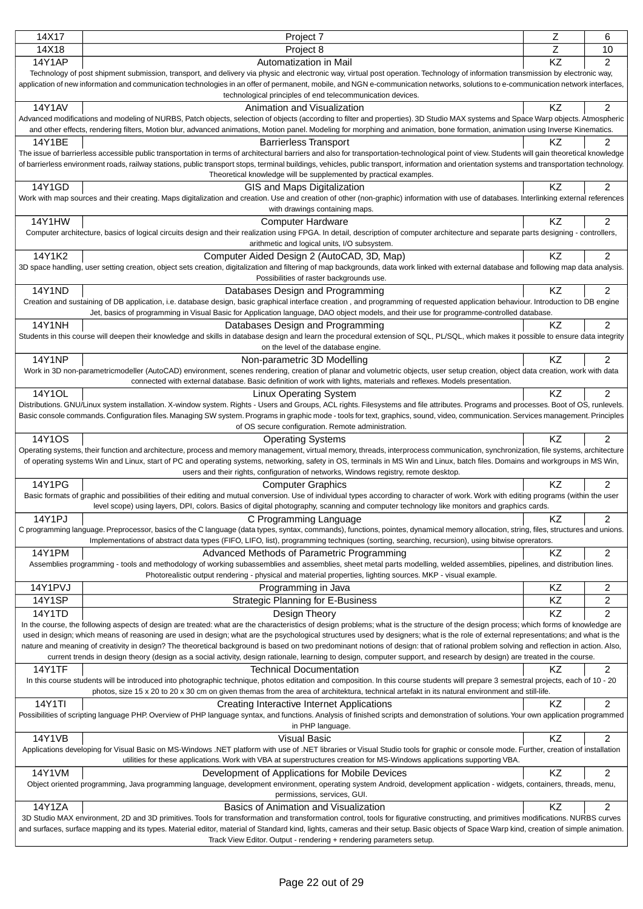| | | | |
|---|---|---|---|
| 14X17 | Project 7 | Z | 6 |
| 14X18 | Project 8 | Z | 10 |
| 14Y1AP | Automatization in Mail | KZ | 2 |
| Technology of post shipment submission, transport, and delivery via physic and electronic way, virtual post operation. Technology of information transmission by electronic way, application of new information and communication technologies in an offer of permanent, mobile, and NGN e-communication networks, solutions to e-communication network interfaces, technological principles of end telecommunication devices. | | | |
| 14Y1AV | Animation and Visualization | KZ | 2 |
| Advanced modifications and modeling of NURBS, Patch objects, selection of objects (according to filter and properties). 3D Studio MAX systems and Space Warp objects. Atmospheric and other effects, rendering filters, Motion blur, advanced animations, Motion panel. Modeling for morphing and animation, bone formation, animation using Inverse Kinematics. | | | |
| 14Y1BE | Barrierless Transport | KZ | 2 |
| The issue of barrierless accessible public transportation in terms of architectural barriers and also for transportation-technological point of view. Students will gain theoretical knowledge of barrierless environment roads, railway stations, public transport stops, terminal buildings, vehicles, public transport, information and orientation systems and transportation technology. Theoretical knowledge will be supplemented by practical examples. | | | |
| 14Y1GD | GIS and Maps Digitalization | KZ | 2 |
| Work with map sources and their creating. Maps digitalization and creation. Use and creation of other (non-graphic) information with use of databases. Interlinking external references with drawings containing maps. | | | |
| 14Y1HW | Computer Hardware | KZ | 2 |
| Computer architecture, basics of logical circuits design and their realization using FPGA. In detail, description of computer architecture and separate parts designing - controllers, arithmetic and logical units, I/O subsystem. | | | |
| 14Y1K2 | Computer Aided Design 2 (AutoCAD, 3D, Map) | KZ | 2 |
| 3D space handling, user setting creation, object sets creation, digitalization and filtering of map backgrounds, data work linked with external database and following map data analysis. Possibilities of raster backgrounds use. | | | |
| 14Y1ND | Databases Design and Programming | KZ | 2 |
| Creation and sustaining of DB application, i.e. database design, basic graphical interface creation , and programming of requested application behaviour. Introduction to DB engine Jet, basics of programming in Visual Basic for Application language, DAO object models, and their use for programme-controlled database. | | | |
| 14Y1NH | Databases Design and Programming | KZ | 2 |
| Students in this course will deepen their knowledge and skills in database design and learn the procedural extension of SQL, PL/SQL, which makes it possible to ensure data integrity on the level of the database engine. | | | |
| 14Y1NP | Non-parametric 3D Modelling | KZ | 2 |
| Work in 3D non-parametricmodeller (AutoCAD) environment, scenes rendering, creation of planar and volumetric objects, user setup creation, object data creation, work with data connected with external database. Basic definition of work with lights, materials and reflexes. Models presentation. | | | |
| 14Y1OL | Linux Operating System | KZ | 2 |
| Distributions. GNU/Linux system installation. X-window system. Rights - Users and Groups, ACL rights. Filesystems and file attributes. Programs and processes. Boot of OS, runlevels. Basic console commands. Configuration files. Managing SW system. Programs in graphic mode - tools for text, graphics, sound, video, communication. Services management. Principles of OS secure configuration. Remote administration. | | | |
| 14Y1OS | Operating Systems | KZ | 2 |
| Operating systems, their function and architecture, process and memory management, virtual memory, threads, interprocess communication, synchronization, file systems, architecture of operating systems Win and Linux, start of PC and operating systems, networking, safety in OS, terminals in MS Win and Linux, batch files. Domains and workgroups in MS Win, users and their rights, configuration of networks, Windows registry, remote desktop. | | | |
| 14Y1PG | Computer Graphics | KZ | 2 |
| Basic formats of graphic and possibilities of their editing and mutual conversion. Use of individual types according to character of work. Work with editing programs (within the user level scope) using layers, DPI, colors. Basics of digital photography, scanning and computer technology like monitors and graphics cards. | | | |
| 14Y1PJ | C Programming Language | KZ | 2 |
| C programming language. Preprocessor, basics of the C language (data types, syntax, commands), functions, pointes, dynamical memory allocation, string, files, structures and unions. Implementations of abstract data types (FIFO, LIFO, list), programming techniques (sorting, searching, recursion), using bitwise oprerators. | | | |
| 14Y1PM | Advanced Methods of Parametric Programming | KZ | 2 |
| Assemblies programming - tools and methodology of working subassemblies and assemblies, sheet metal parts modelling, welded assemblies, pipelines, and distribution lines. Photorealistic output rendering - physical and material properties, lighting sources. MKP - visual example. | | | |
| 14Y1PVJ | Programming in Java | KZ | 2 |
| 14Y1SP | Strategic Planning for E-Business | KZ | 2 |
| 14Y1TD | Design Theory | KZ | 2 |
| In the course, the following aspects of design are treated: what are the characteristics of design problems; what is the structure of the design process; which forms of knowledge are used in design; which means of reasoning are used in design; what are the psychological structures used by designers; what is the role of external representations; and what is the nature and meaning of creativity in design? The theoretical background is based on two predominant notions of design: that of rational problem solving and reflection in action. Also, current trends in design theory (design as a social activity, design rationale, learning to design, computer support, and research by design) are treated in the course. | | | |
| 14Y1TF | Technical Documentation | KZ | 2 |
| In this course students will be introduced into photographic technique, photos editation and composition. In this course students will prepare 3 semestral projects, each of 10 - 20 photos, size 15 x 20 to 20 x 30 cm on given themas from the area of architektura, technical artefakt in its natural environment and still-life. | | | |
| 14Y1TI | Creating Interactive Internet Applications | KZ | 2 |
| Possibilities of scripting language PHP. Overview of PHP language syntax, and functions. Analysis of finished scripts and demonstration of solutions. Your own application programmed in PHP language. | | | |
| 14Y1VB | Visual Basic | KZ | 2 |
| Applications developing for Visual Basic on MS-Windows .NET platform with use of .NET libraries or Visual Studio tools for graphic or console mode. Further, creation of installation utilities for these applications. Work with VBA at superstructures creation for MS-Windows applications supporting VBA. | | | |
| 14Y1VM | Development of Applications for Mobile Devices | KZ | 2 |
| Object oriented programming, Java programming language, development environment, operating system Android, development application - widgets, containers, threads, menu, permissions, services, GUI. | | | |
| 14Y1ZA | Basics of Animation and Visualization | KZ | 2 |
| 3D Studio MAX environment, 2D and 3D primitives. Tools for transformation and transformation control, tools for figurative constructing, and primitives modifications. NURBS curves and surfaces, surface mapping and its types. Material editor, material of Standard kind, lights, cameras and their setup. Basic objects of Space Warp kind, creation of simple animation. Track View Editor. Output - rendering + rendering parameters setup. | | | |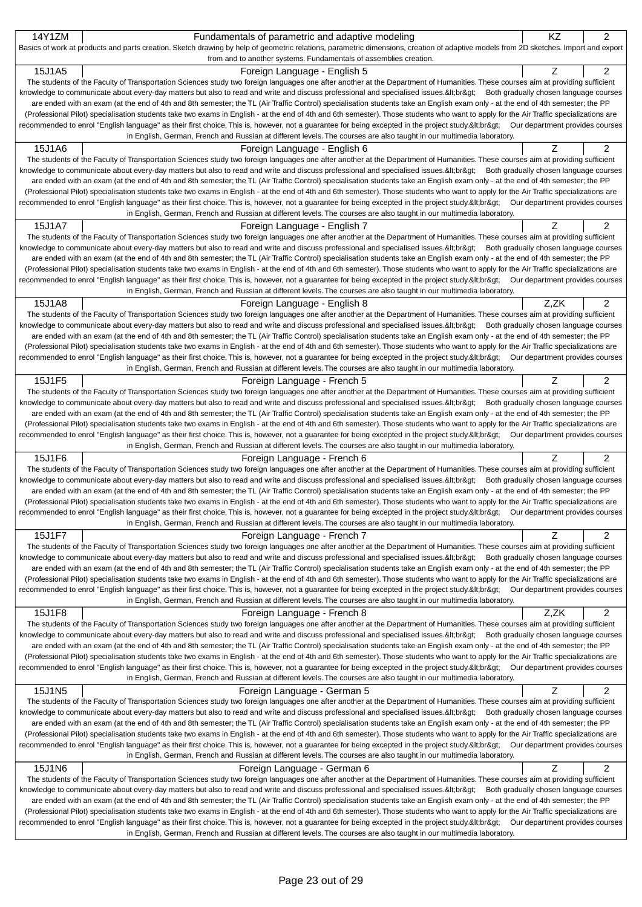| 14Y1ZM | Fundamentals of parametric and adaptive modeling | KZ | 2 |
|---|---|---|---|

Basics of work at products and parts creation. Sketch drawing by help of geometric relations, parametric dimensions, creation of adaptive models from 2D sketches. Import and export from and to another systems. Fundamentals of assemblies creation.

| 15J1A5 | Foreign Language - English 5 | Z | 2 |
|---|---|---|---|

The students of the Faculty of Transportation Sciences study two foreign languages one after another at the Department of Humanities. These courses aim at providing sufficient knowledge to communicate about every-day matters but also to read and write and discuss professional and specialised issues.&lt;br&gt; Both gradually chosen language courses are ended with an exam (at the end of 4th and 8th semester; the TL (Air Traffic Control) specialisation students take an English exam only - at the end of 4th semester; the PP (Professional Pilot) specialisation students take two exams in English - at the end of 4th and 6th semester). Those students who want to apply for the Air Traffic specializations are recommended to enrol "English language" as their first choice. This is, however, not a guarantee for being excepted in the project study.&lt;br&gt; Our department provides courses in English, German, French and Russian at different levels. The courses are also taught in our multimedia laboratory.

| 15J1A6 | Foreign Language - English 6 | Z | 2 |
|---|---|---|---|

The students of the Faculty of Transportation Sciences study two foreign languages one after another at the Department of Humanities. These courses aim at providing sufficient knowledge to communicate about every-day matters but also to read and write and discuss professional and specialised issues.&lt;br&gt; Both gradually chosen language courses are ended with an exam (at the end of 4th and 8th semester; the TL (Air Traffic Control) specialisation students take an English exam only - at the end of 4th semester; the PP (Professional Pilot) specialisation students take two exams in English - at the end of 4th and 6th semester). Those students who want to apply for the Air Traffic specializations are recommended to enrol "English language" as their first choice. This is, however, not a guarantee for being excepted in the project study.&lt;br&gt; Our department provides courses in English, German, French and Russian at different levels. The courses are also taught in our multimedia laboratory.

| 15J1A7 | Foreign Language - English 7 | Z | 2 |
|---|---|---|---|

The students of the Faculty of Transportation Sciences study two foreign languages one after another at the Department of Humanities. These courses aim at providing sufficient knowledge to communicate about every-day matters but also to read and write and discuss professional and specialised issues.&lt;br&gt; Both gradually chosen language courses are ended with an exam (at the end of 4th and 8th semester; the TL (Air Traffic Control) specialisation students take an English exam only - at the end of 4th semester; the PP (Professional Pilot) specialisation students take two exams in English - at the end of 4th and 6th semester). Those students who want to apply for the Air Traffic specializations are recommended to enrol "English language" as their first choice. This is, however, not a guarantee for being excepted in the project study.&lt;br&gt; Our department provides courses in English, German, French and Russian at different levels. The courses are also taught in our multimedia laboratory.

| 15J1A8 | Foreign Language - English 8 | Z,ZK | 2 |
|---|---|---|---|

The students of the Faculty of Transportation Sciences study two foreign languages one after another at the Department of Humanities. These courses aim at providing sufficient knowledge to communicate about every-day matters but also to read and write and discuss professional and specialised issues.&lt;br&gt; Both gradually chosen language courses are ended with an exam (at the end of 4th and 8th semester; the TL (Air Traffic Control) specialisation students take an English exam only - at the end of 4th semester; the PP (Professional Pilot) specialisation students take two exams in English - at the end of 4th and 6th semester). Those students who want to apply for the Air Traffic specializations are recommended to enrol "English language" as their first choice. This is, however, not a guarantee for being excepted in the project study.&lt;br&gt; Our department provides courses in English, German, French and Russian at different levels. The courses are also taught in our multimedia laboratory.

| 15J1F5 | Foreign Language - French 5 | Z | 2 |
|---|---|---|---|

The students of the Faculty of Transportation Sciences study two foreign languages one after another at the Department of Humanities. These courses aim at providing sufficient knowledge to communicate about every-day matters but also to read and write and discuss professional and specialised issues.&lt;br&gt; Both gradually chosen language courses are ended with an exam (at the end of 4th and 8th semester; the TL (Air Traffic Control) specialisation students take an English exam only - at the end of 4th semester; the PP (Professional Pilot) specialisation students take two exams in English - at the end of 4th and 6th semester). Those students who want to apply for the Air Traffic specializations are recommended to enrol "English language" as their first choice. This is, however, not a guarantee for being excepted in the project study.&lt;br&gt; Our department provides courses in English, German, French and Russian at different levels. The courses are also taught in our multimedia laboratory.

| 15J1F6 | Foreign Language - French 6 | Z | 2 |
|---|---|---|---|

The students of the Faculty of Transportation Sciences study two foreign languages one after another at the Department of Humanities. These courses aim at providing sufficient knowledge to communicate about every-day matters but also to read and write and discuss professional and specialised issues.&lt;br&gt; Both gradually chosen language courses are ended with an exam (at the end of 4th and 8th semester; the TL (Air Traffic Control) specialisation students take an English exam only - at the end of 4th semester; the PP (Professional Pilot) specialisation students take two exams in English - at the end of 4th and 6th semester). Those students who want to apply for the Air Traffic specializations are recommended to enrol "English language" as their first choice. This is, however, not a guarantee for being excepted in the project study.&lt;br&gt; Our department provides courses in English, German, French and Russian at different levels. The courses are also taught in our multimedia laboratory.

| 15J1F7 | Foreign Language - French 7 | Z | 2 |
|---|---|---|---|

The students of the Faculty of Transportation Sciences study two foreign languages one after another at the Department of Humanities. These courses aim at providing sufficient knowledge to communicate about every-day matters but also to read and write and discuss professional and specialised issues.&lt;br&gt; Both gradually chosen language courses are ended with an exam (at the end of 4th and 8th semester; the TL (Air Traffic Control) specialisation students take an English exam only - at the end of 4th semester; the PP (Professional Pilot) specialisation students take two exams in English - at the end of 4th and 6th semester). Those students who want to apply for the Air Traffic specializations are recommended to enrol "English language" as their first choice. This is, however, not a guarantee for being excepted in the project study.&lt;br&gt; Our department provides courses in English, German, French and Russian at different levels. The courses are also taught in our multimedia laboratory.

| 15J1F8 | Foreign Language - French 8 | Z,ZK | 2 |
|---|---|---|---|

The students of the Faculty of Transportation Sciences study two foreign languages one after another at the Department of Humanities. These courses aim at providing sufficient knowledge to communicate about every-day matters but also to read and write and discuss professional and specialised issues.&lt;br&gt; Both gradually chosen language courses are ended with an exam (at the end of 4th and 8th semester; the TL (Air Traffic Control) specialisation students take an English exam only - at the end of 4th semester; the PP (Professional Pilot) specialisation students take two exams in English - at the end of 4th and 6th semester). Those students who want to apply for the Air Traffic specializations are recommended to enrol "English language" as their first choice. This is, however, not a guarantee for being excepted in the project study.&lt;br&gt; Our department provides courses in English, German, French and Russian at different levels. The courses are also taught in our multimedia laboratory.

| 15J1N5 | Foreign Language - German 5 | Z | 2 |
|---|---|---|---|

The students of the Faculty of Transportation Sciences study two foreign languages one after another at the Department of Humanities. These courses aim at providing sufficient knowledge to communicate about every-day matters but also to read and write and discuss professional and specialised issues.&lt;br&gt; Both gradually chosen language courses are ended with an exam (at the end of 4th and 8th semester; the TL (Air Traffic Control) specialisation students take an English exam only - at the end of 4th semester; the PP (Professional Pilot) specialisation students take two exams in English - at the end of 4th and 6th semester). Those students who want to apply for the Air Traffic specializations are recommended to enrol "English language" as their first choice. This is, however, not a guarantee for being excepted in the project study.&lt;br&gt; Our department provides courses in English, German, French and Russian at different levels. The courses are also taught in our multimedia laboratory.

| 15J1N6 | Foreign Language - German 6 | Z | 2 |
|---|---|---|---|

The students of the Faculty of Transportation Sciences study two foreign languages one after another at the Department of Humanities. These courses aim at providing sufficient knowledge to communicate about every-day matters but also to read and write and discuss professional and specialised issues.&lt;br&gt; Both gradually chosen language courses are ended with an exam (at the end of 4th and 8th semester; the TL (Air Traffic Control) specialisation students take an English exam only - at the end of 4th semester; the PP (Professional Pilot) specialisation students take two exams in English - at the end of 4th and 6th semester). Those students who want to apply for the Air Traffic specializations are recommended to enrol "English language" as their first choice. This is, however, not a guarantee for being excepted in the project study.&lt;br&gt; Our department provides courses in English, German, French and Russian at different levels. The courses are also taught in our multimedia laboratory.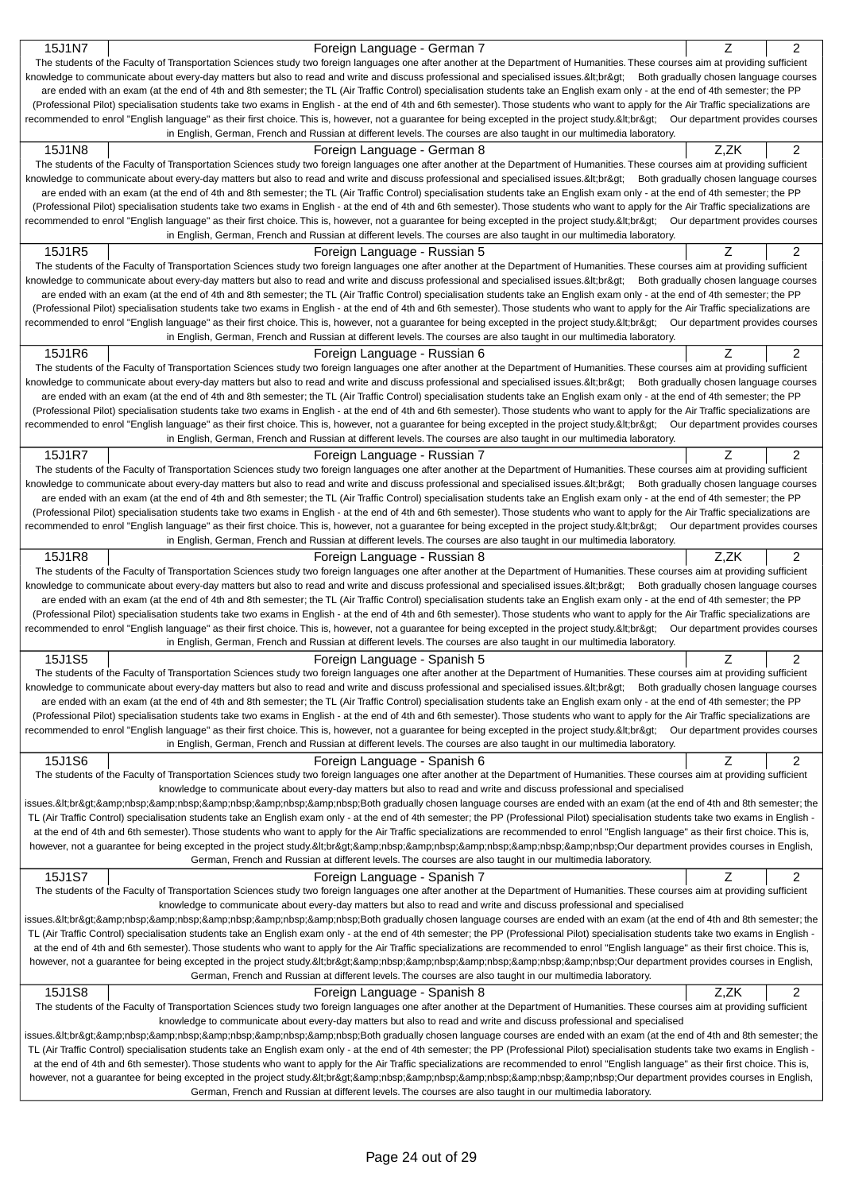| 15J1N7 | Foreign Language - German 7 | Z | 2 |
|---|---|---|---|

The students of the Faculty of Transportation Sciences study two foreign languages one after another at the Department of Humanities. These courses aim at providing sufficient knowledge to communicate about every-day matters but also to read and write and discuss professional and specialised issues.&lt;br&gt;    Both gradually chosen language courses are ended with an exam (at the end of 4th and 8th semester; the TL (Air Traffic Control) specialisation students take an English exam only - at the end of 4th semester; the PP (Professional Pilot) specialisation students take two exams in English - at the end of 4th and 6th semester). Those students who want to apply for the Air Traffic specializations are recommended to enrol "English language" as their first choice. This is, however, not a guarantee for being excepted in the project study.&lt;br&gt;    Our department provides courses in English, German, French and Russian at different levels. The courses are also taught in our multimedia laboratory.

| 15J1N8 | Foreign Language - German 8 | Z,ZK | 2 |
|---|---|---|---|

The students of the Faculty of Transportation Sciences study two foreign languages one after another at the Department of Humanities. These courses aim at providing sufficient knowledge to communicate about every-day matters but also to read and write and discuss professional and specialised issues.&lt;br&gt;    Both gradually chosen language courses are ended with an exam (at the end of 4th and 8th semester; the TL (Air Traffic Control) specialisation students take an English exam only - at the end of 4th semester; the PP (Professional Pilot) specialisation students take two exams in English - at the end of 4th and 6th semester). Those students who want to apply for the Air Traffic specializations are recommended to enrol "English language" as their first choice. This is, however, not a guarantee for being excepted in the project study.&lt;br&gt;    Our department provides courses in English, German, French and Russian at different levels. The courses are also taught in our multimedia laboratory.

| 15J1R5 | Foreign Language - Russian 5 | Z | 2 |
|---|---|---|---|

The students of the Faculty of Transportation Sciences study two foreign languages one after another at the Department of Humanities. These courses aim at providing sufficient knowledge to communicate about every-day matters but also to read and write and discuss professional and specialised issues.&lt;br&gt;    Both gradually chosen language courses are ended with an exam (at the end of 4th and 8th semester; the TL (Air Traffic Control) specialisation students take an English exam only - at the end of 4th semester; the PP (Professional Pilot) specialisation students take two exams in English - at the end of 4th and 6th semester). Those students who want to apply for the Air Traffic specializations are recommended to enrol "English language" as their first choice. This is, however, not a guarantee for being excepted in the project study.&lt;br&gt;    Our department provides courses in English, German, French and Russian at different levels. The courses are also taught in our multimedia laboratory.

| 15J1R6 | Foreign Language - Russian 6 | Z | 2 |
|---|---|---|---|

The students of the Faculty of Transportation Sciences study two foreign languages one after another at the Department of Humanities. These courses aim at providing sufficient knowledge to communicate about every-day matters but also to read and write and discuss professional and specialised issues.&lt;br&gt;    Both gradually chosen language courses are ended with an exam (at the end of 4th and 8th semester; the TL (Air Traffic Control) specialisation students take an English exam only - at the end of 4th semester; the PP (Professional Pilot) specialisation students take two exams in English - at the end of 4th and 6th semester). Those students who want to apply for the Air Traffic specializations are recommended to enrol "English language" as their first choice. This is, however, not a guarantee for being excepted in the project study.&lt;br&gt;    Our department provides courses in English, German, French and Russian at different levels. The courses are also taught in our multimedia laboratory.

| 15J1R7 | Foreign Language - Russian 7 | Z | 2 |
|---|---|---|---|

The students of the Faculty of Transportation Sciences study two foreign languages one after another at the Department of Humanities. These courses aim at providing sufficient knowledge to communicate about every-day matters but also to read and write and discuss professional and specialised issues.&lt;br&gt;    Both gradually chosen language courses are ended with an exam (at the end of 4th and 8th semester; the TL (Air Traffic Control) specialisation students take an English exam only - at the end of 4th semester; the PP (Professional Pilot) specialisation students take two exams in English - at the end of 4th and 6th semester). Those students who want to apply for the Air Traffic specializations are recommended to enrol "English language" as their first choice. This is, however, not a guarantee for being excepted in the project study.&lt;br&gt;    Our department provides courses in English, German, French and Russian at different levels. The courses are also taught in our multimedia laboratory.

| 15J1R8 | Foreign Language - Russian 8 | Z,ZK | 2 |
|---|---|---|---|

The students of the Faculty of Transportation Sciences study two foreign languages one after another at the Department of Humanities. These courses aim at providing sufficient knowledge to communicate about every-day matters but also to read and write and discuss professional and specialised issues.&lt;br&gt;    Both gradually chosen language courses are ended with an exam (at the end of 4th and 8th semester; the TL (Air Traffic Control) specialisation students take an English exam only - at the end of 4th semester; the PP (Professional Pilot) specialisation students take two exams in English - at the end of 4th and 6th semester). Those students who want to apply for the Air Traffic specializations are recommended to enrol "English language" as their first choice. This is, however, not a guarantee for being excepted in the project study.&lt;br&gt;    Our department provides courses in English, German, French and Russian at different levels. The courses are also taught in our multimedia laboratory.

| 15J1S5 | Foreign Language - Spanish 5 | Z | 2 |
|---|---|---|---|

The students of the Faculty of Transportation Sciences study two foreign languages one after another at the Department of Humanities. These courses aim at providing sufficient knowledge to communicate about every-day matters but also to read and write and discuss professional and specialised issues.&lt;br&gt;    Both gradually chosen language courses are ended with an exam (at the end of 4th and 8th semester; the TL (Air Traffic Control) specialisation students take an English exam only - at the end of 4th semester; the PP (Professional Pilot) specialisation students take two exams in English - at the end of 4th and 6th semester). Those students who want to apply for the Air Traffic specializations are recommended to enrol "English language" as their first choice. This is, however, not a guarantee for being excepted in the project study.&lt;br&gt;    Our department provides courses in English, German, French and Russian at different levels. The courses are also taught in our multimedia laboratory.

| 15J1S6 | Foreign Language - Spanish 6 | Z | 2 |
|---|---|---|---|

The students of the Faculty of Transportation Sciences study two foreign languages one after another at the Department of Humanities. These courses aim at providing sufficient knowledge to communicate about every-day matters but also to read and write and discuss professional and specialised issues.&lt;br&gt;&amp;nbsp;&amp;nbsp;&amp;nbsp;&amp;nbsp;&amp;nbsp;Both gradually chosen language courses are ended with an exam (at the end of 4th and 8th semester; the TL (Air Traffic Control) specialisation students take an English exam only - at the end of 4th semester; the PP (Professional Pilot) specialisation students take two exams in English - at the end of 4th and 6th semester). Those students who want to apply for the Air Traffic specializations are recommended to enrol "English language" as their first choice. This is, however, not a guarantee for being excepted in the project study.&lt;br&gt;&amp;nbsp;&amp;nbsp;&amp;nbsp;&amp;nbsp;&amp;nbsp;Our department provides courses in English, German, French and Russian at different levels. The courses are also taught in our multimedia laboratory.

| 15J1S7 | Foreign Language - Spanish 7 | Z | 2 |
|---|---|---|---|

The students of the Faculty of Transportation Sciences study two foreign languages one after another at the Department of Humanities. These courses aim at providing sufficient knowledge to communicate about every-day matters but also to read and write and discuss professional and specialised issues.&lt;br&gt;&amp;nbsp;&amp;nbsp;&amp;nbsp;&amp;nbsp;&amp;nbsp;Both gradually chosen language courses are ended with an exam (at the end of 4th and 8th semester; the TL (Air Traffic Control) specialisation students take an English exam only - at the end of 4th semester; the PP (Professional Pilot) specialisation students take two exams in English - at the end of 4th and 6th semester). Those students who want to apply for the Air Traffic specializations are recommended to enrol "English language" as their first choice. This is, however, not a guarantee for being excepted in the project study.&lt;br&gt;&amp;nbsp;&amp;nbsp;&amp;nbsp;&amp;nbsp;&amp;nbsp;Our department provides courses in English, German, French and Russian at different levels. The courses are also taught in our multimedia laboratory.

| 15J1S8 | Foreign Language - Spanish 8 | Z,ZK | 2 |
|---|---|---|---|

The students of the Faculty of Transportation Sciences study two foreign languages one after another at the Department of Humanities. These courses aim at providing sufficient knowledge to communicate about every-day matters but also to read and write and discuss professional and specialised issues.&lt;br&gt;&amp;nbsp;&amp;nbsp;&amp;nbsp;&amp;nbsp;&amp;nbsp;Both gradually chosen language courses are ended with an exam (at the end of 4th and 8th semester; the TL (Air Traffic Control) specialisation students take an English exam only - at the end of 4th semester; the PP (Professional Pilot) specialisation students take two exams in English - at the end of 4th and 6th semester). Those students who want to apply for the Air Traffic specializations are recommended to enrol "English language" as their first choice. This is, however, not a guarantee for being excepted in the project study.&lt;br&gt;&amp;nbsp;&amp;nbsp;&amp;nbsp;&amp;nbsp;&amp;nbsp;Our department provides courses in English, German, French and Russian at different levels. The courses are also taught in our multimedia laboratory.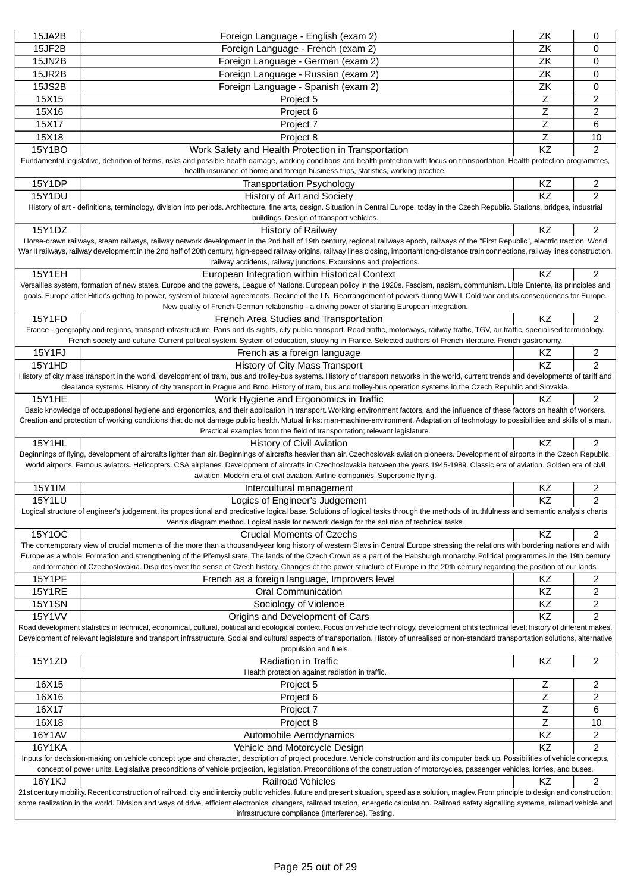| | | | |
|---|---|---|---|
| 15JA2B | Foreign Language - English (exam 2) | ZK | 0 |
| 15JF2B | Foreign Language - French (exam 2) | ZK | 0 |
| 15JN2B | Foreign Language - German (exam 2) | ZK | 0 |
| 15JR2B | Foreign Language - Russian (exam 2) | ZK | 0 |
| 15JS2B | Foreign Language - Spanish (exam 2) | ZK | 0 |
| 15X15 | Project 5 | Z | 2 |
| 15X16 | Project 6 | Z | 2 |
| 15X17 | Project 7 | Z | 6 |
| 15X18 | Project 8 | Z | 10 |
| 15Y1BO | Work Safety and Health Protection in Transportation | KZ | 2 |
| Fundamental legislative, definition of terms, risks and possible health damage, working conditions and health protection with focus on transportation. Health protection programmes, health insurance of home and foreign business trips, statistics, working practice. | | | |
| 15Y1DP | Transportation Psychology | KZ | 2 |
| 15Y1DU | History of Art and Society | KZ | 2 |
| History of art - definitions, terminology, division into periods. Architecture, fine arts, design. Situation in Central Europe, today in the Czech Republic. Stations, bridges, industrial buildings. Design of transport vehicles. | | | |
| 15Y1DZ | History of Railway | KZ | 2 |
| Horse-drawn railways, steam railways, railway network development in the 2nd half of 19th century, regional railways epoch, railways of the "First Republic", electric traction, World War II railways, railway development in the 2nd half of 20th century, high-speed railway origins, railway lines closing, important long-distance train connections, railway lines construction, railway accidents, railway junctions. Excursions and projections. | | | |
| 15Y1EH | European Integration within Historical Context | KZ | 2 |
| Versailles system, formation of new states. Europe and the powers, League of Nations. European policy in the 1920s. Fascism, nacism, communism. Little Entente, its principles and goals. Europe after Hitler's getting to power, system of bilateral agreements. Decline of the LN. Rearrangement of powers during WWII. Cold war and its consequences for Europe. New quality of French-German relationship - a driving power of starting European integration. | | | |
| 15Y1FD | French Area Studies and Transportation | KZ | 2 |
| France - geography and regions, transport infrastructure. Paris and its sights, city public transport. Road traffic, motorways, railway traffic, TGV, air traffic, specialised terminology. French society and culture. Current political system. System of education, studying in France. Selected authors of French literature. French gastronomy. | | | |
| 15Y1FJ | French as a foreign language | KZ | 2 |
| 15Y1HD | History of City Mass Transport | KZ | 2 |
| History of city mass transport in the world, development of tram, bus and trolley-bus systems. History of transport networks in the world, current trends and developments of tariff and clearance systems. History of city transport in Prague and Brno. History of tram, bus and trolley-bus operation systems in the Czech Republic and Slovakia. | | | |
| 15Y1HE | Work Hygiene and Ergonomics in Traffic | KZ | 2 |
| Basic knowledge of occupational hygiene and ergonomics, and their application in transport. Working environment factors, and the influence of these factors on health of workers. Creation and protection of working conditions that do not damage public health. Mutual links: man-machine-environment. Adaptation of technology to possibilities and skills of a man. Practical examples from the field of transportation; relevant legislature. | | | |
| 15Y1HL | History of Civil Aviation | KZ | 2 |
| Beginnings of flying, development of aircrafts lighter than air. Beginnings of aircrafts heavier than air. Czechoslovak aviation pioneers. Development of airports in the Czech Republic. World airports. Famous aviators. Helicopters. CSA airplanes. Development of aircrafts in Czechoslovakia between the years 1945-1989. Classic era of aviation. Golden era of civil aviation. Modern era of civil aviation. Airline companies. Supersonic flying. | | | |
| 15Y1IM | Intercultural management | KZ | 2 |
| 15Y1LU | Logics of Engineer's Judgement | KZ | 2 |
| Logical structure of engineer's judgement, its propositional and predicative logical base. Solutions of logical tasks through the methods of truthfulness and semantic analysis charts. Venn's diagram method. Logical basis for network design for the solution of technical tasks. | | | |
| 15Y1OC | Crucial Moments of Czechs | KZ | 2 |
| The contemporary view of crucial moments of the more than a thousand-year long history of western Slavs in Central Europe stressing the relations with bordering nations and with Europe as a whole. Formation and strengthening of the Přemysl state. The lands of the Czech Crown as a part of the Habsburgh monarchy. Political programmes in the 19th century and formation of Czechoslovakia. Disputes over the sense of Czech history. Changes of the power structure of Europe in the 20th century regarding the position of our lands. | | | |
| 15Y1PF | French as a foreign language, Improvers level | KZ | 2 |
| 15Y1RE | Oral Communication | KZ | 2 |
| 15Y1SN | Sociology of Violence | KZ | 2 |
| 15Y1VV | Origins and Development of Cars | KZ | 2 |
| Road development statistics in technical, economical, cultural, political and ecological context. Focus on vehicle technology, development of its technical level; history of different makes. Development of relevant legislature and transport infrastructure. Social and cultural aspects of transportation. History of unrealised or non-standard transportation solutions, alternative propulsion and fuels. | | | |
| 15Y1ZD | Radiation in Traffic | KZ | 2 |
| Health protection against radiation in traffic. | | | |
| 16X15 | Project 5 | Z | 2 |
| 16X16 | Project 6 | Z | 2 |
| 16X17 | Project 7 | Z | 6 |
| 16X18 | Project 8 | Z | 10 |
| 16Y1AV | Automobile Aerodynamics | KZ | 2 |
| 16Y1KA | Vehicle and Motorcycle Design | KZ | 2 |
| Inputs for decission-making on vehicle concept type and character, description of project procedure. Vehicle construction and its computer back up. Possibilities of vehicle concepts, concept of power units. Legislative preconditions of vehicle projection, legislation. Preconditions of the construction of motorcycles, passenger vehicles, lorries, and buses. | | | |
| 16Y1KJ | Railroad Vehicles | KZ | 2 |
| 21st century mobility. Recent construction of railroad, city and intercity public vehicles, future and present situation, speed as a solution, maglev. From principle to design and construction; some realization in the world. Division and ways of drive, efficient electronics, changers, railroad traction, energetic calculation. Railroad safety signalling systems, railroad vehicle and infrastructure compliance (interference). Testing. | | | |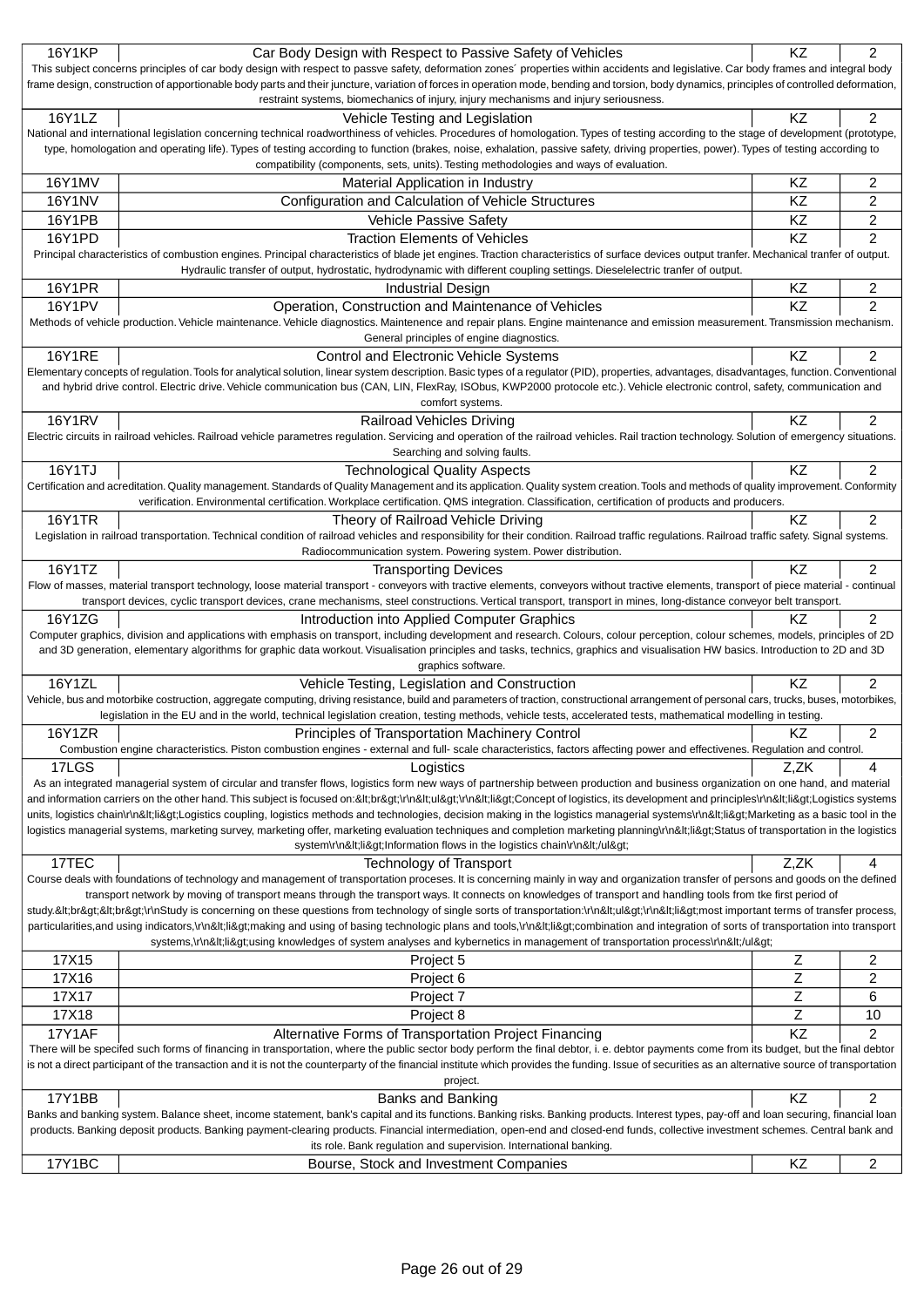| | | | |
|---|---|---|---|
| 16Y1KP | Car Body Design with Respect to Passive Safety of Vehicles | KZ | 2 |
| This subject concerns principles of car body design with respect to passve safety, deformation zones´ properties within accidents and legislative. Car body frames and integral body frame design, construction of apportionable body parts and their juncture, variation of forces in operation mode, bending and torsion, body dynamics, principles of controlled deformation, restraint systems, biomechanics of injury, injury mechanisms and injury seriousness. | | | |
| 16Y1LZ | Vehicle Testing and Legislation | KZ | 2 |
| National and international legislation concerning technical roadworthiness of vehicles. Procedures of homologation. Types of testing according to the stage of development (prototype, type, homologation and operating life). Types of testing according to function (brakes, noise, exhalation, passive safety, driving properties, power). Types of testing according to compatibility (components, sets, units). Testing methodologies and ways of evaluation. | | | |
| 16Y1MV | Material Application in Industry | KZ | 2 |
| 16Y1NV | Configuration and Calculation of Vehicle Structures | KZ | 2 |
| 16Y1PB | Vehicle Passive Safety | KZ | 2 |
| 16Y1PD | Traction Elements of Vehicles | KZ | 2 |
| Principal characteristics of combustion engines. Principal characteristics of blade jet engines. Traction characteristics of surface devices output tranfer. Mechanical tranfer of output. Hydraulic transfer of output, hydrostatic, hydrodynamic with different coupling settings. Dieselelectric tranfer of output. | | | |
| 16Y1PR | Industrial Design | KZ | 2 |
| 16Y1PV | Operation, Construction and Maintenance of Vehicles | KZ | 2 |
| Methods of vehicle production. Vehicle maintenance. Vehicle diagnostics. Maintenence and repair plans. Engine maintenance and emission measurement. Transmission mechanism. General principles of engine diagnostics. | | | |
| 16Y1RE | Control and Electronic Vehicle Systems | KZ | 2 |
| Elementary concepts of regulation. Tools for analytical solution, linear system description. Basic types of a regulator (PID), properties, advantages, disadvantages, function. Conventional and hybrid drive control. Electric drive. Vehicle communication bus (CAN, LIN, FlexRay, ISObus, KWP2000 protocole etc.). Vehicle electronic control, safety, communication and comfort systems. | | | |
| 16Y1RV | Railroad Vehicles Driving | KZ | 2 |
| Electric circuits in railroad vehicles. Railroad vehicle parametres regulation. Servicing and operation of the railroad vehicles. Rail traction technology. Solution of emergency situations. Searching and solving faults. | | | |
| 16Y1TJ | Technological Quality Aspects | KZ | 2 |
| Certification and acreditation. Quality management. Standards of Quality Management and its application. Quality system creation. Tools and methods of quality improvement. Conformity verification. Environmental certification. Workplace certification. QMS integration. Classification, certification of products and producers. | | | |
| 16Y1TR | Theory of Railroad Vehicle Driving | KZ | 2 |
| Legislation in railroad transportation. Technical condition of railroad vehicles and responsibility for their condition. Railroad traffic regulations. Railroad traffic safety. Signal systems. Radiocommunication system. Powering system. Power distribution. | | | |
| 16Y1TZ | Transporting Devices | KZ | 2 |
| Flow of masses, material transport technology, loose material transport - conveyors with tractive elements, conveyors without tractive elements, transport of piece material - continual transport devices, cyclic transport devices, crane mechanisms, steel constructions. Vertical transport, transport in mines, long-distance conveyor belt transport. | | | |
| 16Y1ZG | Introduction into Applied Computer Graphics | KZ | 2 |
| Computer graphics, division and applications with emphasis on transport, including development and research. Colours, colour perception, colour schemes, models, principles of 2D and 3D generation, elementary algorithms for graphic data workout. Visualisation principles and tasks, technics, graphics and visualisation HW basics. Introduction to 2D and 3D graphics software. | | | |
| 16Y1ZL | Vehicle Testing, Legislation and Construction | KZ | 2 |
| Vehicle, bus and motorbike costruction, aggregate computing, driving resistance, build and parameters of traction, constructional arrangement of personal cars, trucks, buses, motorbikes, legislation in the EU and in the world, technical legislation creation, testing methods, vehicle tests, accelerated tests, mathematical modelling in testing. | | | |
| 16Y1ZR | Principles of Transportation Machinery Control | KZ | 2 |
| Combustion engine characteristics. Piston combustion engines - external and full- scale characteristics, factors affecting power and effectivenes. Regulation and control. | | | |
| 17LGS | Logistics | Z,ZK | 4 |
| As an integrated managerial system of circular and transfer flows, logistics form new ways of partnership between production and business organization on one hand, and material and information carriers on the other hand. This subject is focused on:&lt;br&gt;\r\n&lt;ul&gt;\r\n&lt;li&gt;Concept of logistics, its development and principles\r\n&lt;li&gt;Logistics systems units, logistics chain\r\n&lt;li&gt;Logistics coupling, logistics methods and technologies, decision making in the logistics managerial systems\r\n&lt;li&gt;Marketing as a basic tool in the logistics managerial systems, marketing survey, marketing offer, marketing evaluation techniques and completion marketing planning\r\n&lt;li&gt;Status of transportation in the logistics system\r\n&lt;li&gt;Information flows in the logistics chain\r\n&lt;/ul&gt; | | | |
| 17TEC | Technology of Transport | Z,ZK | 4 |
| Course deals with foundations of technology and management of transportation processes. It is concerning mainly in way and organization transfer of persons and goods on the defined transport network by moving of transport means through the transport ways. It connects on knowledges of transport and handling tools from tke first period of study.&lt;br&gt;&lt;br&gt;\r\nStudy is concerning on these questions from technology of single sorts of transportation:\r\n&lt;ul&gt;\r\n&lt;li&gt;most important terms of transfer process, particularities,and using indicators,\r\n&lt;li&gt;making and using of basing technologic plans and tools,\r\n&lt;li&gt;combination and integration of sorts of transportation into transport systems,\r\n&lt;li&gt;using knowledges of system analyses and kybernetics in management of transportation process\r\n&lt;/ul&gt; | | | |
| 17X15 | Project 5 | Z | 2 |
| 17X16 | Project 6 | Z | 2 |
| 17X17 | Project 7 | Z | 6 |
| 17X18 | Project 8 | Z | 10 |
| 17Y1AF | Alternative Forms of Transportation Project Financing | KZ | 2 |
| There will be specifed such forms of financing in transportation, where the public sector body perform the final debtor, i. e. debtor payments come from its budget, but the final debtor is not a direct participant of the transaction and it is not the counterparty of the financial institute which provides the funding. Issue of securities as an alternative source of transportation project. | | | |
| 17Y1BB | Banks and Banking | KZ | 2 |
| Banks and banking system. Balance sheet, income statement, bank's capital and its functions. Banking risks. Banking products. Interest types, pay-off and loan securing, financial loan products. Banking deposit products. Banking payment-clearing products. Financial intermediation, open-end and closed-end funds, collective investment schemes. Central bank and its role. Bank regulation and supervision. International banking. | | | |
| 17Y1BC | Bourse, Stock and Investment Companies | KZ | 2 |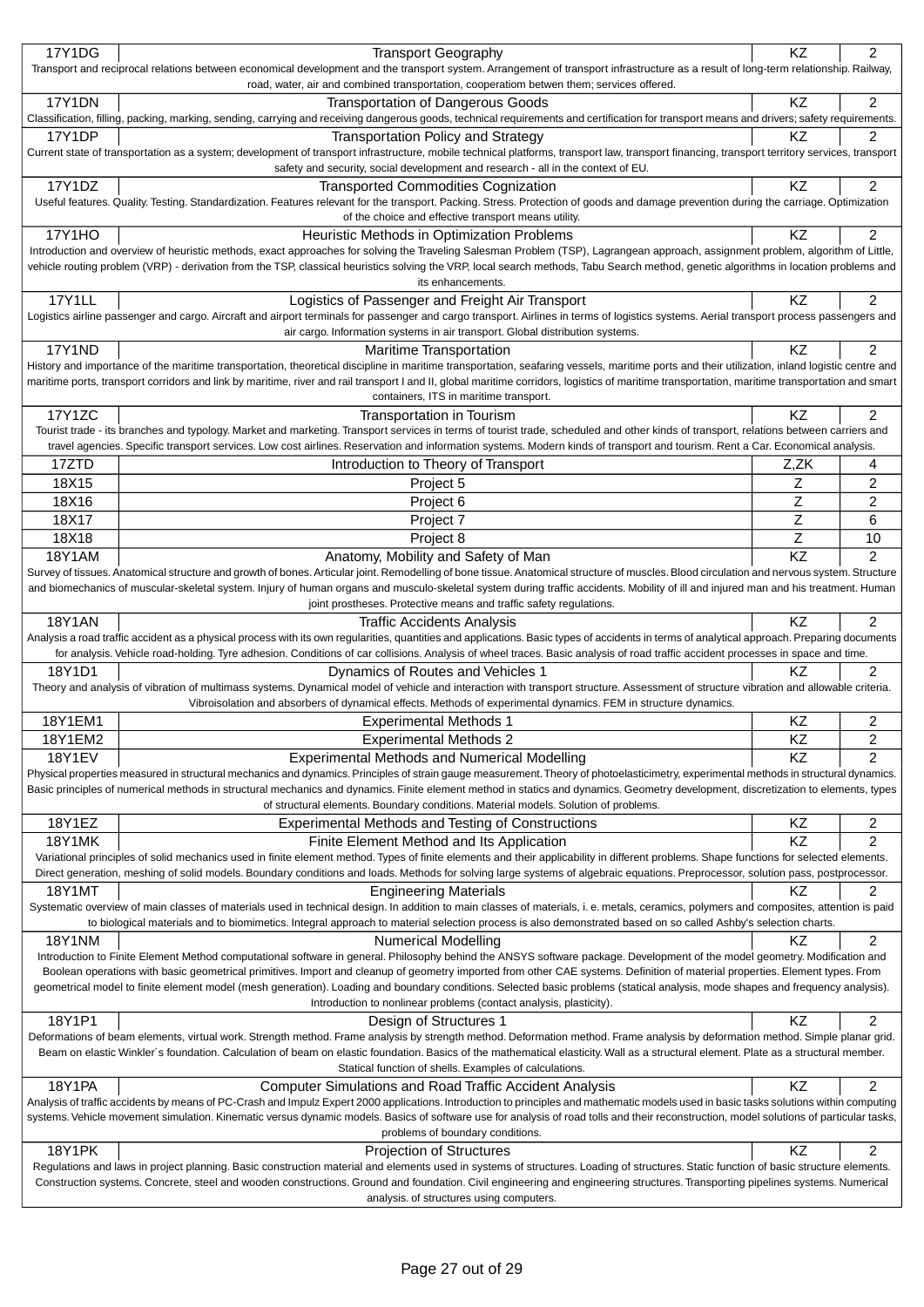| | | | |
|---|---|---|---|
| 17Y1DG | Transport Geography | KZ | 2 |
| Transport and reciprocal relations between economical development and the transport system. Arrangement of transport infrastructure as a result of long-term relationship. Railway, road, water, air and combined transportation, cooperatiom betwen them; services offered. | | | |
| 17Y1DN | Transportation of Dangerous Goods | KZ | 2 |
| Classification, filling, packing, marking, sending, carrying and receiving dangerous goods, technical requirements and certification for transport means and drivers; safety requirements. | | | |
| 17Y1DP | Transportation Policy and Strategy | KZ | 2 |
| Current state of transportation as a system; development of transport infrastructure, mobile technical platforms, transport law, transport financing, transport territory services, transport safety and security, social development and research - all in the context of EU. | | | |
| 17Y1DZ | Transported Commodities Cognization | KZ | 2 |
| Useful features. Quality. Testing. Standardization. Features relevant for the transport. Packing. Stress. Protection of goods and damage prevention during the carriage. Optimization of the choice and effective transport means utility. | | | |
| 17Y1HO | Heuristic Methods in Optimization Problems | KZ | 2 |
| Introduction and overview of heuristic methods, exact approaches for solving the Traveling Salesman Problem (TSP), Lagrangean approach, assignment problem, algorithm of Little, vehicle routing problem (VRP) - derivation from the TSP, classical heuristics solving the VRP, local search methods, Tabu Search method, genetic algorithms in location problems and its enhancements. | | | |
| 17Y1LL | Logistics of Passenger and Freight Air Transport | KZ | 2 |
| Logistics airline passenger and cargo. Aircraft and airport terminals for passenger and cargo transport. Airlines in terms of logistics systems. Aerial transport process passengers and air cargo. Information systems in air transport. Global distribution systems. | | | |
| 17Y1ND | Maritime Transportation | KZ | 2 |
| History and importance of the maritime transportation, theoretical discipline in maritime transportation, seafaring vessels, maritime ports and their utilization, inland logistic centre and maritime ports, transport corridors and link by maritime, river and rail transport I and II, global maritime corridors, logistics of maritime transportation, maritime transportation and smart containers, ITS in maritime transport. | | | |
| 17Y1ZC | Transportation in Tourism | KZ | 2 |
| Tourist trade - its branches and typology. Market and marketing. Transport services in terms of tourist trade, scheduled and other kinds of transport, relations between carriers and travel agencies. Specific transport services. Low cost airlines. Reservation and information systems. Modern kinds of transport and tourism. Rent a Car. Economical analysis. | | | |
| 17ZTD | Introduction to Theory of Transport | Z,ZK | 4 |
| 18X15 | Project 5 | Z | 2 |
| 18X16 | Project 6 | Z | 2 |
| 18X17 | Project 7 | Z | 6 |
| 18X18 | Project 8 | Z | 10 |
| 18Y1AM | Anatomy, Mobility and Safety of Man | KZ | 2 |
| Survey of tissues. Anatomical structure and growth of bones. Articular joint. Remodelling of bone tissue. Anatomical structure of muscles. Blood circulation and nervous system. Structure and biomechanics of muscular-skeletal system. Injury of human organs and musculo-skeletal system during traffic accidents. Mobility of ill and injured man and his treatment. Human joint prostheses. Protective means and traffic safety regulations. | | | |
| 18Y1AN | Traffic Accidents Analysis | KZ | 2 |
| Analysis a road traffic accident as a physical process with its own regularities, quantities and applications. Basic types of accidents in terms of analytical approach. Preparing documents for analysis. Vehicle road-holding. Tyre adhesion. Conditions of car collisions. Analysis of wheel traces. Basic analysis of road traffic accident processes in space and time. | | | |
| 18Y1D1 | Dynamics of Routes and Vehicles 1 | KZ | 2 |
| Theory and analysis of vibration of multimass systems. Dynamical model of vehicle and interaction with transport structure. Assessment of structure vibration and allowable criteria. Vibroisolation and absorbers of dynamical effects. Methods of experimental dynamics. FEM in structure dynamics. | | | |
| 18Y1EM1 | Experimental Methods 1 | KZ | 2 |
| 18Y1EM2 | Experimental Methods 2 | KZ | 2 |
| 18Y1EV | Experimental Methods and Numerical Modelling | KZ | 2 |
| Physical properties measured in structural mechanics and dynamics. Principles of strain gauge measurement. Theory of photoelasticimetry, experimental methods in structural dynamics. Basic principles of numerical methods in structural mechanics and dynamics. Finite element method in statics and dynamics. Geometry development, discretization to elements, types of structural elements. Boundary conditions. Material models. Solution of problems. | | | |
| 18Y1EZ | Experimental Methods and Testing of Constructions | KZ | 2 |
| 18Y1MK | Finite Element Method and Its Application | KZ | 2 |
| Variational principles of solid mechanics used in finite element method. Types of finite elements and their applicability in different problems. Shape functions for selected elements. Direct generation, meshing of solid models. Boundary conditions and loads. Methods for solving large systems of algebraic equations. Preprocessor, solution pass, postprocessor. | | | |
| 18Y1MT | Engineering Materials | KZ | 2 |
| Systematic overview of main classes of materials used in technical design. In addition to main classes of materials, i. e. metals, ceramics, polymers and composites, attention is paid to biological materials and to biomimetics. Integral approach to material selection process is also demonstrated based on so called Ashby's selection charts. | | | |
| 18Y1NM | Numerical Modelling | KZ | 2 |
| Introduction to Finite Element Method computational software in general. Philosophy behind the ANSYS software package. Development of the model geometry. Modification and Boolean operations with basic geometrical primitives. Import and cleanup of geometry imported from other CAE systems. Definition of material properties. Element types. From geometrical model to finite element model (mesh generation). Loading and boundary conditions. Selected basic problems (statical analysis, mode shapes and frequency analysis). Introduction to nonlinear problems (contact analysis, plasticity). | | | |
| 18Y1P1 | Design of Structures 1 | KZ | 2 |
| Deformations of beam elements, virtual work. Strength method. Frame analysis by strength method. Deformation method. Frame analysis by deformation method. Simple planar grid. Beam on elastic Winkler´s foundation. Calculation of beam on elastic foundation. Basics of the mathematical elasticity. Wall as a structural element. Plate as a structural member. Statical function of shells. Examples of calculations. | | | |
| 18Y1PA | Computer Simulations and Road Traffic Accident Analysis | KZ | 2 |
| Analysis of traffic accidents by means of PC-Crash and Impulz Expert 2000 applications. Introduction to principles and mathematic models used in basic tasks solutions within computing systems. Vehicle movement simulation. Kinematic versus dynamic models. Basics of software use for analysis of road tolls and their reconstruction, model solutions of particular tasks, problems of boundary conditions. | | | |
| 18Y1PK | Projection of Structures | KZ | 2 |
| Regulations and laws in project planning. Basic construction material and elements used in systems of structures. Loading of structures. Static function of basic structure elements. Construction systems. Concrete, steel and wooden constructions. Ground and foundation. Civil engineering and engineering structures. Transporting pipelines systems. Numerical analysis. of structures using computers. | | | |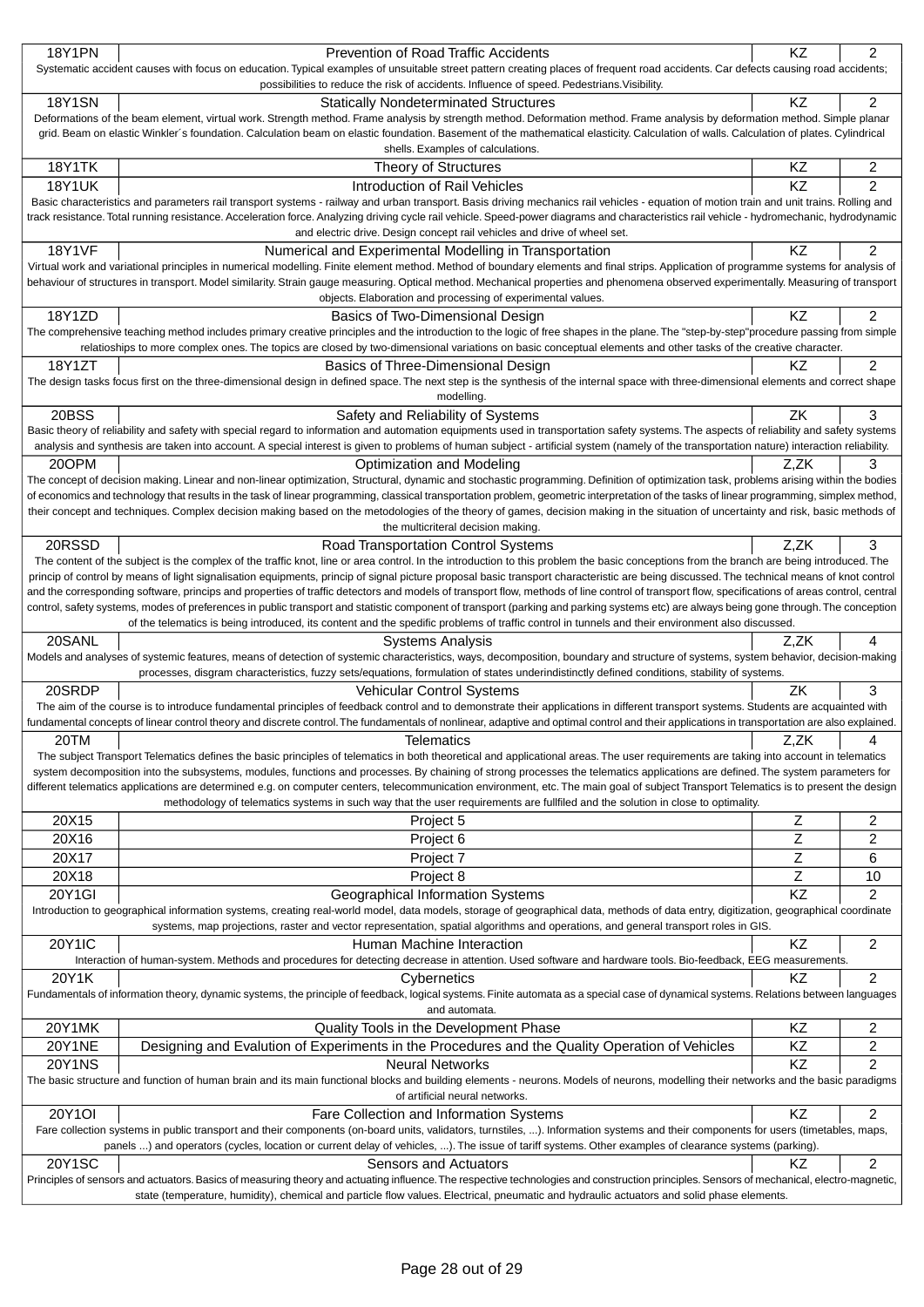| Code | Name | Completion | Credits |
|---|---|---|---|
| 18Y1PN | Prevention of Road Traffic Accidents | KZ | 2 |
| Systematic accident causes with focus on education. Typical examples of unsuitable street pattern creating places of frequent road accidents. Car defects causing road accidents; possibilities to reduce the risk of accidents. Influence of speed. Pedestrians.Visibility. | | | |
| 18Y1SN | Statically Nondeterminated Structures | KZ | 2 |
| Deformations of the beam element, virtual work. Strength method. Frame analysis by strength method. Deformation method. Frame analysis by deformation method. Simple planar grid. Beam on elastic Winkler´s foundation. Calculation beam on elastic foundation. Basement of the mathematical elasticity. Calculation of walls. Calculation of plates. Cylindrical shells. Examples of calculations. | | | |
| 18Y1TK | Theory of Structures | KZ | 2 |
| 18Y1UK | Introduction of Rail Vehicles | KZ | 2 |
| Basic characteristics and parameters rail transport systems - railway and urban transport. Basis driving mechanics rail vehicles - equation of motion train and unit trains. Rolling and track resistance. Total running resistance. Acceleration force. Analyzing driving cycle rail vehicle. Speed-power diagrams and characteristics rail vehicle - hydromechanic, hydrodynamic and electric drive. Design concept rail vehicles and drive of wheel set. | | | |
| 18Y1VF | Numerical and Experimental Modelling in Transportation | KZ | 2 |
| Virtual work and variational principles in numerical modelling. Finite element method. Method of boundary elements and final strips. Application of programme systems for analysis of behaviour of structures in transport. Model similarity. Strain gauge measuring. Optical method. Mechanical properties and phenomena observed experimentally. Measuring of transport objects. Elaboration and processing of experimental values. | | | |
| 18Y1ZD | Basics of Two-Dimensional Design | KZ | 2 |
| The comprehensive teaching method includes primary creative principles and the introduction to the logic of free shapes in the plane. The "step-by-step"procedure passing from simple relatioships to more complex ones. The topics are closed by two-dimensional variations on basic conceptual elements and other tasks of the creative character. | | | |
| 18Y1ZT | Basics of Three-Dimensional Design | KZ | 2 |
| The design tasks focus first on the three-dimensional design in defined space. The next step is the synthesis of the internal space with three-dimensional elements and correct shape modelling. | | | |
| 20BSS | Safety and Reliability of Systems | ZK | 3 |
| Basic theory of reliability and safety with special regard to information and automation equipments used in transportation safety systems. The aspects of reliability and safety systems analysis and synthesis are taken into account. A special interest is given to problems of human subject - artificial system (namely of the transportation nature) interaction reliability. | | | |
| 20OPM | Optimization and Modeling | Z,ZK | 3 |
| The concept of decision making. Linear and non-linear optimization, Structural, dynamic and stochastic programming. Definition of optimization task, problems arising within the bodies of economics and technology that results in the task of linear programming, classical transportation problem, geometric interpretation of the tasks of linear programming, simplex method, their concept and techniques. Complex decision making based on the metodologies of the theory of games, decision making in the situation of uncertainty and risk, basic methods of the multicriteral decision making. | | | |
| 20RSSD | Road Transportation Control Systems | Z,ZK | 3 |
| The content of the subject is the complex of the traffic knot, line or area control. In the introduction to this problem the basic conceptions from the branch are being introduced. The princip of control by means of light signalisation equipments, princip of signal picture proposal basic transport characteristic are being discussed. The technical means of knot control and the corresponding software, princips and properties of traffic detectors and models of transport flow, methods of line control of transport flow, specifications of areas control, central control, safety systems, modes of preferences in public transport and statistic component of transport (parking and parking systems etc) are always being gone through. The conception of the telematics is being introduced, its content and the spedific problems of traffic control in tunnels and their environment also discussed. | | | |
| 20SANL | Systems Analysis | Z,ZK | 4 |
| Models and analyses of systemic features, means of detection of systemic characteristics, ways, decomposition, boundary and structure of systems, system behavior, decision-making processes, disgram characteristics, fuzzy sets/equations, formulation of states underindistinctly defined conditions, stability of systems. | | | |
| 20SRDP | Vehicular Control Systems | ZK | 3 |
| The aim of the course is to introduce fundamental principles of feedback control and to demonstrate their applications in different transport systems. Students are acquainted with fundamental concepts of linear control theory and discrete control. The fundamentals of nonlinear, adaptive and optimal control and their applications in transportation are also explained. | | | |
| 20TM | Telematics | Z,ZK | 4 |
| The subject Transport Telematics defines the basic principles of telematics in both theoretical and applicational areas. The user requirements are taking into account in telematics system decomposition into the subsystems, modules, functions and processes. By chaining of strong processes the telematics applications are defined. The system parameters for different telematics applications are determined e.g. on computer centers, telecommunication environment, etc. The main goal of subject Transport Telematics is to present the design methodology of telematics systems in such way that the user requirements are fullfiled and the solution in close to optimality. | | | |
| 20X15 | Project 5 | Z | 2 |
| 20X16 | Project 6 | Z | 2 |
| 20X17 | Project 7 | Z | 6 |
| 20X18 | Project 8 | Z | 10 |
| 20Y1GI | Geographical Information Systems | KZ | 2 |
| Introduction to geographical information systems, creating real-world model, data models, storage of geographical data, methods of data entry, digitization, geographical coordinate systems, map projections, raster and vector representation, spatial algorithms and operations, and general transport roles in GIS. | | | |
| 20Y1IC | Human Machine Interaction | KZ | 2 |
| Interaction of human-system. Methods and procedures for detecting decrease in attention. Used software and hardware tools. Bio-feedback, EEG measurements. | | | |
| 20Y1K | Cybernetics | KZ | 2 |
| Fundamentals of information theory, dynamic systems, the principle of feedback, logical systems. Finite automata as a special case of dynamical systems. Relations between languages and automata. | | | |
| 20Y1MK | Quality Tools in the Development Phase | KZ | 2 |
| 20Y1NE | Designing and Evalution of Experiments in the Procedures and the Quality Operation of Vehicles | KZ | 2 |
| 20Y1NS | Neural Networks | KZ | 2 |
| The basic structure and function of human brain and its main functional blocks and building elements - neurons. Models of neurons, modelling their networks and the basic paradigms of artificial neural networks. | | | |
| 20Y1OI | Fare Collection and Information Systems | KZ | 2 |
| Fare collection systems in public transport and their components (on-board units, validators, turnstiles, ...). Information systems and their components for users (timetables, maps, panels ...) and operators (cycles, location or current delay of vehicles, ...). The issue of tariff systems. Other examples of clearance systems (parking). | | | |
| 20Y1SC | Sensors and Actuators | KZ | 2 |
| Principles of sensors and actuators. Basics of measuring theory and actuating influence. The respective technologies and construction principles. Sensors of mechanical, electro-magnetic, state (temperature, humidity), chemical and particle flow values. Electrical, pneumatic and hydraulic actuators and solid phase elements. | | | |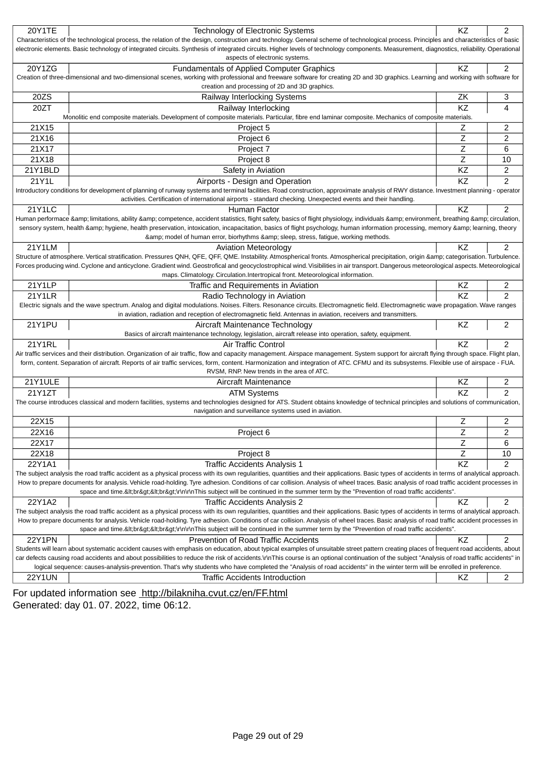| | | | |
|---|---|---|---|
| 20Y1TE | Technology of Electronic Systems | KZ | 2 |
| Characteristics of the technological process, the relation of the design, construction and technology. General scheme of technological process. Principles and characteristics of basic electronic elements. Basic technology of integrated circuits. Synthesis of integrated circuits. Higher levels of technology components. Measurement, diagnostics, reliability. Operational aspects of electronic systems. | | | |
| 20Y1ZG | Fundamentals of Applied Computer Graphics | KZ | 2 |
| Creation of three-dimensional and two-dimensional scenes, working with professional and freeware software for creating 2D and 3D graphics. Learning and working with software for creation and processing of 2D and 3D graphics. | | | |
| 20ZS | Railway Interlocking Systems | ZK | 3 |
| 20ZT | Railway Interlocking | KZ | 4 |
| Monolitic end composite materials. Development of composite materials. Particular, fibre end laminar composite. Mechanics of composite materials. | | | |
| 21X15 | Project 5 | Z | 2 |
| 21X16 | Project 6 | Z | 2 |
| 21X17 | Project 7 | Z | 6 |
| 21X18 | Project 8 | Z | 10 |
| 21Y1BLD | Safety in Aviation | KZ | 2 |
| 21Y1L | Airports - Design and Operation | KZ | 2 |
| Introductory conditions for development of planning of runway systems and terminal facilities. Road construction, approximate analysis of RWY distance. Investment planning - operator activities. Certification of international airports - standard checking. Unexpected events and their handling. | | | |
| 21Y1LC | Human Factor | KZ | 2 |
| Human performace &amp; limitations, ability &amp; competence, accident statistics, flight safety, basics of flight physiology, individuals &amp; environment, breathing &amp; circulation, sensory system, health &amp; hygiene, health preservation, intoxication, incapacitation, basics of flight psychology, human information processing, memory &amp; learning, theory &amp; model of human error, biorhythms &amp; sleep, stress, fatigue, working methods. | | | |
| 21Y1LM | Aviation Meteorology | KZ | 2 |
| Structure of atmosphere. Vertical stratification. Pressures QNH, QFE, QFF, QME. Instability. Atmospherical fronts. Atmospherical precipitation, origin &amp; categorisation. Turbulence. Forces producing wind. Cyclone and anticyclone. Gradient wind. Geostrofical and geocyclostrophical wind. Visibilities in air transport. Dangerous meteorological aspects. Meteorological maps. Climatology. Circulation.Intertropical front. Meteorological information. | | | |
| 21Y1LP | Traffic and Requirements in Aviation | KZ | 2 |
| 21Y1LR | Radio Technology in Aviation | KZ | 2 |
| Electric signals and the wave spectrum. Analog and digital modulations. Noises. Filters. Resonance circuits. Electromagnetic field. Electromagnetic wave propagation. Wave ranges in aviation, radiation and reception of electromagnetic field. Antennas in aviation, receivers and transmitters. | | | |
| 21Y1PU | Aircraft Maintenance Technology | KZ | 2 |
| Basics of aircraft maintenance technology, legislation, aircraft release into operation, safety, equipment. | | | |
| 21Y1RL | Air Traffic Control | KZ | 2 |
| Air traffic services and their distribution. Organization of air traffic, flow and capacity management. Airspace management. System support for aircraft flying through space. Flight plan, form, content. Separation of aircraft. Reports of air traffic services, form, content. Harmonization and integration of ATC. CFMU and its subsystems. Flexible use of airspace - FUA. RVSM, RNP. New trends in the area of ATC. | | | |
| 21Y1ULE | Aircraft Maintenance | KZ | 2 |
| 21Y1ZT | ATM Systems | KZ | 2 |
| The course introduces classical and modern facilities, systems and technologies designed for ATS. Student obtains knowledge of technical principles and solutions of communication, navigation and surveillance systems used in aviation. | | | |
| 22X15 | | Z | 2 |
| 22X16 | Project 6 | Z | 2 |
| 22X17 | | Z | 6 |
| 22X18 | Project 8 | Z | 10 |
| 22Y1A1 | Traffic Accidents Analysis 1 | KZ | 2 |
| The subject analysis the road traffic accident as a physical process with its own regularities, quantities and their applications. Basic types of accidents in terms of analytical approach. How to prepare documents for analysis. Vehicle road-holding. Tyre adhesion. Conditions of car collision. Analysis of wheel traces. Basic analysis of road traffic accident processes in space and time.&lt;br&gt;&lt;br&gt;\r\n\r\nThis subject will be continued in the summer term by the "Prevention of road traffic accidents". | | | |
| 22Y1A2 | Traffic Accidents Analysis 2 | KZ | 2 |
| The subject analysis the road traffic accident as a physical process with its own regularities, quantities and their applications. Basic types of accidents in terms of analytical approach. How to prepare documents for analysis. Vehicle road-holding. Tyre adhesion. Conditions of car collision. Analysis of wheel traces. Basic analysis of road traffic accident processes in space and time.&lt;br&gt;&lt;br&gt;\r\n\r\nThis subject will be continued in the summer term by the "Prevention of road traffic accidents". | | | |
| 22Y1PN | Prevention of Road Traffic Accidents | KZ | 2 |
| Students will learn about systematic accident causes with emphasis on education, about typical examples of unsuitable street pattern creating places of frequent road accidents, about car defects causing road accidents and about possibilities to reduce the risk of accidents.\r\nThis course is an optional continuation of the subject "Analysis of road traffic accidents" in logical sequence: causes-analysis-prevention. That's why students who have completed the "Analysis of road accidents" in the winter term will be enrolled in preference. | | | |
| 22Y1UN | Traffic Accidents Introduction | KZ | 2 |

For updated information see http://bilakniha.cvut.cz/en/FF.html
Generated: day 01. 07. 2022, time 06:12.